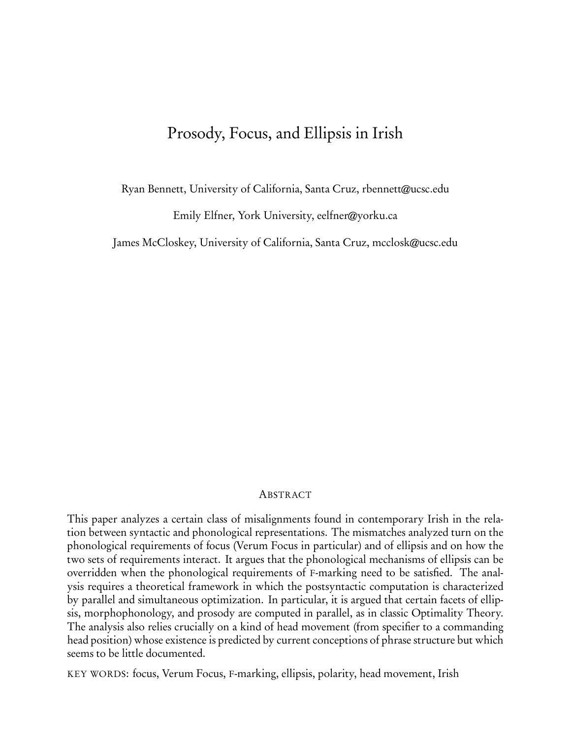# Prosody, Focus, and Ellipsis in Irish

Ryan Bennett, University of California, Santa Cruz, rbennett@ucsc.edu

Emily Elfner, York University, eelfner@yorku.ca

James McCloskey, University of California, Santa Cruz, mcclosk@ucsc.edu

## ABSTRACT

This paper analyzes a certain class of misalignments found in contemporary Irish in the relation between syntactic and phonological representations. The mismatches analyzed turn on the phonological requirements of focus (Verum Focus in particular) and of ellipsis and on how the two sets of requirements interact. It argues that the phonological mechanisms of ellipsis can be overridden when the phonological requirements of F-marking need to be satisfied. The analysis requires a theoretical framework in which the postsyntactic computation is characterized by parallel and simultaneous optimization. In particular, it is argued that certain facets of ellipsis, morphophonology, and prosody are computed in parallel, as in classic Optimality Theory. The analysis also relies crucially on a kind of head movement (from specifier to a commanding head position) whose existence is predicted by current conceptions of phrase structure but which seems to be little documented.

KEY WORDS: focus, Verum Focus, F-marking, ellipsis, polarity, head movement, Irish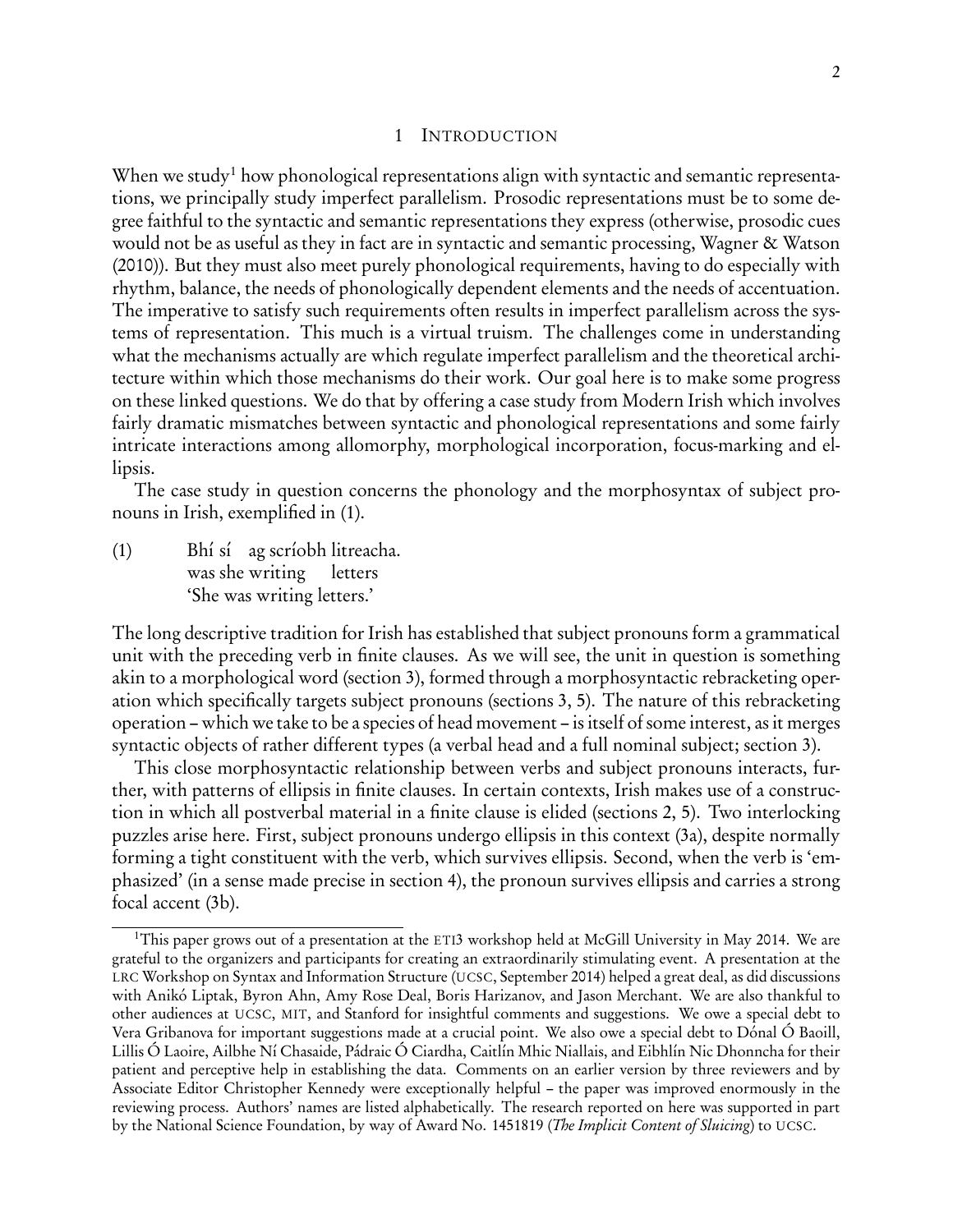## 1 Introduction

When we study[1] how phonological representations align with syntactic and semantic representations, we principally study imperfect parallelism. Prosodic representations must be to some degree faithful to the syntactic and semantic representations they express (otherwise, prosodic cues would not be as useful as they in fact are in syntactic and semantic processing, Wagner & Watson (2010)). But they must also meet purely phonological requirements, having to do especially with rhythm, balance, the needs of phonologically dependent elements and the needs of accentuation. The imperative to satisfy such requirements often results in imperfect parallelism across the systems of representation. This much is a virtual truism. The challenges come in understanding what the mechanisms actually are which regulate imperfect parallelism and the theoretical architecture within which those mechanisms do their work. Our goal here is to make some progress on these linked questions. We do that by offering a case study from Modern Irish which involves fairly dramatic mismatches between syntactic and phonological representations and some fairly intricate interactions among allomorphy, morphological incorporation, focus-marking and ellipsis.

The case study in question concerns the phonology and the morphosyntax of subject pronouns in Irish, exemplified in (1).

(1) Bhí sí ag scríobh litreacha.
 was she writing letters
 'She was writing letters.'

The long descriptive tradition for Irish has established that subject pronouns form a grammatical unit with the preceding verb in finite clauses. As we will see, the unit in question is something akin to a morphological word (section 3), formed through a morphosyntactic rebracketing operation which specifically targets subject pronouns (sections 3, 5). The nature of this rebracketing operation – which we take to be a species of head movement – is itself of some interest, as it merges syntactic objects of rather different types (a verbal head and a full nominal subject; section 3).

This close morphosyntactic relationship between verbs and subject pronouns interacts, further, with patterns of ellipsis in finite clauses. In certain contexts, Irish makes use of a construction in which all postverbal material in a finite clause is elided (sections 2, 5). Two interlocking puzzles arise here. First, subject pronouns undergo ellipsis in this context (3a), despite normally forming a tight constituent with the verb, which survives ellipsis. Second, when the verb is 'emphasized' (in a sense made precise in section 4), the pronoun survives ellipsis and carries a strong focal accent (3b).

[1] This paper grows out of a presentation at the ETI3 workshop held at McGill University in May 2014. We are grateful to the organizers and participants for creating an extraordinarily stimulating event. A presentation at the LRC Workshop on Syntax and Information Structure (UCSC, September 2014) helped a great deal, as did discussions with Anikó Liptak, Byron Ahn, Amy Rose Deal, Boris Harizanov, and Jason Merchant. We are also thankful to other audiences at UCSC, MIT, and Stanford for insightful comments and suggestions. We owe a special debt to Vera Gribanova for important suggestions made at a crucial point. We also owe a special debt to Dónal Ó Baoill, Lillis Ó Laoire, Ailbhe Ní Chasaide, Pádraic Ó Ciardha, Caitlín Mhic Niallais, and Eibhlín Nic Dhonncha for their patient and perceptive help in establishing the data. Comments on an earlier version by three reviewers and by Associate Editor Christopher Kennedy were exceptionally helpful – the paper was improved enormously in the reviewing process. Authors' names are listed alphabetically. The research reported on here was supported in part by the National Science Foundation, by way of Award No. 1451819 (*The Implicit Content of Sluicing*) to UCSC.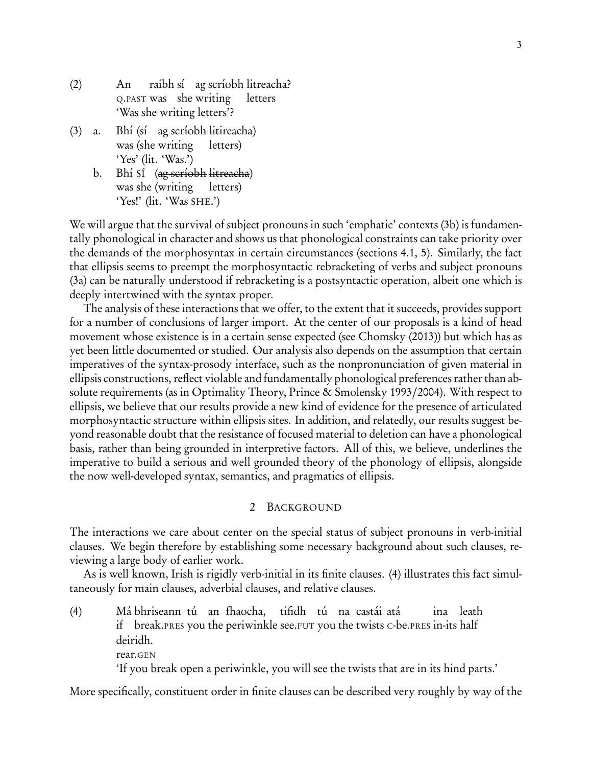(2) An raibh sí ag scríobh litreacha?
Q.PAST was she writing letters
'Was she writing letters'?

(3) a. Bhí (~~sí ag scríobh litireacha~~)
was (she writing letters)
'Yes' (lit. 'Was.')

b. Bhí SÍ (~~ag scríobh litreacha~~)
was she (writing letters)
'Yes!' (lit. 'Was SHE.')

We will argue that the survival of subject pronouns in such 'emphatic' contexts (3b) is fundamentally phonological in character and shows us that phonological constraints can take priority over the demands of the morphosyntax in certain circumstances (sections 4.1, 5). Similarly, the fact that ellipsis seems to preempt the morphosyntactic rebracketing of verbs and subject pronouns (3a) can be naturally understood if rebracketing is a postsyntactic operation, albeit one which is deeply intertwined with the syntax proper.

The analysis of these interactions that we offer, to the extent that it succeeds, provides support for a number of conclusions of larger import. At the center of our proposals is a kind of head movement whose existence is in a certain sense expected (see Chomsky (2013)) but which has as yet been little documented or studied. Our analysis also depends on the assumption that certain imperatives of the syntax-prosody interface, such as the nonpronunciation of given material in ellipsis constructions, reflect violable and fundamentally phonological preferences rather than absolute requirements (as in Optimality Theory, Prince & Smolensky 1993/2004). With respect to ellipsis, we believe that our results provide a new kind of evidence for the presence of articulated morphosyntactic structure within ellipsis sites. In addition, and relatedly, our results suggest beyond reasonable doubt that the resistance of focused material to deletion can have a phonological basis, rather than being grounded in interpretive factors. All of this, we believe, underlines the imperative to build a serious and well grounded theory of the phonology of ellipsis, alongside the now well-developed syntax, semantics, and pragmatics of ellipsis.

## 2 BACKGROUND

The interactions we care about center on the special status of subject pronouns in verb-initial clauses. We begin therefore by establishing some necessary background about such clauses, reviewing a large body of earlier work.

As is well known, Irish is rigidly verb-initial in its finite clauses. (4) illustrates this fact simultaneously for main clauses, adverbial clauses, and relative clauses.

(4) Má bhriseann tú an fhaocha, tifidh tú na castái atá ina leath deiridh.
if break.PRES you the periwinkle see.FUT you the twists C-be.PRES in-its half rear.GEN
'If you break open a periwinkle, you will see the twists that are in its hind parts.'

More specifically, constituent order in finite clauses can be described very roughly by way of the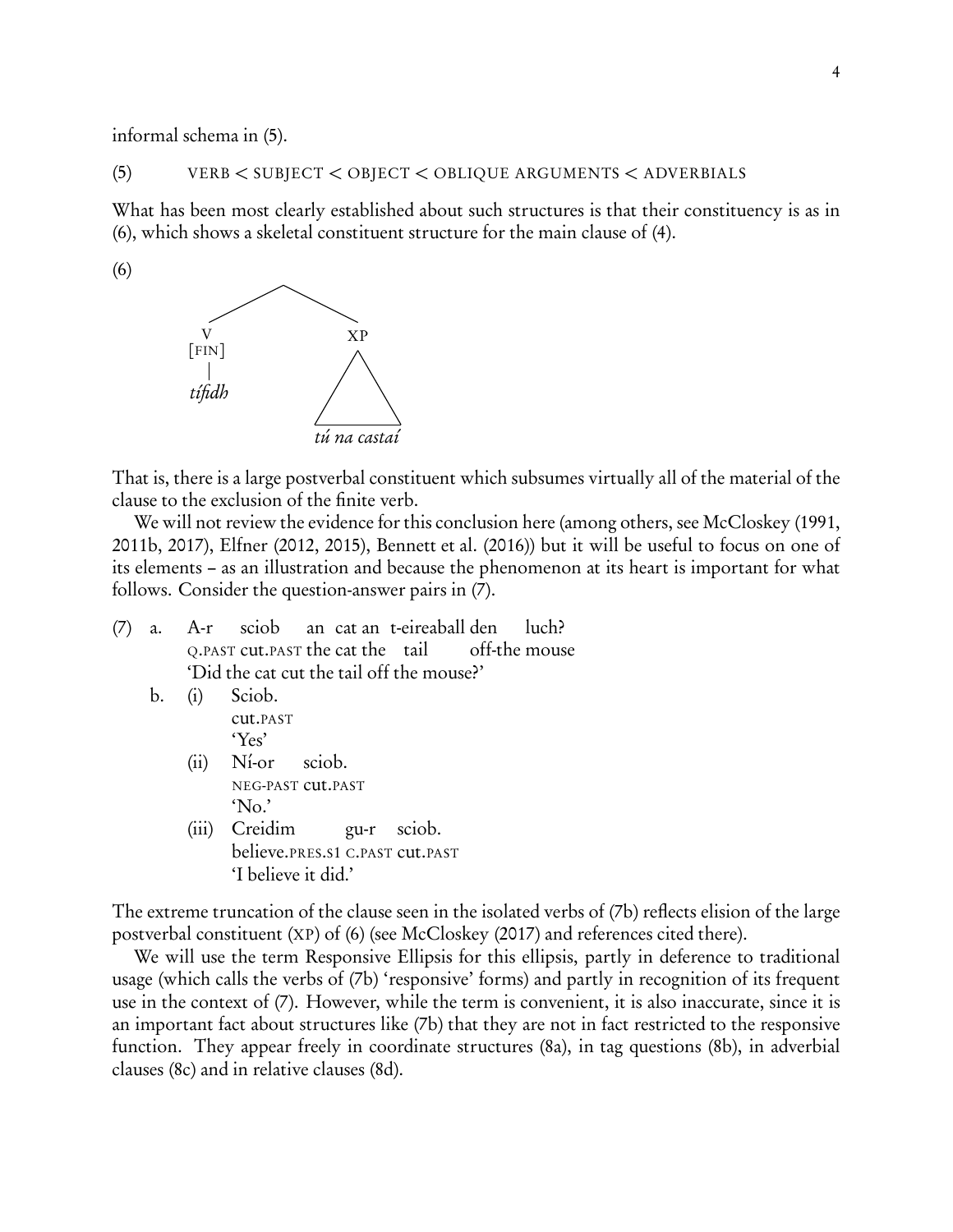informal schema in (5).

(5) VERB < SUBJECT < OBJECT < OBLIQUE ARGUMENTS < ADVERBIALS

What has been most clearly established about such structures is that their constituency is as in (6), which shows a skeletal constituent structure for the main clause of (4).

(6)

```
        /\
       /  \
      V    XP
   [FIN]   /\
     |    /  \
  *tífidh* /____\
      *tú na castaí*
```

That is, there is a large postverbal constituent which subsumes virtually all of the material of the clause to the exclusion of the finite verb.

We will not review the evidence for this conclusion here (among others, see McCloskey (1991, 2011b, 2017), Elfner (2012, 2015), Bennett et al. (2016)) but it will be useful to focus on one of its elements – as an illustration and because the phenomenon at its heart is important for what follows. Consider the question-answer pairs in (7).

(7) a. A-r sciob an cat an t-eireaball den luch?
   Q.PAST cut.PAST the cat the tail off-the mouse
   'Did the cat cut the tail off the mouse?'

   b. (i) Sciob.
      cut.PAST
      'Yes'

   (ii) Ní-or sciob.
      NEG-PAST cut.PAST
      'No.'

   (iii) Creidim gu-r sciob.
      believe.PRES.S1 C.PAST cut.PAST
      'I believe it did.'

The extreme truncation of the clause seen in the isolated verbs of (7b) reflects elision of the large postverbal constituent (XP) of (6) (see McCloskey (2017) and references cited there).

We will use the term Responsive Ellipsis for this ellipsis, partly in deference to traditional usage (which calls the verbs of (7b) 'responsive' forms) and partly in recognition of its frequent use in the context of (7). However, while the term is convenient, it is also inaccurate, since it is an important fact about structures like (7b) that they are not in fact restricted to the responsive function. They appear freely in coordinate structures (8a), in tag questions (8b), in adverbial clauses (8c) and in relative clauses (8d).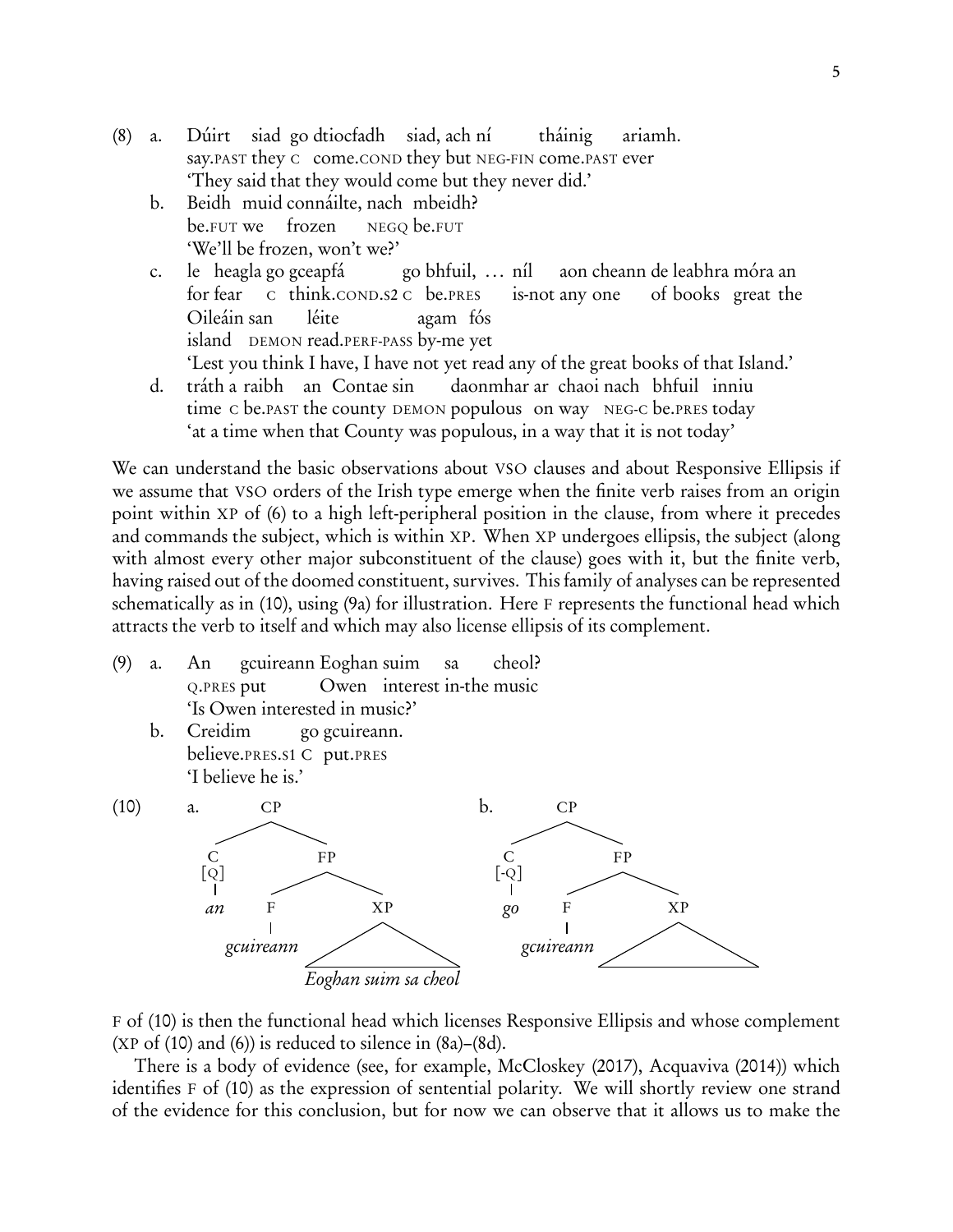(8) a. Dúirt siad go dtiocfadh siad, ach ní tháinig ariamh.
say.PAST they C come.COND they but NEG-FIN come.PAST ever
'They said that they would come but they never did.'

b. Beidh muid connáilte, nach mbeidh?
be.FUT we frozen NEGQ be.FUT
'We'll be frozen, won't we?'

c. le heagla go gceapfá go bhfuil, … níl aon cheann de leabhra móra an Oileáin san léite agam fós
for fear C think.COND.S2 C be.PRES is-not any one of books great the island DEMON read.PERF-PASS by-me yet
'Lest you think I have, I have not yet read any of the great books of that Island.'

d. tráth a raibh an Contae sin daonmhar ar chaoi nach bhfuil inniu
time C be.PAST the county DEMON populous on way NEG-C be.PRES today
'at a time when that County was populous, in a way that it is not today'

We can understand the basic observations about VSO clauses and about Responsive Ellipsis if we assume that VSO orders of the Irish type emerge when the finite verb raises from an origin point within XP of (6) to a high left-peripheral position in the clause, from where it precedes and commands the subject, which is within XP. When XP undergoes ellipsis, the subject (along with almost every other major subconstituent of the clause) goes with it, but the finite verb, having raised out of the doomed constituent, survives. This family of analyses can be represented schematically as in (10), using (9a) for illustration. Here F represents the functional head which attracts the verb to itself and which may also license ellipsis of its complement.

(9) a. An gcuireann Eoghan suim sa cheol?
Q.PRES put Owen interest in-the music
'Is Owen interested in music?'

b. Creidim go gcuireann.
believe.PRES.S1 C put.PRES
'I believe he is.'

(10) a. [CP [C [Q] *an*] [FP [F *gcuireann*] [XP *Eoghan suim sa cheol*]]]

b. [CP [C [-Q] *go*] [FP [F *gcuireann*] [XP ]]]

F of (10) is then the functional head which licenses Responsive Ellipsis and whose complement (XP of (10) and (6)) is reduced to silence in (8a)–(8d).

There is a body of evidence (see, for example, McCloskey (2017), Acquaviva (2014)) which identifies F of (10) as the expression of sentential polarity. We will shortly review one strand of the evidence for this conclusion, but for now we can observe that it allows us to make the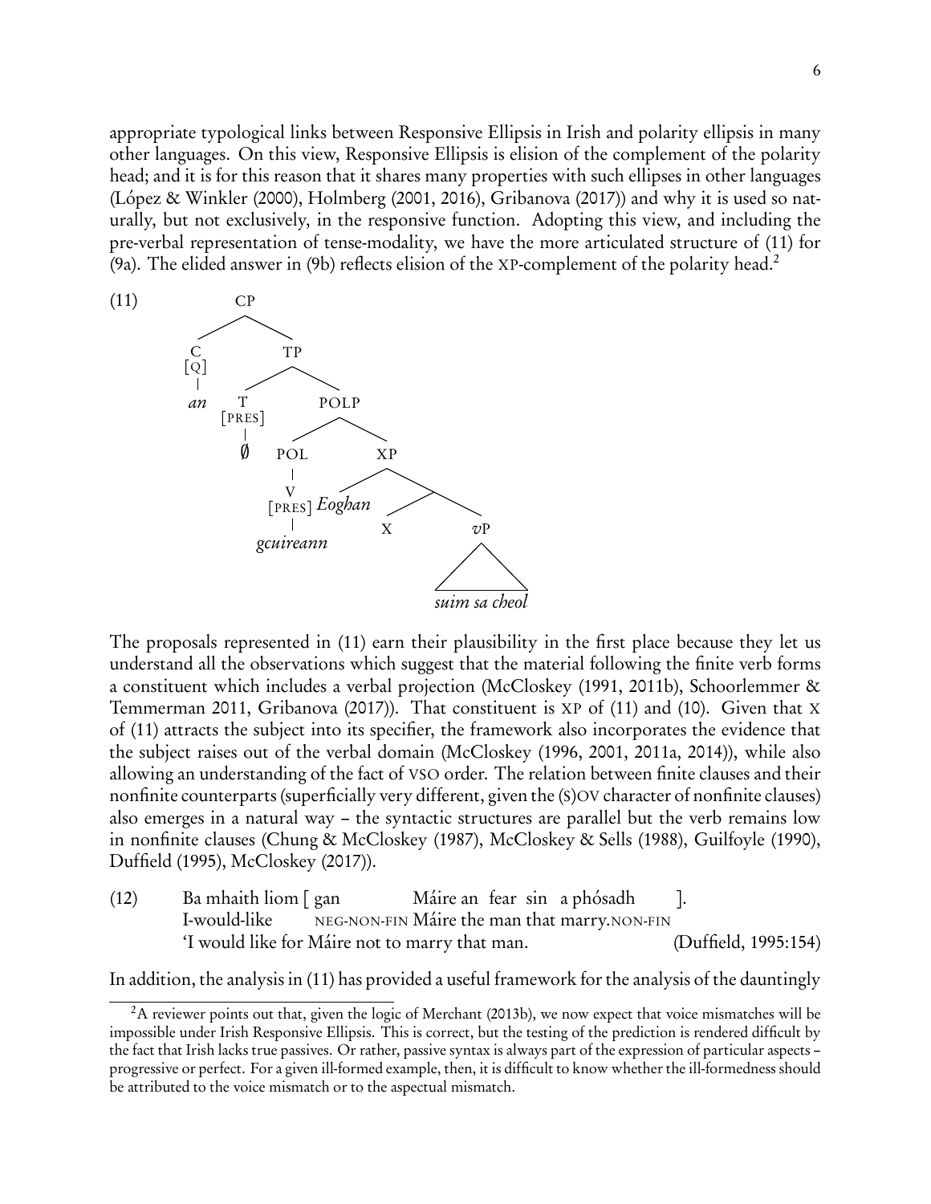appropriate typological links between Responsive Ellipsis in Irish and polarity ellipsis in many other languages. On this view, Responsive Ellipsis is elision of the complement of the polarity head; and it is for this reason that it shares many properties with such ellipses in other languages (López & Winkler (2000), Holmberg (2001, 2016), Gribanova (2017)) and why it is used so naturally, but not exclusively, in the responsive function. Adopting this view, and including the pre-verbal representation of tense-modality, we have the more articulated structure of (11) for (9a). The elided answer in (9b) reflects elision of the XP-complement of the polarity head.[2]

(11)

```
CP
├── C [Q]
│   └── an
└── TP
    ├── T [PRES]
    │   └── ∅
    └── POLP
        ├── POL
        │   └── V [PRES]
        │       └── gcuireann
        └── XP
            ├── Eoghan
            └── 
                ├── X
                └── vP
                    └── suim sa cheol
```

The proposals represented in (11) earn their plausibility in the first place because they let us understand all the observations which suggest that the material following the finite verb forms a constituent which includes a verbal projection (McCloskey (1991, 2011b), Schoorlemmer & Temmerman 2011, Gribanova (2017)). That constituent is XP of (11) and (10). Given that X of (11) attracts the subject into its specifier, the framework also incorporates the evidence that the subject raises out of the verbal domain (McCloskey (1996, 2001, 2011a, 2014)), while also allowing an understanding of the fact of VSO order. The relation between finite clauses and their nonfinite counterparts (superficially very different, given the (S)OV character of nonfinite clauses) also emerges in a natural way – the syntactic structures are parallel but the verb remains low in nonfinite clauses (Chung & McCloskey (1987), McCloskey & Sells (1988), Guilfoyle (1990), Duffield (1995), McCloskey (2017)).

(12) Ba mhaith liom [ gan Máire an fear sin a phósadh ].
I-would-like NEG-NON-FIN Máire the man that marry.NON-FIN
'I would like for Máire not to marry that man. (Duffield, 1995:154)

In addition, the analysis in (11) has provided a useful framework for the analysis of the dauntingly

[2]A reviewer points out that, given the logic of Merchant (2013b), we now expect that voice mismatches will be impossible under Irish Responsive Ellipsis. This is correct, but the testing of the prediction is rendered difficult by the fact that Irish lacks true passives. Or rather, passive syntax is always part of the expression of particular aspects – progressive or perfect. For a given ill-formed example, then, it is difficult to know whether the ill-formedness should be attributed to the voice mismatch or to the aspectual mismatch.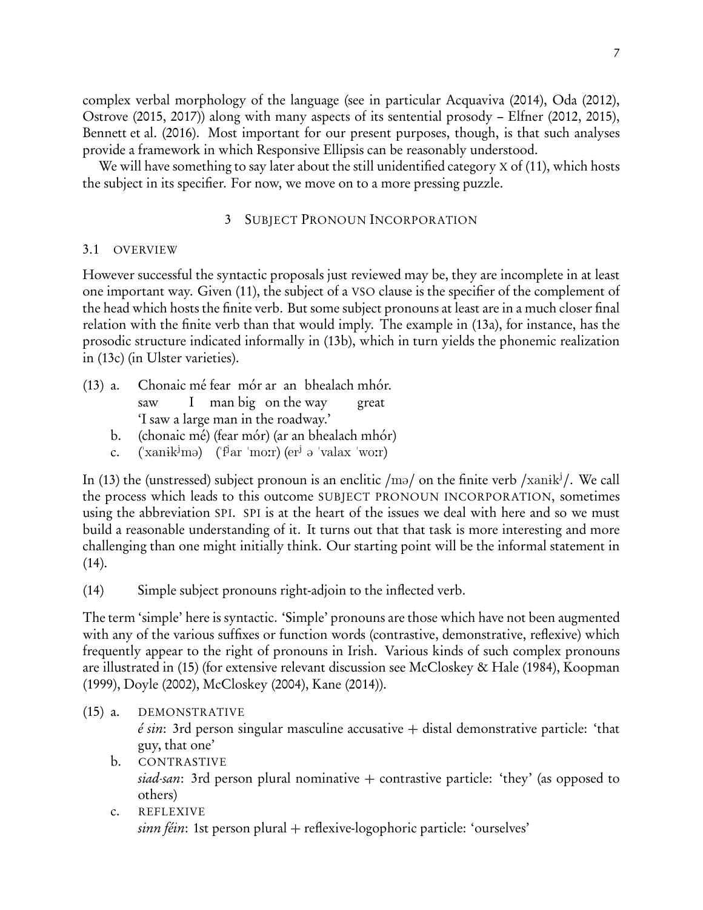complex verbal morphology of the language (see in particular Acquaviva (2014), Oda (2012), Ostrove (2015, 2017)) along with many aspects of its sentential prosody – Elfner (2012, 2015), Bennett et al. (2016). Most important for our present purposes, though, is that such analyses provide a framework in which Responsive Ellipsis can be reasonably understood.

We will have something to say later about the still unidentified category X of (11), which hosts the subject in its specifier. For now, we move on to a more pressing puzzle.

## 3 Subject Pronoun Incorporation

### 3.1 Overview

However successful the syntactic proposals just reviewed may be, they are incomplete in at least one important way. Given (11), the subject of a VSO clause is the specifier of the complement of the head which hosts the finite verb. But some subject pronouns at least are in a much closer final relation with the finite verb than that would imply. The example in (13a), for instance, has the prosodic structure indicated informally in (13b), which in turn yields the phonemic realization in (13c) (in Ulster varieties).

(13) a. Chonaic mé fear mór ar an bhealach mhór.
 saw I man big on the way great
 'I saw a large man in the roadway.'

b. (chonaic mé) (fear mór) (ar an bhealach mhór)

c. (ˈxanɨkʲmə) (ˈfʲar ˈmoːr) (erʲ ə ˈvalax ˈwoːr)

In (13) the (unstressed) subject pronoun is an enclitic /mə/ on the finite verb /xanɨkʲ/. We call the process which leads to this outcome SUBJECT PRONOUN INCORPORATION, sometimes using the abbreviation SPI. SPI is at the heart of the issues we deal with here and so we must build a reasonable understanding of it. It turns out that that task is more interesting and more challenging than one might initially think. Our starting point will be the informal statement in (14).

(14) Simple subject pronouns right-adjoin to the inflected verb.

The term 'simple' here is syntactic. 'Simple' pronouns are those which have not been augmented with any of the various suffixes or function words (contrastive, demonstrative, reflexive) which frequently appear to the right of pronouns in Irish. Various kinds of such complex pronouns are illustrated in (15) (for extensive relevant discussion see McCloskey & Hale (1984), Koopman (1999), Doyle (2002), McCloskey (2004), Kane (2014)).

(15) a. DEMONSTRATIVE
 *é sin*: 3rd person singular masculine accusative + distal demonstrative particle: 'that guy, that one'

b. CONTRASTIVE
 *siad-san*: 3rd person plural nominative + contrastive particle: 'they' (as opposed to others)

c. REFLEXIVE
 *sinn féin*: 1st person plural + reflexive-logophoric particle: 'ourselves'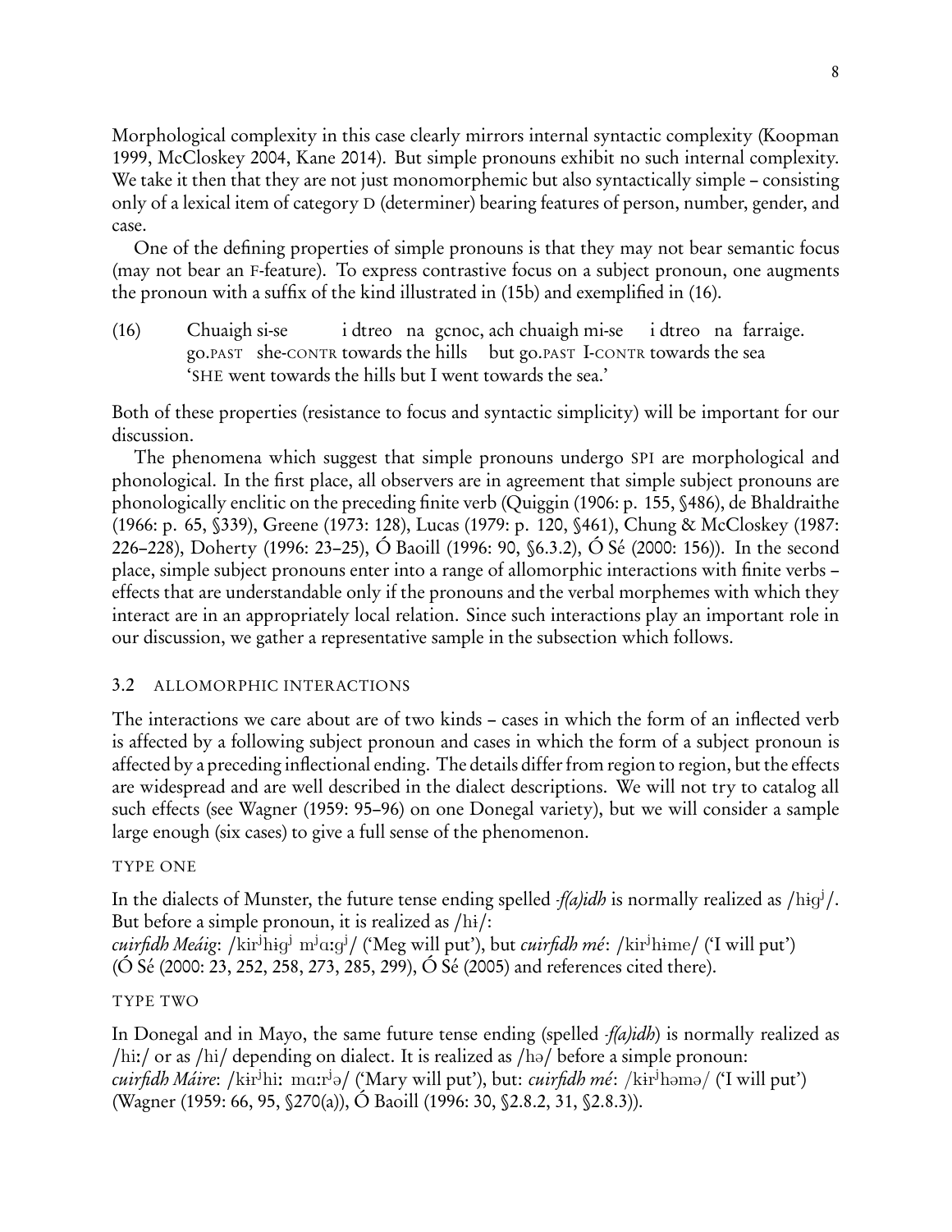Morphological complexity in this case clearly mirrors internal syntactic complexity (Koopman 1999, McCloskey 2004, Kane 2014). But simple pronouns exhibit no such internal complexity. We take it then that they are not just monomorphemic but also syntactically simple – consisting only of a lexical item of category D (determiner) bearing features of person, number, gender, and case.

One of the defining properties of simple pronouns is that they may not bear semantic focus (may not bear an F-feature). To express contrastive focus on a subject pronoun, one augments the pronoun with a suffix of the kind illustrated in (15b) and exemplified in (16).

(16) Chuaigh si-se i dtreo na gcnoc, ach chuaigh mi-se i dtreo na farraige.
go.PAST she-CONTR towards the hills but go.PAST I-CONTR towards the sea
'SHE went towards the hills but I went towards the sea.'

Both of these properties (resistance to focus and syntactic simplicity) will be important for our discussion.

The phenomena which suggest that simple pronouns undergo SPI are morphological and phonological. In the first place, all observers are in agreement that simple subject pronouns are phonologically enclitic on the preceding finite verb (Quiggin (1906: p. 155, §486), de Bhaldraithe (1966: p. 65, §339), Greene (1973: 128), Lucas (1979: p. 120, §461), Chung & McCloskey (1987: 226–228), Doherty (1996: 23–25), Ó Baoill (1996: 90, §6.3.2), Ó Sé (2000: 156)). In the second place, simple subject pronouns enter into a range of allomorphic interactions with finite verbs – effects that are understandable only if the pronouns and the verbal morphemes with which they interact are in an appropriately local relation. Since such interactions play an important role in our discussion, we gather a representative sample in the subsection which follows.

## 3.2 ALLOMORPHIC INTERACTIONS

The interactions we care about are of two kinds – cases in which the form of an inflected verb is affected by a following subject pronoun and cases in which the form of a subject pronoun is affected by a preceding inflectional ending. The details differ from region to region, but the effects are widespread and are well described in the dialect descriptions. We will not try to catalog all such effects (see Wagner (1959: 95–96) on one Donegal variety), but we will consider a sample large enough (six cases) to give a full sense of the phenomenon.

### TYPE ONE

In the dialects of Munster, the future tense ending spelled *-f(a)idh* is normally realized as /hɨɡʲ/. But before a simple pronoun, it is realized as /hɨ/:
*cuirfidh Meáig*: /kɨrʲhɨɡʲ mʲɑːɡʲ/ ('Meg will put'), but *cuirfidh mé*: /kɨrʲhɨme/ ('I will put') (Ó Sé (2000: 23, 252, 258, 273, 285, 299), Ó Sé (2005) and references cited there).

### TYPE TWO

In Donegal and in Mayo, the same future tense ending (spelled *-f(a)idh*) is normally realized as /hiː/ or as /hi/ depending on dialect. It is realized as /hə/ before a simple pronoun:
*cuirfidh Máire*: /kɨrʲhiː mɑːrʲə/ ('Mary will put'), but: *cuirfidh mé*: /kɨrʲhəmə/ ('I will put') (Wagner (1959: 66, 95, §270(a)), Ó Baoill (1996: 30, §2.8.2, 31, §2.8.3)).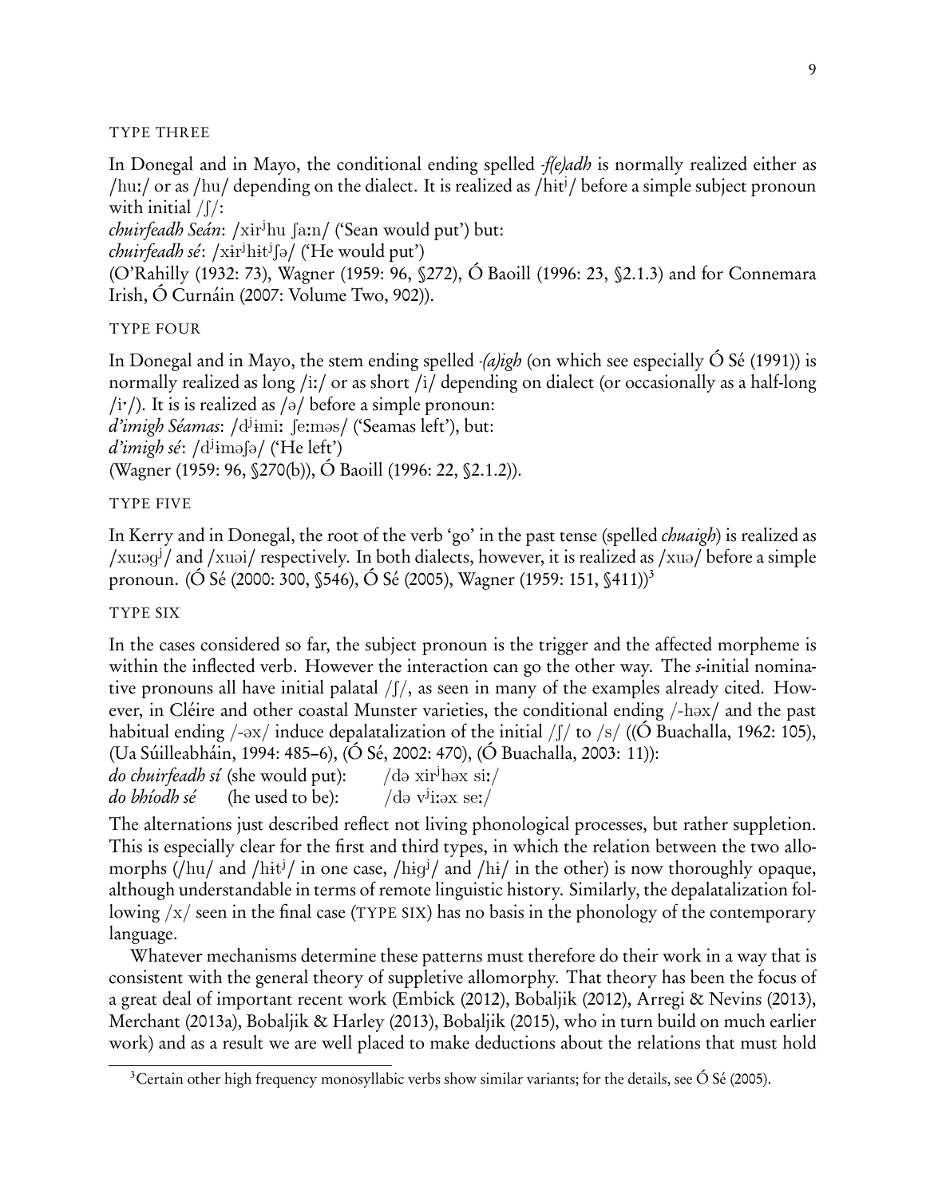TYPE THREE

In Donegal and in Mayo, the conditional ending spelled *-f(e)adh* is normally realized either as /huː/ or as /hu/ depending on the dialect. It is realized as /hɨtʲ/ before a simple subject pronoun with initial /ʃ/:
*chuirfeadh Seán*: /xɨrʲhu ʃaːn/ ('Sean would put') but:
*chuirfeadh sé*: /xɨrʲhɨtʲʃə/ ('He would put')
(O'Rahilly (1932: 73), Wagner (1959: 96, §272), Ó Baoill (1996: 23, §2.1.3) and for Connemara Irish, Ó Curnáin (2007: Volume Two, 902)).

TYPE FOUR

In Donegal and in Mayo, the stem ending spelled *-(a)igh* (on which see especially Ó Sé (1991)) is normally realized as long /iː/ or as short /i/ depending on dialect (or occasionally as a half-long /iˑ/). It is is realized as /ə/ before a simple pronoun:
*d'imigh Séamas*: /dʲɨmiː ʃeːməs/ ('Seamas left'), but:
*d'imigh sé*: /dʲɨməʃə/ ('He left')
(Wagner (1959: 96, §270(b)), Ó Baoill (1996: 22, §2.1.2)).

TYPE FIVE

In Kerry and in Donegal, the root of the verb 'go' in the past tense (spelled *chuaigh*) is realized as /xuːəgʲ/ and /xuəi/ respectively. In both dialects, however, it is realized as /xuə/ before a simple pronoun. (Ó Sé (2000: 300, §546), Ó Sé (2005), Wagner (1959: 151, §411))[3]

TYPE SIX

In the cases considered so far, the subject pronoun is the trigger and the affected morpheme is within the inflected verb. However the interaction can go the other way. The *s*-initial nominative pronouns all have initial palatal /ʃ/, as seen in many of the examples already cited. However, in Cléire and other coastal Munster varieties, the conditional ending /-həx/ and the past habitual ending /-əx/ induce depalatalization of the initial /ʃ/ to /s/ ((Ó Buachalla, 1962: 105), (Ua Súilleabháin, 1994: 485–6), (Ó Sé, 2002: 470), (Ó Buachalla, 2003: 11)):
*do chuirfeadh sí* (she would put): /də xirʲhəx siː/
*do bhíodh sé* (he used to be): /də vʲiːəx seː/

The alternations just described reflect not living phonological processes, but rather suppletion. This is especially clear for the first and third types, in which the relation between the two allomorphs (/hu/ and /hɨtʲ/ in one case, /hɨgʲ/ and /hɨ/ in the other) is now thoroughly opaque, although understandable in terms of remote linguistic history. Similarly, the depalatalization following /x/ seen in the final case (TYPE SIX) has no basis in the phonology of the contemporary language.

Whatever mechanisms determine these patterns must therefore do their work in a way that is consistent with the general theory of suppletive allomorphy. That theory has been the focus of a great deal of important recent work (Embick (2012), Bobaljik (2012), Arregi & Nevins (2013), Merchant (2013a), Bobaljik & Harley (2013), Bobaljik (2015), who in turn build on much earlier work) and as a result we are well placed to make deductions about the relations that must hold

[3] Certain other high frequency monosyllabic verbs show similar variants; for the details, see Ó Sé (2005).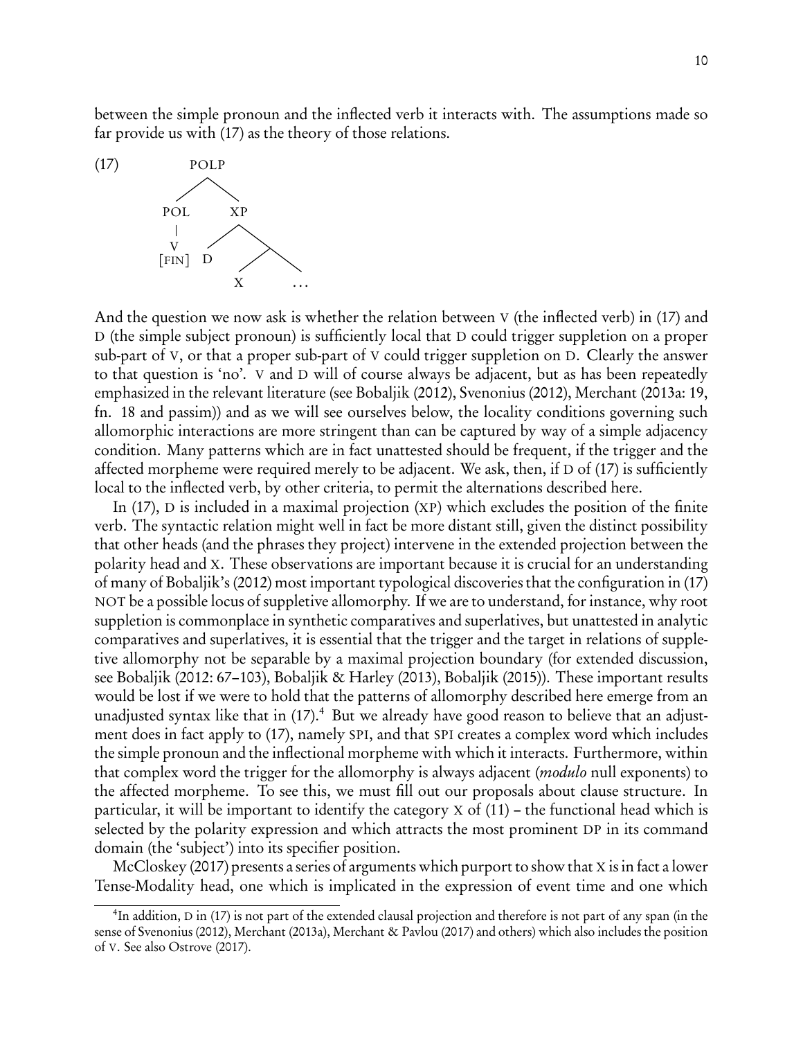between the simple pronoun and the inflected verb it interacts with. The assumptions made so far provide us with (17) as the theory of those relations.

(17)
```
        POLP
       /    \
     POL     XP
      |     /  \
      V    D    \
    [FIN]      /  \
              X    ...
```

And the question we now ask is whether the relation between V (the inflected verb) in (17) and D (the simple subject pronoun) is sufficiently local that D could trigger suppletion on a proper sub-part of V, or that a proper sub-part of V could trigger suppletion on D. Clearly the answer to that question is 'no'. V and D will of course always be adjacent, but as has been repeatedly emphasized in the relevant literature (see Bobaljik (2012), Svenonius (2012), Merchant (2013a: 19, fn. 18 and passim)) and as we will see ourselves below, the locality conditions governing such allomorphic interactions are more stringent than can be captured by way of a simple adjacency condition. Many patterns which are in fact unattested should be frequent, if the trigger and the affected morpheme were required merely to be adjacent. We ask, then, if D of (17) is sufficiently local to the inflected verb, by other criteria, to permit the alternations described here.

In (17), D is included in a maximal projection (XP) which excludes the position of the finite verb. The syntactic relation might well in fact be more distant still, given the distinct possibility that other heads (and the phrases they project) intervene in the extended projection between the polarity head and X. These observations are important because it is crucial for an understanding of many of Bobaljik's (2012) most important typological discoveries that the configuration in (17) NOT be a possible locus of suppletive allomorphy. If we are to understand, for instance, why root suppletion is commonplace in synthetic comparatives and superlatives, but unattested in analytic comparatives and superlatives, it is essential that the trigger and the target in relations of suppletive allomorphy not be separable by a maximal projection boundary (for extended discussion, see Bobaljik (2012: 67–103), Bobaljik & Harley (2013), Bobaljik (2015)). These important results would be lost if we were to hold that the patterns of allomorphy described here emerge from an unadjusted syntax like that in (17).[4] But we already have good reason to believe that an adjustment does in fact apply to (17), namely SPI, and that SPI creates a complex word which includes the simple pronoun and the inflectional morpheme with which it interacts. Furthermore, within that complex word the trigger for the allomorphy is always adjacent (*modulo* null exponents) to the affected morpheme. To see this, we must fill out our proposals about clause structure. In particular, it will be important to identify the category X of (11) – the functional head which is selected by the polarity expression and which attracts the most prominent DP in its command domain (the 'subject') into its specifier position.

McCloskey (2017) presents a series of arguments which purport to show that X is in fact a lower Tense-Modality head, one which is implicated in the expression of event time and one which

[4] In addition, D in (17) is not part of the extended clausal projection and therefore is not part of any span (in the sense of Svenonius (2012), Merchant (2013a), Merchant & Pavlou (2017) and others) which also includes the position of V. See also Ostrove (2017).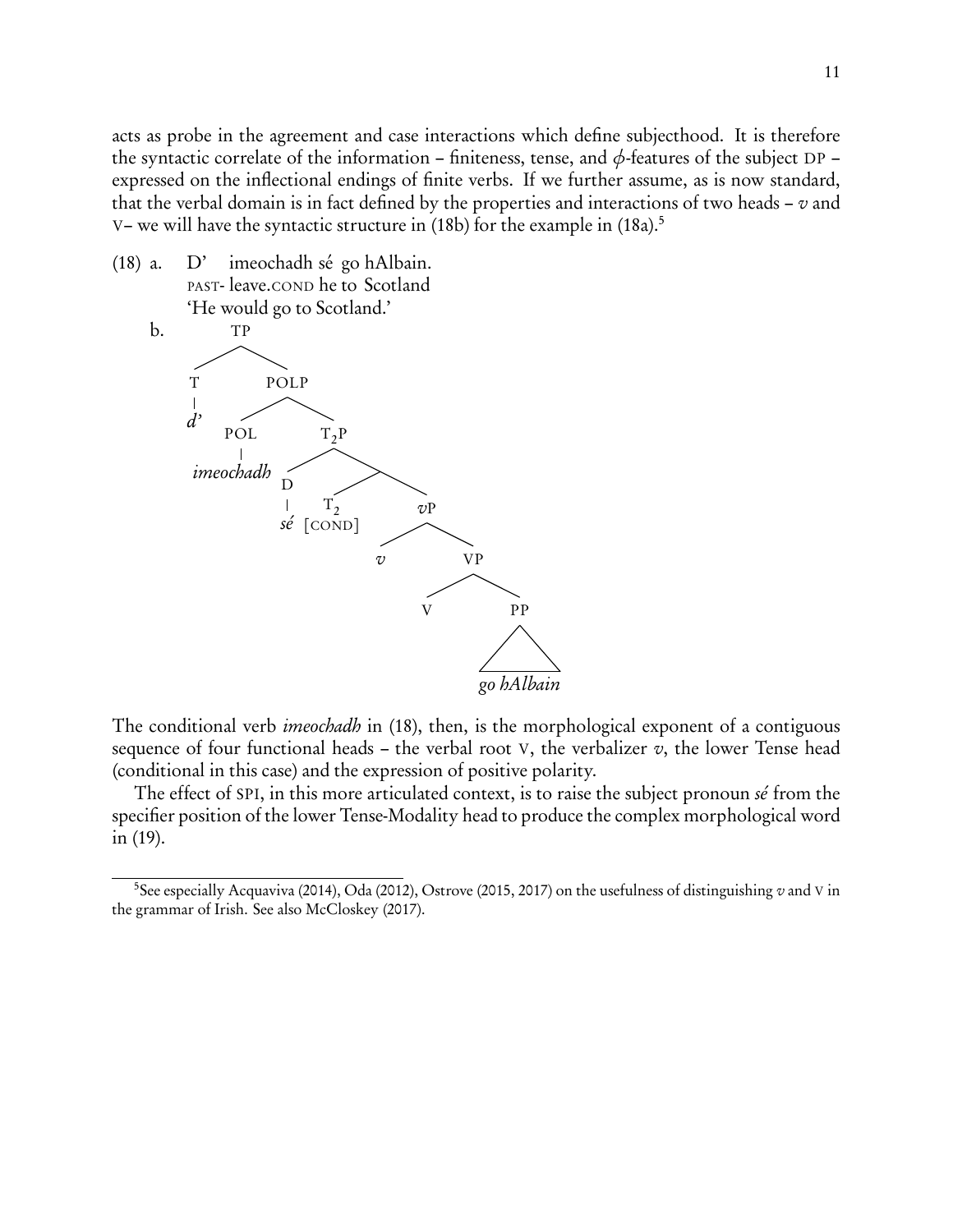acts as probe in the agreement and case interactions which define subjecthood. It is therefore the syntactic correlate of the information – finiteness, tense, and $\phi$-features of the subject DP – expressed on the inflectional endings of finite verbs. If we further assume, as is now standard, that the verbal domain is in fact defined by the properties and interactions of two heads – *v* and V– we will have the syntactic structure in (18b) for the example in (18a).[5]

(18) a. D' imeochadh sé go hAlbain.
PAST- leave.COND he to Scotland
'He would go to Scotland.'

b.

```
TP
├── T
│   └── d'
└── POLP
    ├── POL
    │   └── imeochadh
    └── T2P
        ├── D
        │   └── sé
        └── 
            ├── T2 [COND]
            └── vP
                ├── v
                └── VP
                    ├── V
                    └── PP
                        └── go hAlbain
```

The conditional verb *imeochadh* in (18), then, is the morphological exponent of a contiguous sequence of four functional heads – the verbal root V, the verbalizer *v*, the lower Tense head (conditional in this case) and the expression of positive polarity.

The effect of SPI, in this more articulated context, is to raise the subject pronoun *sé* from the specifier position of the lower Tense-Modality head to produce the complex morphological word in (19).

[5] See especially Acquaviva (2014), Oda (2012), Ostrove (2015, 2017) on the usefulness of distinguishing *v* and V in the grammar of Irish. See also McCloskey (2017).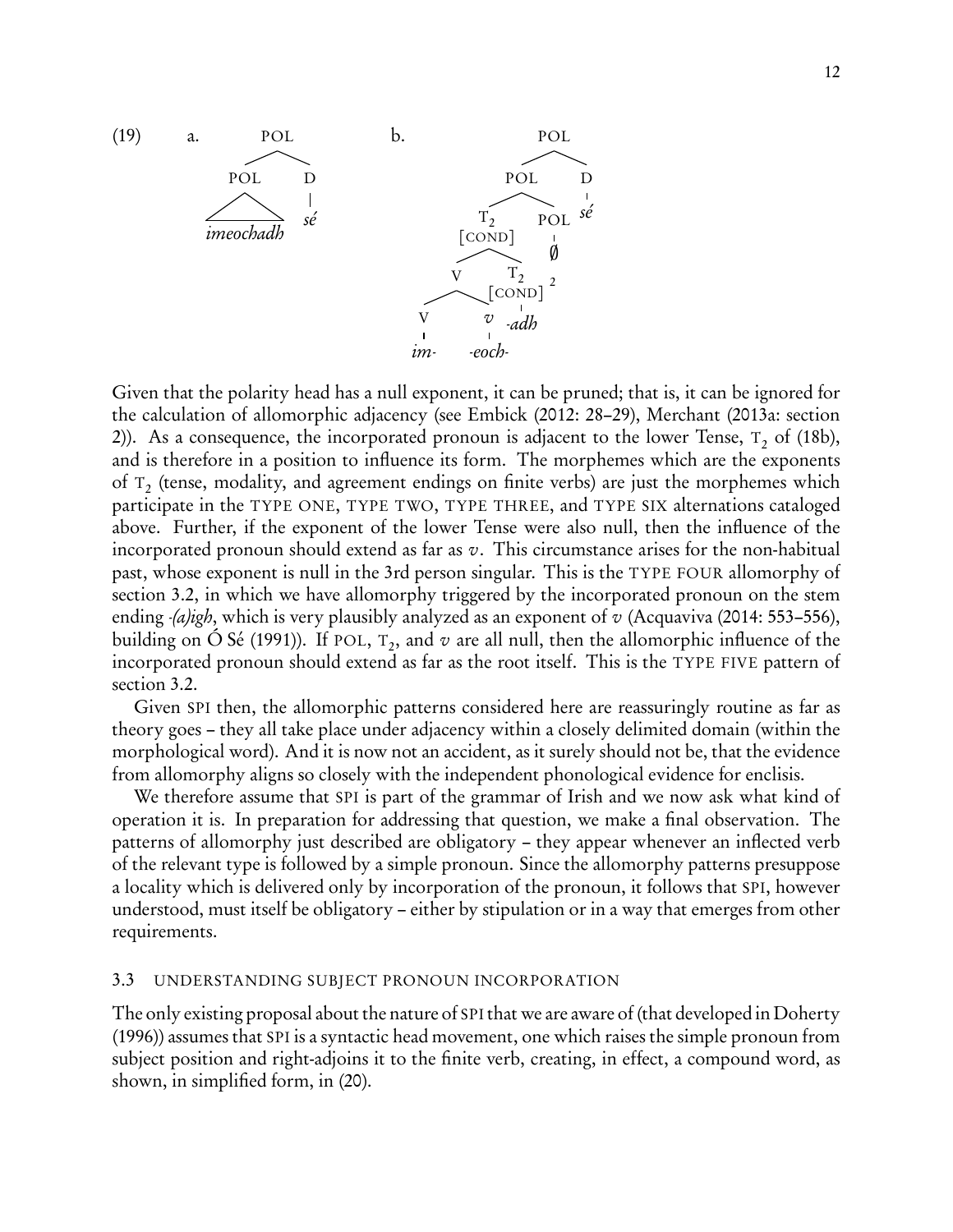(19) a. [POL [POL *imeochadh*] [D *sé*]]

b. [POL [POL [$T_2$[COND] [V [V *im-*] [$v$ *-eoch-*]] [$T_2$[COND] *-adh*]] [POL ∅]] [D *sé*]]

Given that the polarity head has a null exponent, it can be pruned; that is, it can be ignored for the calculation of allomorphic adjacency (see Embick (2012: 28–29), Merchant (2013a: section 2)). As a consequence, the incorporated pronoun is adjacent to the lower Tense, $T_2$ of (18b), and is therefore in a position to influence its form. The morphemes which are the exponents of $T_2$ (tense, modality, and agreement endings on finite verbs) are just the morphemes which participate in the TYPE ONE, TYPE TWO, TYPE THREE, and TYPE SIX alternations cataloged above. Further, if the exponent of the lower Tense were also null, then the influence of the incorporated pronoun should extend as far as $v$. This circumstance arises for the non-habitual past, whose exponent is null in the 3rd person singular. This is the TYPE FOUR allomorphy of section 3.2, in which we have allomorphy triggered by the incorporated pronoun on the stem ending *-(a)igh*, which is very plausibly analyzed as an exponent of $v$ (Acquaviva (2014: 553–556), building on Ó Sé (1991)). If POL, $T_2$, and $v$ are all null, then the allomorphic influence of the incorporated pronoun should extend as far as the root itself. This is the TYPE FIVE pattern of section 3.2.

Given SPI then, the allomorphic patterns considered here are reassuringly routine as far as theory goes – they all take place under adjacency within a closely delimited domain (within the morphological word). And it is now not an accident, as it surely should not be, that the evidence from allomorphy aligns so closely with the independent phonological evidence for enclisis.

We therefore assume that SPI is part of the grammar of Irish and we now ask what kind of operation it is. In preparation for addressing that question, we make a final observation. The patterns of allomorphy just described are obligatory – they appear whenever an inflected verb of the relevant type is followed by a simple pronoun. Since the allomorphy patterns presuppose a locality which is delivered only by incorporation of the pronoun, it follows that SPI, however understood, must itself be obligatory – either by stipulation or in a way that emerges from other requirements.

### 3.3 UNDERSTANDING SUBJECT PRONOUN INCORPORATION

The only existing proposal about the nature of SPI that we are aware of (that developed in Doherty (1996)) assumes that SPI is a syntactic head movement, one which raises the simple pronoun from subject position and right-adjoins it to the finite verb, creating, in effect, a compound word, as shown, in simplified form, in (20).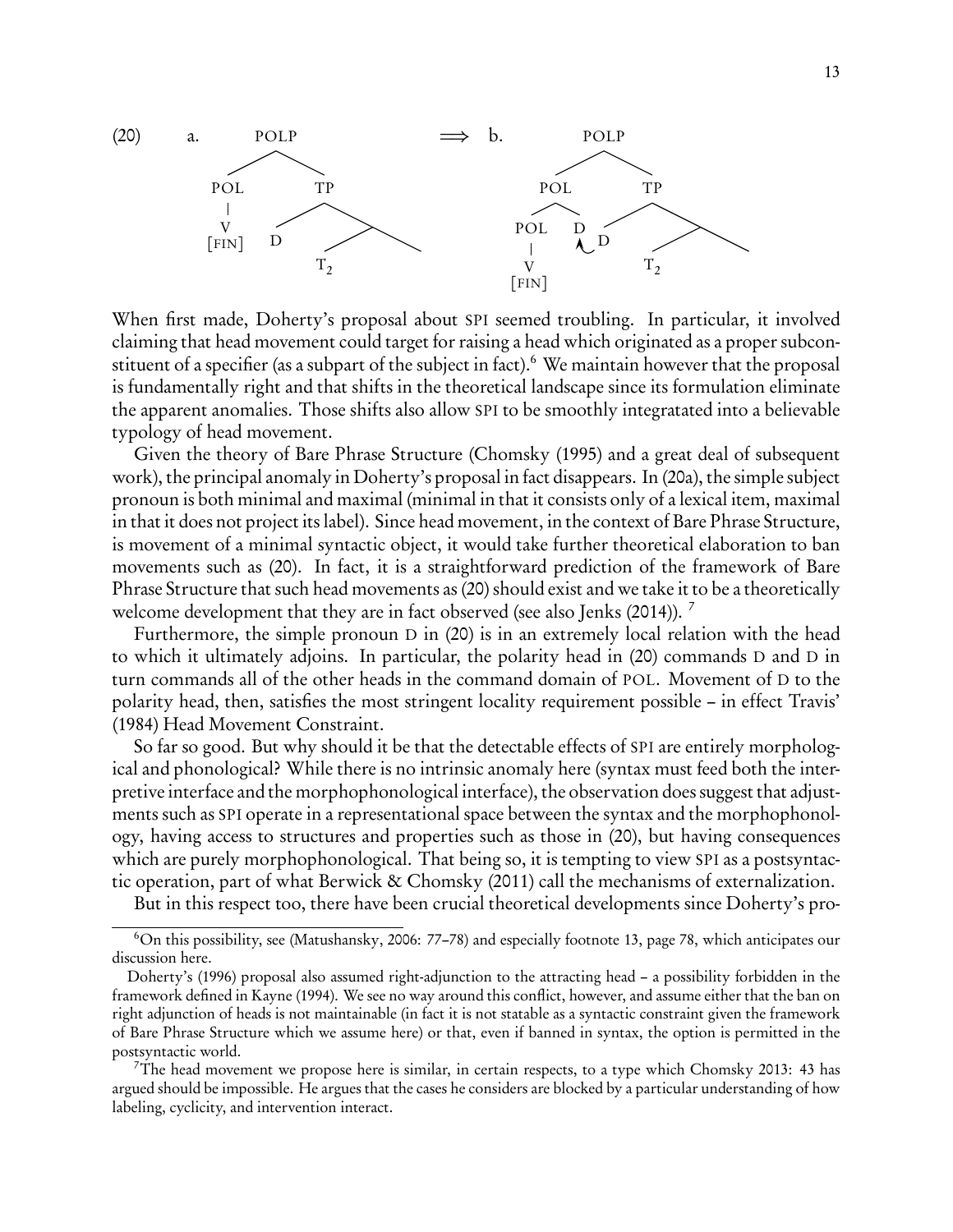(20) a. [POLP [POL V [FIN]] [TP D [ T₂ ... ]]] ⟹ b. [POLP [POL POL (V [FIN]) D] [TP D [ T₂ ... ]]]

When first made, Doherty's proposal about SPI seemed troubling. In particular, it involved claiming that head movement could target for raising a head which originated as a proper subconstituent of a specifier (as a subpart of the subject in fact).[6] We maintain however that the proposal is fundamentally right and that shifts in the theoretical landscape since its formulation eliminate the apparent anomalies. Those shifts also allow SPI to be smoothly integratated into a believable typology of head movement.

Given the theory of Bare Phrase Structure (Chomsky (1995) and a great deal of subsequent work), the principal anomaly in Doherty's proposal in fact disappears. In (20a), the simple subject pronoun is both minimal and maximal (minimal in that it consists only of a lexical item, maximal in that it does not project its label). Since head movement, in the context of Bare Phrase Structure, is movement of a minimal syntactic object, it would take further theoretical elaboration to ban movements such as (20). In fact, it is a straightforward prediction of the framework of Bare Phrase Structure that such head movements as (20) should exist and we take it to be a theoretically welcome development that they are in fact observed (see also Jenks (2014)). [7]

Furthermore, the simple pronoun D in (20) is in an extremely local relation with the head to which it ultimately adjoins. In particular, the polarity head in (20) commands D and D in turn commands all of the other heads in the command domain of POL. Movement of D to the polarity head, then, satisfies the most stringent locality requirement possible – in effect Travis' (1984) Head Movement Constraint.

So far so good. But why should it be that the detectable effects of SPI are entirely morphological and phonological? While there is no intrinsic anomaly here (syntax must feed both the interpretive interface and the morphophonological interface), the observation does suggest that adjustments such as SPI operate in a representational space between the syntax and the morphophonology, having access to structures and properties such as those in (20), but having consequences which are purely morphophonological. That being so, it is tempting to view SPI as a postsyntactic operation, part of what Berwick & Chomsky (2011) call the mechanisms of externalization.

But in this respect too, there have been crucial theoretical developments since Doherty's pro-

---

[6] On this possibility, see (Matushansky, 2006: 77–78) and especially footnote 13, page 78, which anticipates our discussion here.

Doherty's (1996) proposal also assumed right-adjunction to the attracting head – a possibility forbidden in the framework defined in Kayne (1994). We see no way around this conflict, however, and assume either that the ban on right adjunction of heads is not maintainable (in fact it is not statable as a syntactic constraint given the framework of Bare Phrase Structure which we assume here) or that, even if banned in syntax, the option is permitted in the postsyntactic world.

[7] The head movement we propose here is similar, in certain respects, to a type which Chomsky 2013: 43 has argued should be impossible. He argues that the cases he considers are blocked by a particular understanding of how labeling, cyclicity, and intervention interact.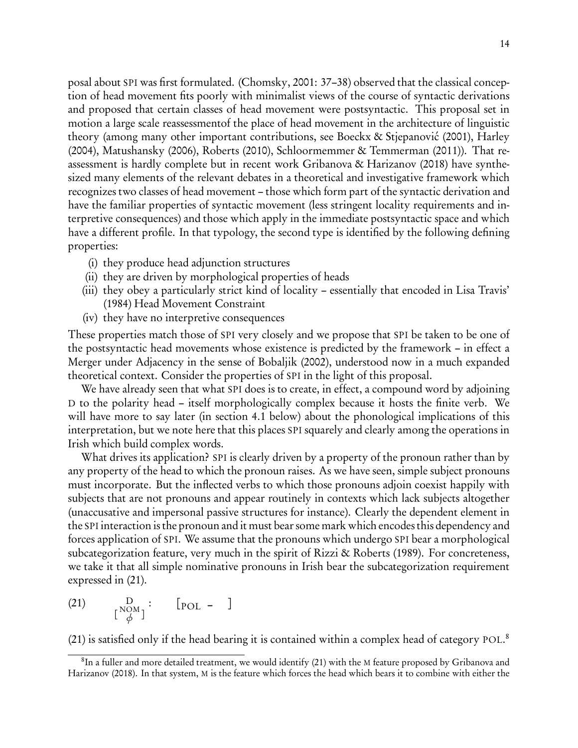posal about SPI was first formulated. (Chomsky, 2001: 37–38) observed that the classical conception of head movement fits poorly with minimalist views of the course of syntactic derivations and proposed that certain classes of head movement were postsyntactic. This proposal set in motion a large scale reassessmentof the place of head movement in the architecture of linguistic theory (among many other important contributions, see Boeckx & Stjepanović (2001), Harley (2004), Matushansky (2006), Roberts (2010), Schloormemmer & Temmerman (2011)). That reassessment is hardly complete but in recent work Gribanova & Harizanov (2018) have synthesized many elements of the relevant debates in a theoretical and investigative framework which recognizes two classes of head movement – those which form part of the syntactic derivation and have the familiar properties of syntactic movement (less stringent locality requirements and interpretive consequences) and those which apply in the immediate postsyntactic space and which have a different profile. In that typology, the second type is identified by the following defining properties:

(i) they produce head adjunction structures
(ii) they are driven by morphological properties of heads
(iii) they obey a particularly strict kind of locality – essentially that encoded in Lisa Travis' (1984) Head Movement Constraint
(iv) they have no interpretive consequences

These properties match those of SPI very closely and we propose that SPI be taken to be one of the postsyntactic head movements whose existence is predicted by the framework – in effect a Merger under Adjacency in the sense of Bobaljik (2002), understood now in a much expanded theoretical context. Consider the properties of SPI in the light of this proposal.

We have already seen that what SPI does is to create, in effect, a compound word by adjoining D to the polarity head – itself morphologically complex because it hosts the finite verb. We will have more to say later (in section 4.1 below) about the phonological implications of this interpretation, but we note here that this places SPI squarely and clearly among the operations in Irish which build complex words.

What drives its application? SPI is clearly driven by a property of the pronoun rather than by any property of the head to which the pronoun raises. As we have seen, simple subject pronouns must incorporate. But the inflected verbs to which those pronouns adjoin coexist happily with subjects that are not pronouns and appear routinely in contexts which lack subjects altogether (unaccusative and impersonal passive structures for instance). Clearly the dependent element in the SPI interaction is the pronoun and it must bear some mark which encodes this dependency and forces application of SPI. We assume that the pronouns which undergo SPI bear a morphological subcategorization feature, very much in the spirit of Rizzi & Roberts (1989). For concreteness, we take it that all simple nominative pronouns in Irish bear the subcategorization requirement expressed in (21).

(21) $\underset{\left[\begin{smallmatrix}\text{NOM}\\ \phi\end{smallmatrix}\right]}{\text{D}}$ :   $[_{\text{POL}}$ – $]$

(21) is satisfied only if the head bearing it is contained within a complex head of category POL.[8]

[8] In a fuller and more detailed treatment, we would identify (21) with the M feature proposed by Gribanova and Harizanov (2018). In that system, M is the feature which forces the head which bears it to combine with either the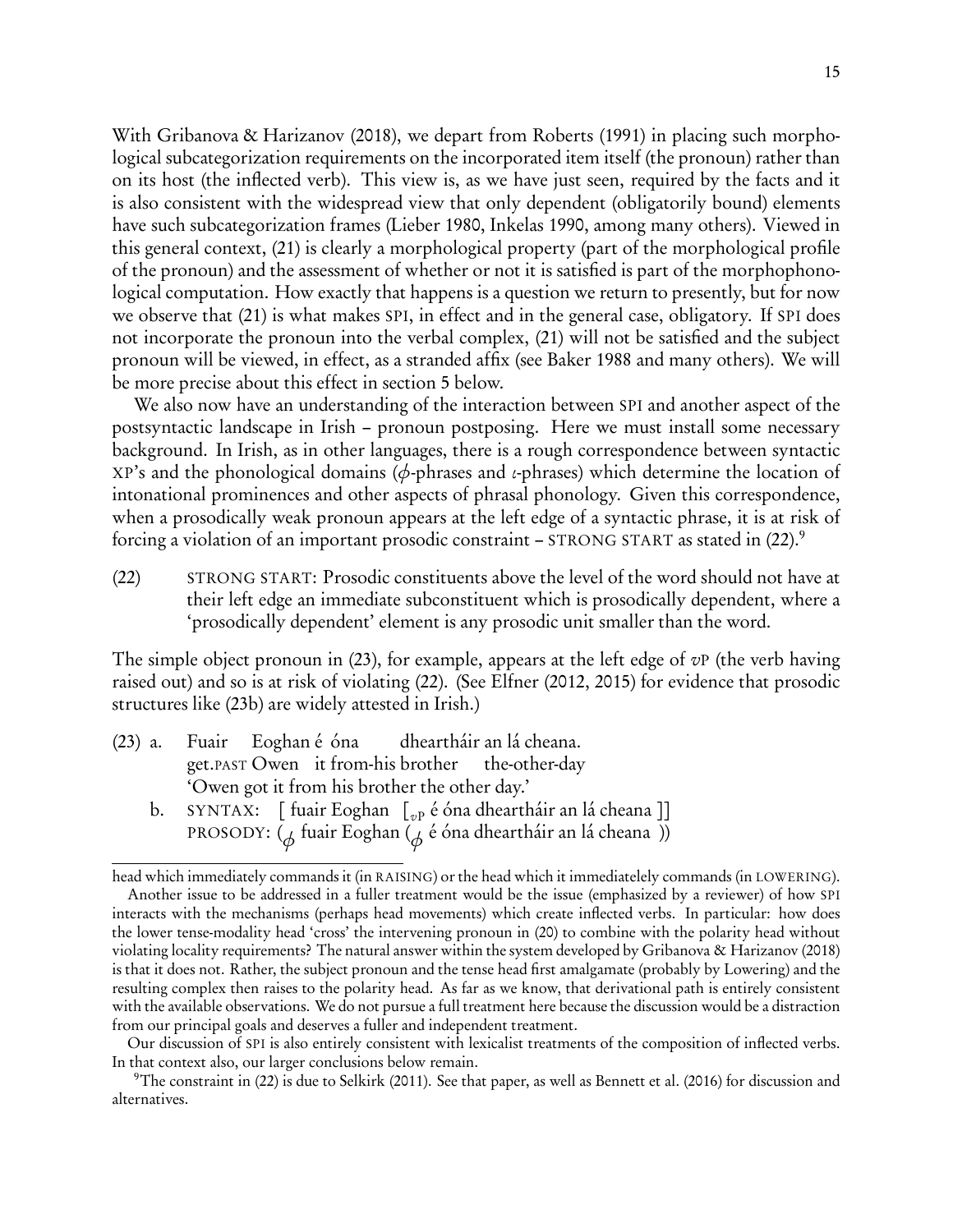With Gribanova & Harizanov (2018), we depart from Roberts (1991) in placing such morphological subcategorization requirements on the incorporated item itself (the pronoun) rather than on its host (the inflected verb). This view is, as we have just seen, required by the facts and it is also consistent with the widespread view that only dependent (obligatorily bound) elements have such subcategorization frames (Lieber 1980, Inkelas 1990, among many others). Viewed in this general context, (21) is clearly a morphological property (part of the morphological profile of the pronoun) and the assessment of whether or not it is satisfied is part of the morphophonological computation. How exactly that happens is a question we return to presently, but for now we observe that (21) is what makes SPI, in effect and in the general case, obligatory. If SPI does not incorporate the pronoun into the verbal complex, (21) will not be satisfied and the subject pronoun will be viewed, in effect, as a stranded affix (see Baker 1988 and many others). We will be more precise about this effect in section 5 below.

We also now have an understanding of the interaction between SPI and another aspect of the postsyntactic landscape in Irish – pronoun postposing. Here we must install some necessary background. In Irish, as in other languages, there is a rough correspondence between syntactic XP's and the phonological domains ($\phi$-phrases and $\iota$-phrases) which determine the location of intonational prominences and other aspects of phrasal phonology. Given this correspondence, when a prosodically weak pronoun appears at the left edge of a syntactic phrase, it is at risk of forcing a violation of an important prosodic constraint – STRONG START as stated in (22).[9]

(22) STRONG START: Prosodic constituents above the level of the word should not have at their left edge an immediate subconstituent which is prosodically dependent, where a 'prosodically dependent' element is any prosodic unit smaller than the word.

The simple object pronoun in (23), for example, appears at the left edge of *v*P (the verb having raised out) and so is at risk of violating (22). (See Elfner (2012, 2015) for evidence that prosodic structures like (23b) are widely attested in Irish.)

(23) a. Fuair Eoghan é óna dheartháir an lá cheana.
get.PAST Owen it from-his brother the-other-day
'Owen got it from his brother the other day.'

b. SYNTAX: [ fuair Eoghan [$_{vP}$ é óna dheartháir an lá cheana ]]
PROSODY: ($_\phi$ fuair Eoghan ($_\phi$ é óna dheartháir an lá cheana ))

---

head which immediately commands it (in RAISING) or the head which it immediatelely commands (in LOWERING).

Another issue to be addressed in a fuller treatment would be the issue (emphasized by a reviewer) of how SPI interacts with the mechanisms (perhaps head movements) which create inflected verbs. In particular: how does the lower tense-modality head 'cross' the intervening pronoun in (20) to combine with the polarity head without violating locality requirements? The natural answer within the system developed by Gribanova & Harizanov (2018) is that it does not. Rather, the subject pronoun and the tense head first amalgamate (probably by Lowering) and the resulting complex then raises to the polarity head. As far as we know, that derivational path is entirely consistent with the available observations. We do not pursue a full treatment here because the discussion would be a distraction from our principal goals and deserves a fuller and independent treatment.

Our discussion of SPI is also entirely consistent with lexicalist treatments of the composition of inflected verbs. In that context also, our larger conclusions below remain.

[9]The constraint in (22) is due to Selkirk (2011). See that paper, as well as Bennett et al. (2016) for discussion and alternatives.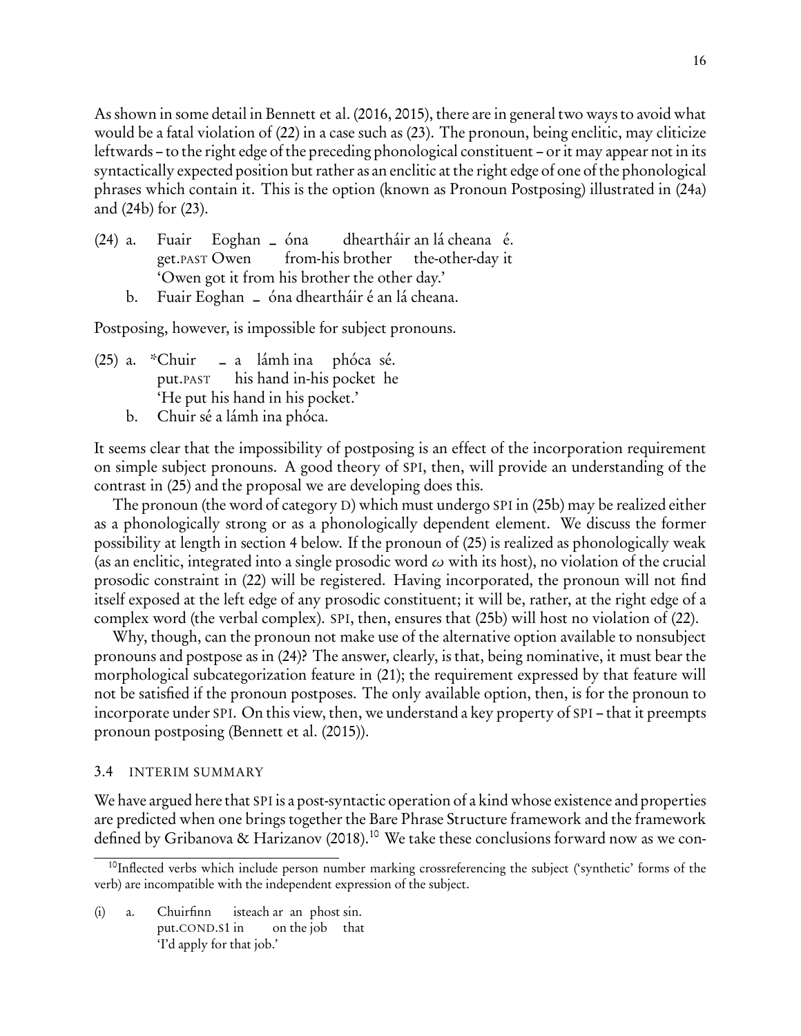As shown in some detail in Bennett et al. (2016, 2015), there are in general two ways to avoid what would be a fatal violation of (22) in a case such as (23). The pronoun, being enclitic, may cliticize leftwards – to the right edge of the preceding phonological constituent – or it may appear not in its syntactically expected position but rather as an enclitic at the right edge of one of the phonological phrases which contain it. This is the option (known as Pronoun Postposing) illustrated in (24a) and (24b) for (23).

(24) a. Fuair Eoghan _ óna dheartháir an lá cheana é.
get.PAST Owen from-his brother the-other-day it
'Owen got it from his brother the other day.'

b. Fuair Eoghan _ óna dheartháir é an lá cheana.

Postposing, however, is impossible for subject pronouns.

(25) a. *Chuir _ a lámh ina phóca sé.
put.PAST his hand in-his pocket he
'He put his hand in his pocket.'

b. Chuir sé a lámh ina phóca.

It seems clear that the impossibility of postposing is an effect of the incorporation requirement on simple subject pronouns. A good theory of SPI, then, will provide an understanding of the contrast in (25) and the proposal we are developing does this.

The pronoun (the word of category D) which must undergo SPI in (25b) may be realized either as a phonologically strong or as a phonologically dependent element. We discuss the former possibility at length in section 4 below. If the pronoun of (25) is realized as phonologically weak (as an enclitic, integrated into a single prosodic word $\omega$ with its host), no violation of the crucial prosodic constraint in (22) will be registered. Having incorporated, the pronoun will not find itself exposed at the left edge of any prosodic constituent; it will be, rather, at the right edge of a complex word (the verbal complex). SPI, then, ensures that (25b) will host no violation of (22).

Why, though, can the pronoun not make use of the alternative option available to nonsubject pronouns and postpose as in (24)? The answer, clearly, is that, being nominative, it must bear the morphological subcategorization feature in (21); the requirement expressed by that feature will not be satisfied if the pronoun postposes. The only available option, then, is for the pronoun to incorporate under SPI. On this view, then, we understand a key property of SPI – that it preempts pronoun postposing (Bennett et al. (2015)).

### 3.4 INTERIM SUMMARY

We have argued here that SPI is a post-syntactic operation of a kind whose existence and properties are predicted when one brings together the Bare Phrase Structure framework and the framework defined by Gribanova & Harizanov (2018).[10] We take these conclusions forward now as we con-

[10] Inflected verbs which include person number marking crossreferencing the subject ('synthetic' forms of the verb) are incompatible with the independent expression of the subject.

(i) a. Chuirfinn isteach ar an phost sin.
put.COND.S1 in on the job that
'I'd apply for that job.'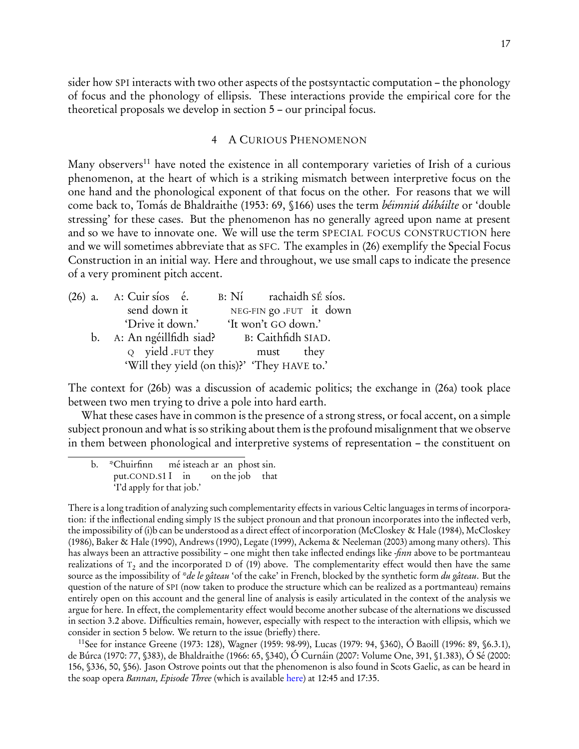sider how SPI interacts with two other aspects of the postsyntactic computation – the phonology of focus and the phonology of ellipsis. These interactions provide the empirical core for the theoretical proposals we develop in section 5 – our principal focus.

## 4 A Curious Phenomenon

Many observers[11] have noted the existence in all contemporary varieties of Irish of a curious phenomenon, at the heart of which is a striking mismatch between interpretive focus on the one hand and the phonological exponent of that focus on the other. For reasons that we will come back to, Tomás de Bhaldraithe (1953: 69, §166) uses the term *béimniú dúbáilte* or 'double stressing' for these cases. But the phenomenon has no generally agreed upon name at present and so we have to innovate one. We will use the term SPECIAL FOCUS CONSTRUCTION here and we will sometimes abbreviate that as SFC. The examples in (26) exemplify the Special Focus Construction in an initial way. Here and throughout, we use small caps to indicate the presence of a very prominent pitch accent.

(26) a. A: Cuir síos é. B: Ní rachaidh SÉ síos.
send down it NEG-FIN go .FUT it down
'Drive it down.' 'It won't GO down.'

b. A: An ngéillfidh siad? B: Caithfidh SIAD.
Q yield .FUT they must they
'Will they yield (on this)?' 'They HAVE to.'

The context for (26b) was a discussion of academic politics; the exchange in (26a) took place between two men trying to drive a pole into hard earth.

What these cases have in common is the presence of a strong stress, or focal accent, on a simple subject pronoun and what is so striking about them is the profound misalignment that we observe in them between phonological and interpretive systems of representation – the constituent on

---

b. *Chuirfinn mé isteach ar an phost sin.
put.COND.S1 I in on the job that
'I'd apply for that job.'

There is a long tradition of analyzing such complementarity effects in various Celtic languages in terms of incorporation: if the inflectional ending simply IS the subject pronoun and that pronoun incorporates into the inflected verb, the impossibility of (i)b can be understood as a direct effect of incorporation (McCloskey & Hale (1984), McCloskey (1986), Baker & Hale (1990), Andrews (1990), Legate (1999), Ackema & Neeleman (2003) among many others). This has always been an attractive possibility – one might then take inflected endings like *-finn* above to be portmanteau realizations of $T_2$ and the incorporated D of (19) above. The complementarity effect would then have the same source as the impossibility of **de le gâteau* 'of the cake' in French, blocked by the synthetic form *du gâteau*. But the question of the nature of SPI (now taken to produce the structure which can be realized as a portmanteau) remains entirely open on this account and the general line of analysis is easily articulated in the context of the analysis we argue for here. In effect, the complementarity effect would become another subcase of the alternations we discussed in section 3.2 above. Difficulties remain, however, especially with respect to the interaction with ellipsis, which we consider in section 5 below. We return to the issue (briefly) there.

[11] See for instance Greene (1973: 128), Wagner (1959: 98-99), Lucas (1979: 94, §360), Ó Baoill (1996: 89, §6.3.1), de Búrca (1970: 77, §383), de Bhaldraithe (1966: 65, §340), Ó Curnáin (2007: Volume One, 391, §1.383), Ó Sé (2000: 156, §336, 50, §56). Jason Ostrove points out that the phenomenon is also found in Scots Gaelic, as can be heard in the soap opera *Bannan, Episode Three* (which is available here) at 12:45 and 17:35.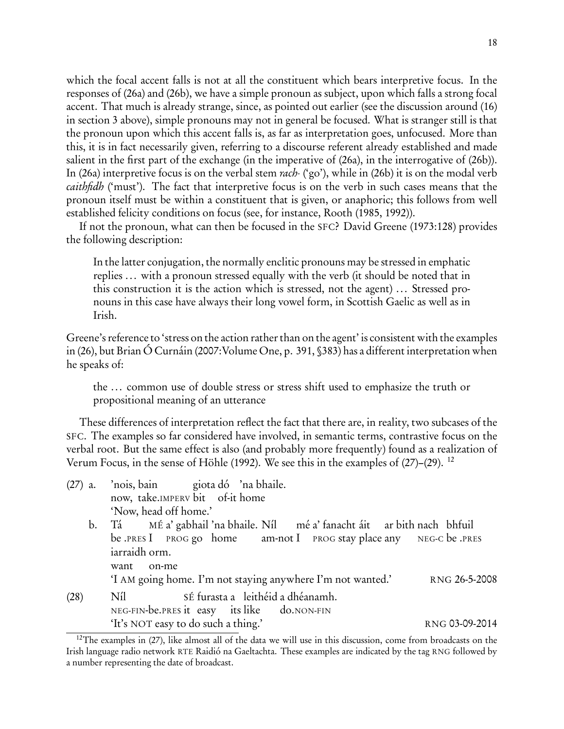which the focal accent falls is not at all the constituent which bears interpretive focus. In the responses of (26a) and (26b), we have a simple pronoun as subject, upon which falls a strong focal accent. That much is already strange, since, as pointed out earlier (see the discussion around (16) in section 3 above), simple pronouns may not in general be focused. What is stranger still is that the pronoun upon which this accent falls is, as far as interpretation goes, unfocused. More than this, it is in fact necessarily given, referring to a discourse referent already established and made salient in the first part of the exchange (in the imperative of (26a), in the interrogative of (26b)). In (26a) interpretive focus is on the verbal stem *rach-* ('go'), while in (26b) it is on the modal verb *caithfidh* ('must'). The fact that interpretive focus is on the verb in such cases means that the pronoun itself must be within a constituent that is given, or anaphoric; this follows from well established felicity conditions on focus (see, for instance, Rooth (1985, 1992)).

If not the pronoun, what can then be focused in the SFC? David Greene (1973:128) provides the following description:

> In the latter conjugation, the normally enclitic pronouns may be stressed in emphatic replies … with a pronoun stressed equally with the verb (it should be noted that in this construction it is the action which is stressed, not the agent) … Stressed pronouns in this case have always their long vowel form, in Scottish Gaelic as well as in Irish.

Greene's reference to 'stress on the action rather than on the agent' is consistent with the examples in (26), but Brian Ó Curnáin (2007:Volume One, p. 391, §383) has a different interpretation when he speaks of:

> the … common use of double stress or stress shift used to emphasize the truth or propositional meaning of an utterance

These differences of interpretation reflect the fact that there are, in reality, two subcases of the SFC. The examples so far considered have involved, in semantic terms, contrastive focus on the verbal root. But the same effect is also (and probably more frequently) found as a realization of Verum Focus, in the sense of Höhle (1992). We see this in the examples of (27)–(29). [12]

(27) a. 'nois, bain giota dó 'na bhaile.
now, take.IMPERV bit of-it home
'Now, head off home.'

b. Tá MÉ a' gabhail 'na bhaile. Níl mé a' fanacht áit ar bith nach bhfuil iarraidh orm.
be .PRES I PROG go home am-not I PROG stay place any NEG-C be .PRES want on-me
'I AM going home. I'm not staying anywhere I'm not wanted.' RNG 26-5-2008

(28) Níl SÉ furasta a leithéid a dhéanamh.
NEG-FIN-be.PRES it easy its like do.NON-FIN
'It's NOT easy to do such a thing.' RNG 03-09-2014

[12] The examples in (27), like almost all of the data we will use in this discussion, come from broadcasts on the Irish language radio network RTE Raidió na Gaeltachta. These examples are indicated by the tag RNG followed by a number representing the date of broadcast.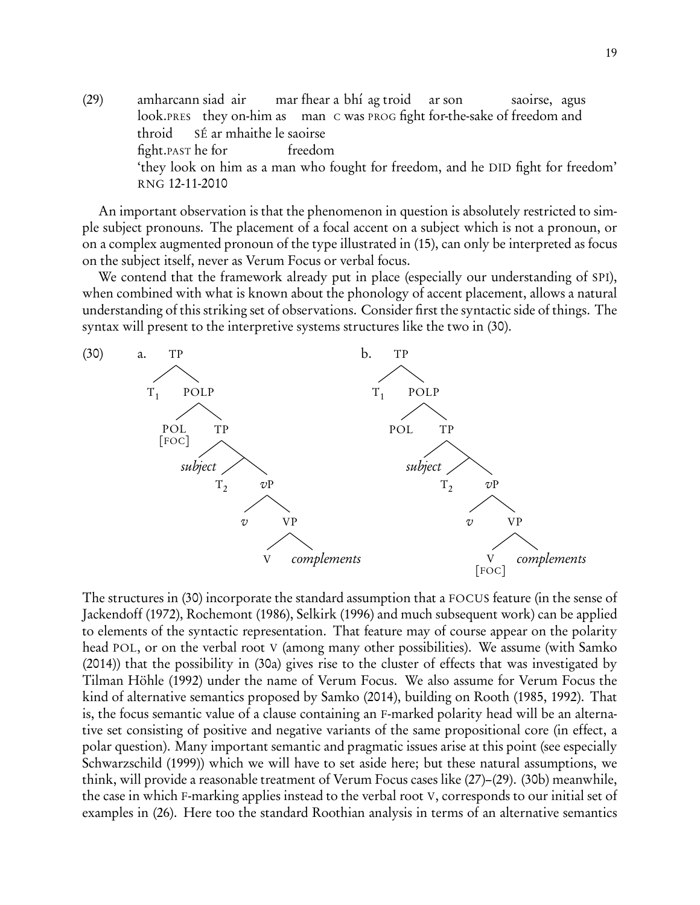(29) amharcann siad air mar fhear a bhí ag troid ar son saoirse, agus
look.PRES they on-him as man C was PROG fight for-the-sake of freedom and
throid SÉ ar mhaithe le saoirse
fight.PAST he for freedom
'they look on him as a man who fought for freedom, and he DID fight for freedom'
RNG 12-11-2010

An important observation is that the phenomenon in question is absolutely restricted to simple subject pronouns. The placement of a focal accent on a subject which is not a pronoun, or on a complex augmented pronoun of the type illustrated in (15), can only be interpreted as focus on the subject itself, never as Verum Focus or verbal focus.

We contend that the framework already put in place (especially our understanding of SPI), when combined with what is known about the phonology of accent placement, allows a natural understanding of this striking set of observations. Consider first the syntactic side of things. The syntax will present to the interpretive systems structures like the two in (30).

(30) a. [TP $T_1$ [POLP POL[FOC] [TP *subject* [ $T_2$ [vP *v* [VP V *complements*]]]]]]

b. [TP $T_1$ [POLP POL [TP *subject* [ $T_2$ [vP *v* [VP V[FOC] *complements*]]]]]]

The structures in (30) incorporate the standard assumption that a FOCUS feature (in the sense of Jackendoff (1972), Rochemont (1986), Selkirk (1996) and much subsequent work) can be applied to elements of the syntactic representation. That feature may of course appear on the polarity head POL, or on the verbal root V (among many other possibilities). We assume (with Samko (2014)) that the possibility in (30a) gives rise to the cluster of effects that was investigated by Tilman Höhle (1992) under the name of Verum Focus. We also assume for Verum Focus the kind of alternative semantics proposed by Samko (2014), building on Rooth (1985, 1992). That is, the focus semantic value of a clause containing an F-marked polarity head will be an alternative set consisting of positive and negative variants of the same propositional core (in effect, a polar question). Many important semantic and pragmatic issues arise at this point (see especially Schwarzschild (1999)) which we will have to set aside here; but these natural assumptions, we think, will provide a reasonable treatment of Verum Focus cases like (27)–(29). (30b) meanwhile, the case in which F-marking applies instead to the verbal root V, corresponds to our initial set of examples in (26). Here too the standard Roothian analysis in terms of an alternative semantics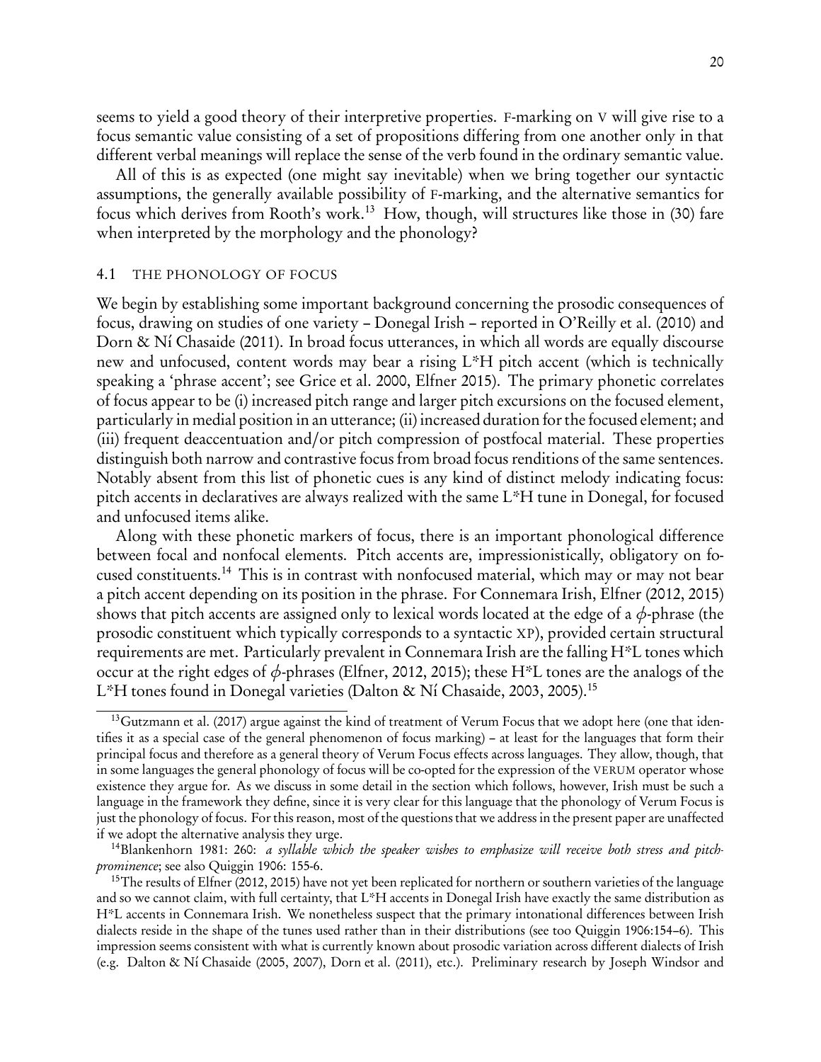seems to yield a good theory of their interpretive properties. F-marking on V will give rise to a focus semantic value consisting of a set of propositions differing from one another only in that different verbal meanings will replace the sense of the verb found in the ordinary semantic value.

All of this is as expected (one might say inevitable) when we bring together our syntactic assumptions, the generally available possibility of F-marking, and the alternative semantics for focus which derives from Rooth's work.[13] How, though, will structures like those in (30) fare when interpreted by the morphology and the phonology?

### 4.1 THE PHONOLOGY OF FOCUS

We begin by establishing some important background concerning the prosodic consequences of focus, drawing on studies of one variety – Donegal Irish – reported in O'Reilly et al. (2010) and Dorn & Ní Chasaide (2011). In broad focus utterances, in which all words are equally discourse new and unfocused, content words may bear a rising L*H pitch accent (which is technically speaking a 'phrase accent'; see Grice et al. 2000, Elfner 2015). The primary phonetic correlates of focus appear to be (i) increased pitch range and larger pitch excursions on the focused element, particularly in medial position in an utterance; (ii) increased duration for the focused element; and (iii) frequent deaccentuation and/or pitch compression of postfocal material. These properties distinguish both narrow and contrastive focus from broad focus renditions of the same sentences. Notably absent from this list of phonetic cues is any kind of distinct melody indicating focus: pitch accents in declaratives are always realized with the same L*H tune in Donegal, for focused and unfocused items alike.

Along with these phonetic markers of focus, there is an important phonological difference between focal and nonfocal elements. Pitch accents are, impressionistically, obligatory on focused constituents.[14] This is in contrast with nonfocused material, which may or may not bear a pitch accent depending on its position in the phrase. For Connemara Irish, Elfner (2012, 2015) shows that pitch accents are assigned only to lexical words located at the edge of a $\phi$-phrase (the prosodic constituent which typically corresponds to a syntactic XP), provided certain structural requirements are met. Particularly prevalent in Connemara Irish are the falling H*L tones which occur at the right edges of $\phi$-phrases (Elfner, 2012, 2015); these H*L tones are the analogs of the L*H tones found in Donegal varieties (Dalton & Ní Chasaide, 2003, 2005).[15]

---

[13] Gutzmann et al. (2017) argue against the kind of treatment of Verum Focus that we adopt here (one that identifies it as a special case of the general phenomenon of focus marking) – at least for the languages that form their principal focus and therefore as a general theory of Verum Focus effects across languages. They allow, though, that in some languages the general phonology of focus will be co-opted for the expression of the VERUM operator whose existence they argue for. As we discuss in some detail in the section which follows, however, Irish must be such a language in the framework they define, since it is very clear for this language that the phonology of Verum Focus is just the phonology of focus. For this reason, most of the questions that we address in the present paper are unaffected if we adopt the alternative analysis they urge.

[14] Blankenhorn 1981: 260: *a syllable which the speaker wishes to emphasize will receive both stress and pitch-prominence*; see also Quiggin 1906: 155-6.

[15] The results of Elfner (2012, 2015) have not yet been replicated for northern or southern varieties of the language and so we cannot claim, with full certainty, that L*H accents in Donegal Irish have exactly the same distribution as H*L accents in Connemara Irish. We nonetheless suspect that the primary intonational differences between Irish dialects reside in the shape of the tunes used rather than in their distributions (see too Quiggin 1906:154–6). This impression seems consistent with what is currently known about prosodic variation across different dialects of Irish (e.g. Dalton & Ní Chasaide (2005, 2007), Dorn et al. (2011), etc.). Preliminary research by Joseph Windsor and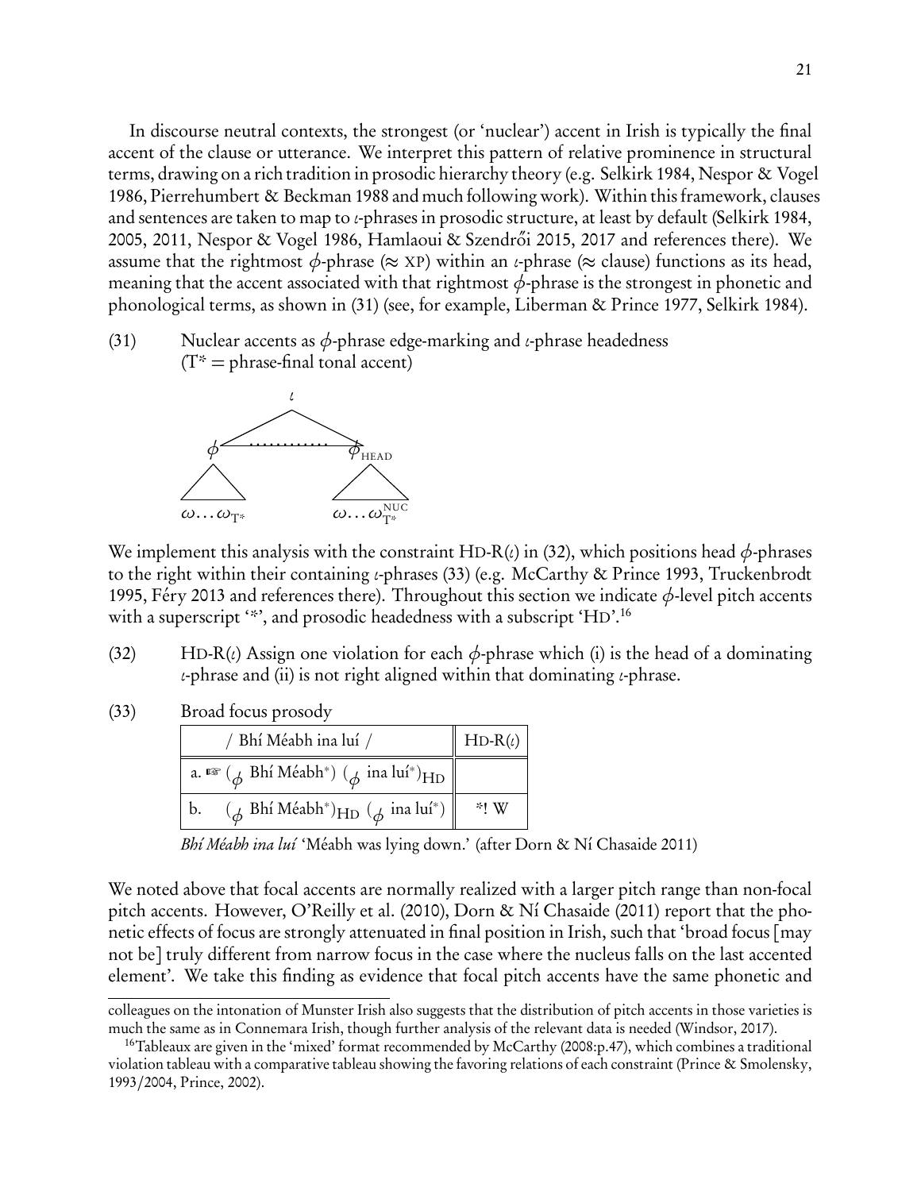In discourse neutral contexts, the strongest (or 'nuclear') accent in Irish is typically the final accent of the clause or utterance. We interpret this pattern of relative prominence in structural terms, drawing on a rich tradition in prosodic hierarchy theory (e.g. Selkirk 1984, Nespor & Vogel 1986, Pierrehumbert & Beckman 1988 and much following work). Within this framework, clauses and sentences are taken to map to $\iota$-phrases in prosodic structure, at least by default (Selkirk 1984, 2005, 2011, Nespor & Vogel 1986, Hamlaoui & Szendrői 2015, 2017 and references there). We assume that the rightmost $\phi$-phrase ($\approx$ XP) within an $\iota$-phrase ($\approx$ clause) functions as its head, meaning that the accent associated with that rightmost $\phi$-phrase is the strongest in phonetic and phonological terms, as shown in (31) (see, for example, Liberman & Prince 1977, Selkirk 1984).

(31) Nuclear accents as $\phi$-phrase edge-marking and $\iota$-phrase headedness
($T^*$ = phrase-final tonal accent)

$$[_{\iota}\ [_{\phi}\ \omega \ldots \omega_{T^*}] \ \ldots\ldots\ldots\ [_{\phi_{\text{HEAD}}}\ \omega \ldots \omega^{\text{NUC}}_{T^*}]\ ]$$

We implement this analysis with the constraint HD-R($\iota$) in (32), which positions head $\phi$-phrases to the right within their containing $\iota$-phrases (33) (e.g. McCarthy & Prince 1993, Truckenbrodt 1995, Féry 2013 and references there). Throughout this section we indicate $\phi$-level pitch accents with a superscript '\*', and prosodic headedness with a subscript 'HD'.[16]

(32) HD-R($\iota$) Assign one violation for each $\phi$-phrase which (i) is the head of a dominating $\iota$-phrase and (ii) is not right aligned within that dominating $\iota$-phrase.

(33) Broad focus prosody

| / Bhí Méabh ina luí / | HD-R($\iota$) |
|---|---|
| a. ☞ ($_{\phi}$ Bhí Méabh\*) ($_{\phi}$ ina luí\*)$_{\text{HD}}$ | |
| b. ($_{\phi}$ Bhí Méabh\*)$_{\text{HD}}$ ($_{\phi}$ ina luí\*) | \*! W |

*Bhí Méabh ina luí* 'Méabh was lying down.' (after Dorn & Ní Chasaide 2011)

We noted above that focal accents are normally realized with a larger pitch range than non-focal pitch accents. However, O'Reilly et al. (2010), Dorn & Ní Chasaide (2011) report that the phonetic effects of focus are strongly attenuated in final position in Irish, such that 'broad focus [may not be] truly different from narrow focus in the case where the nucleus falls on the last accented element'. We take this finding as evidence that focal pitch accents have the same phonetic and

---

colleagues on the intonation of Munster Irish also suggests that the distribution of pitch accents in those varieties is much the same as in Connemara Irish, though further analysis of the relevant data is needed (Windsor, 2017).

[16] Tableaux are given in the 'mixed' format recommended by McCarthy (2008:p.47), which combines a traditional violation tableau with a comparative tableau showing the favoring relations of each constraint (Prince & Smolensky, 1993/2004, Prince, 2002).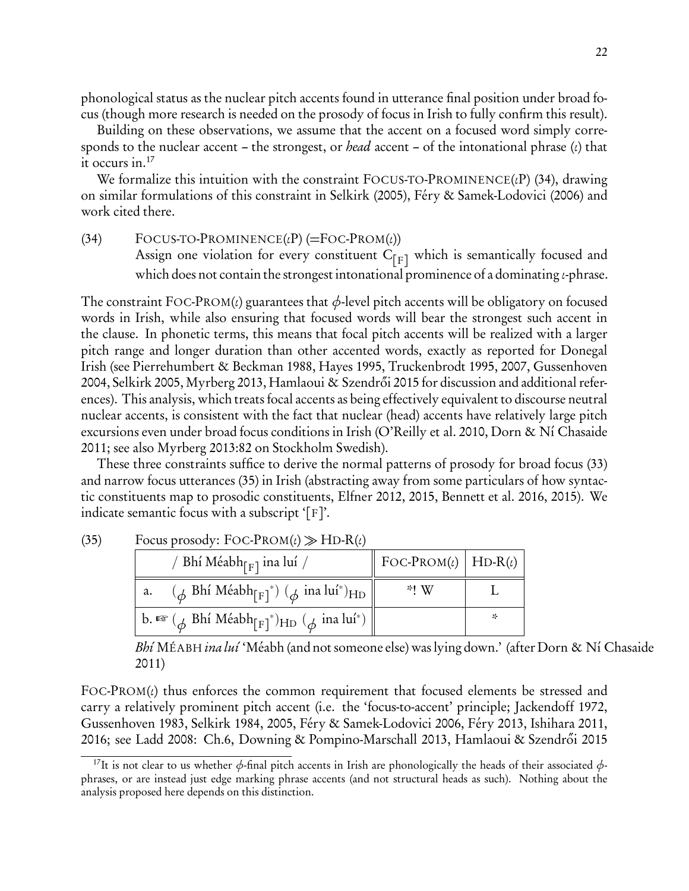phonological status as the nuclear pitch accents found in utterance final position under broad focus (though more research is needed on the prosody of focus in Irish to fully confirm this result).

Building on these observations, we assume that the accent on a focused word simply corresponds to the nuclear accent – the strongest, or *head* accent – of the intonational phrase ($\iota$) that it occurs in.[17]

We formalize this intuition with the constraint FOCUS-TO-PROMINENCE($\iota$P) (34), drawing on similar formulations of this constraint in Selkirk (2005), Féry & Samek-Lodovici (2006) and work cited there.

(34) FOCUS-TO-PROMINENCE($\iota$P) (=FOC-PROM($\iota$))
Assign one violation for every constituent $C_{[F]}$ which is semantically focused and which does not contain the strongest intonational prominence of a dominating $\iota$-phrase.

The constraint FOC-PROM($\iota$) guarantees that $\phi$-level pitch accents will be obligatory on focused words in Irish, while also ensuring that focused words will bear the strongest such accent in the clause. In phonetic terms, this means that focal pitch accents will be realized with a larger pitch range and longer duration than other accented words, exactly as reported for Donegal Irish (see Pierrehumbert & Beckman 1988, Hayes 1995, Truckenbrodt 1995, 2007, Gussenhoven 2004, Selkirk 2005, Myrberg 2013, Hamlaoui & Szendrői 2015 for discussion and additional references). This analysis, which treats focal accents as being effectively equivalent to discourse neutral nuclear accents, is consistent with the fact that nuclear (head) accents have relatively large pitch excursions even under broad focus conditions in Irish (O'Reilly et al. 2010, Dorn & Ní Chasaide 2011; see also Myrberg 2013:82 on Stockholm Swedish).

These three constraints suffice to derive the normal patterns of prosody for broad focus (33) and narrow focus utterances (35) in Irish (abstracting away from some particulars of how syntactic constituents map to prosodic constituents, Elfner 2012, 2015, Bennett et al. 2016, 2015). We indicate semantic focus with a subscript '[F]'.

(35) Focus prosody: FOC-PROM($\iota$) $\gg$ HD-R($\iota$)

| / Bhí Méabh$_{[F]}$ ina luí / | FOC-PROM($\iota$) | HD-R($\iota$) |
|---|---|---|
| a. ($_\phi$ Bhí Méabh$_{[F]}$$^*$) ($_\phi$ ina luí$^*$)$_{HD}$ | *! W | L |
| b. ☞ ($_\phi$ Bhí Méabh$_{[F]}$$^*$)$_{HD}$ ($_\phi$ ina luí$^*$) | | * |

*Bhí* MÉABH *ina luí* 'Méabh (and not someone else) was lying down.' (after Dorn & Ní Chasaide 2011)

FOC-PROM($\iota$) thus enforces the common requirement that focused elements be stressed and carry a relatively prominent pitch accent (i.e. the 'focus-to-accent' principle; Jackendoff 1972, Gussenhoven 1983, Selkirk 1984, 2005, Féry & Samek-Lodovici 2006, Féry 2013, Ishihara 2011, 2016; see Ladd 2008: Ch.6, Downing & Pompino-Marschall 2013, Hamlaoui & Szendrői 2015

[17]It is not clear to us whether $\phi$-final pitch accents in Irish are phonologically the heads of their associated $\phi$-phrases, or are instead just edge marking phrase accents (and not structural heads as such). Nothing about the analysis proposed here depends on this distinction.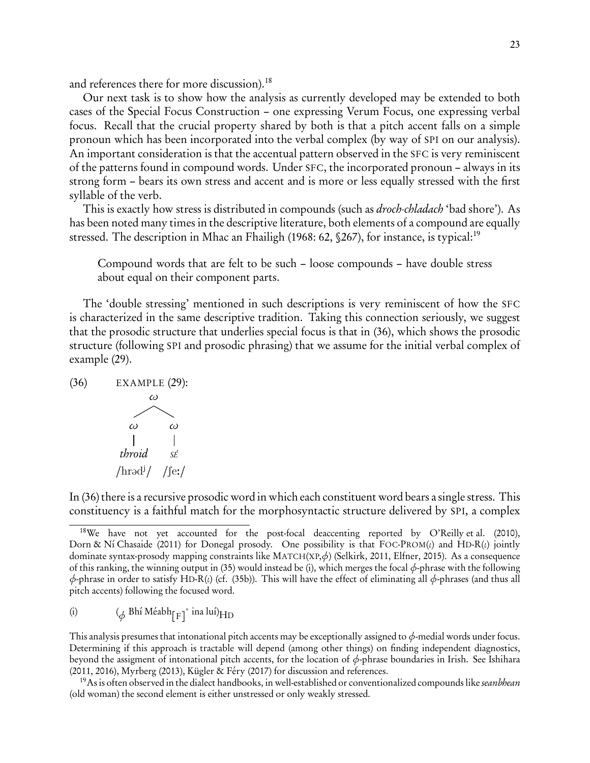and references there for more discussion).[18]

Our next task is to show how the analysis as currently developed may be extended to both cases of the Special Focus Construction – one expressing Verum Focus, one expressing verbal focus. Recall that the crucial property shared by both is that a pitch accent falls on a simple pronoun which has been incorporated into the verbal complex (by way of SPI on our analysis). An important consideration is that the accentual pattern observed in the SFC is very reminiscent of the patterns found in compound words. Under SFC, the incorporated pronoun – always in its strong form – bears its own stress and accent and is more or less equally stressed with the first syllable of the verb.

This is exactly how stress is distributed in compounds (such as *droch-chladach* 'bad shore'). As has been noted many times in the descriptive literature, both elements of a compound are equally stressed. The description in Mhac an Fhailigh (1968: 62, §267), for instance, is typical:[19]

> Compound words that are felt to be such – loose compounds – have double stress about equal on their component parts.

The 'double stressing' mentioned in such descriptions is very reminiscent of how the SFC is characterized in the same descriptive tradition. Taking this connection seriously, we suggest that the prosodic structure that underlies special focus is that in (36), which shows the prosodic structure (following SPI and prosodic phrasing) that we assume for the initial verbal complex of example (29).

(36) EXAMPLE (29):

```
          ω
        /   \
       ω     ω
       |     |
    throid   SÉ
   /hrədʲ/  /ʃeː/
```

In (36) there is a recursive prosodic word in which each constituent word bears a single stress. This constituency is a faithful match for the morphosyntactic structure delivered by SPI, a complex

---

[18] We have not yet accounted for the post-focal deaccenting reported by O'Reilly et al. (2010), Dorn & Ní Chasaide (2011) for Donegal prosody. One possibility is that FOC-PROM($\iota$) and HD-R($\iota$) jointly dominate syntax-prosody mapping constraints like MATCH(XP,$\phi$) (Selkirk, 2011, Elfner, 2015). As a consequence of this ranking, the winning output in (35) would instead be (i), which merges the focal $\phi$-phrase with the following $\phi$-phrase in order to satisfy HD-R($\iota$) (cf. (35b)). This will have the effect of eliminating all $\phi$-phrases (and thus all pitch accents) following the focused word.

(i) ($_\phi$ Bhí Méabh$_{[F]}^{*}$ ina luí)$_{HD}$

This analysis presumes that intonational pitch accents may be exceptionally assigned to $\phi$-medial words under focus. Determining if this approach is tractable will depend (among other things) on finding independent diagnostics, beyond the assigment of intonational pitch accents, for the location of $\phi$-phrase boundaries in Irish. See Ishihara (2011, 2016), Myrberg (2013), Kügler & Féry (2017) for discussion and references.

[19] As is often observed in the dialect handbooks, in well-established or conventionalized compounds like *seanbhean* (old woman) the second element is either unstressed or only weakly stressed.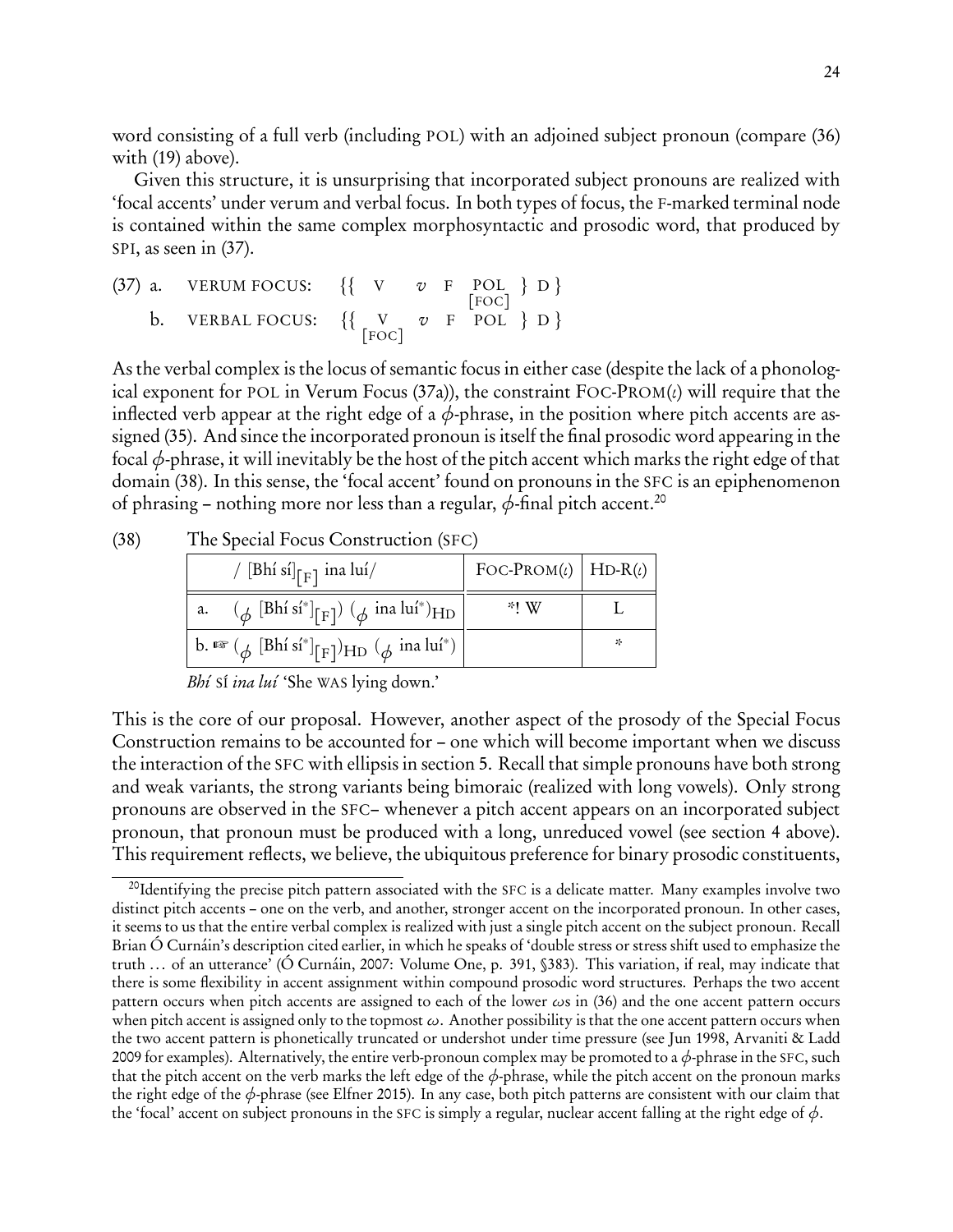word consisting of a full verb (including POL) with an adjoined subject pronoun (compare (36) with (19) above).

Given this structure, it is unsurprising that incorporated subject pronouns are realized with 'focal accents' under verum and verbal focus. In both types of focus, the F-marked terminal node is contained within the same complex morphosyntactic and prosodic word, that produced by SPI, as seen in (37).

(37) a. VERUM FOCUS: $\{\{ \text{ V } \quad v \quad \text{F} \quad \underset{[\text{FOC}]}{\text{POL}} \} \text{ D} \}$

b. VERBAL FOCUS: $\{\{ \underset{[\text{FOC}]}{\text{V}} \quad v \quad \text{F} \quad \text{POL} \} \text{ D} \}$

As the verbal complex is the locus of semantic focus in either case (despite the lack of a phonological exponent for POL in Verum Focus (37a)), the constraint FOC-PROM($\iota$) will require that the inflected verb appear at the right edge of a $\phi$-phrase, in the position where pitch accents are assigned (35). And since the incorporated pronoun is itself the final prosodic word appearing in the focal $\phi$-phrase, it will inevitably be the host of the pitch accent which marks the right edge of that domain (38). In this sense, the 'focal accent' found on pronouns in the SFC is an epiphenomenon of phrasing – nothing more nor less than a regular, $\phi$-final pitch accent.[20]

(38) The Special Focus Construction (SFC)

| / $[\text{Bhí sí}]_{[\text{F}]}$ ina luí/ | FOC-PROM($\iota$) | HD-R($\iota$) |
|---|---|---|
| a. $(_\phi\ [\text{Bhí sí}^*]_{[\text{F}]})\ (_\phi\ \text{ina luí}^*)_{\text{HD}}$ | *! W | L |
| b. ☞ $(_\phi\ [\text{Bhí sí}^*]_{[\text{F}]})_{\text{HD}}\ (_\phi\ \text{ina luí}^*)$ | | * |

*Bhí* SÍ *ina luí* 'She WAS lying down.'

This is the core of our proposal. However, another aspect of the prosody of the Special Focus Construction remains to be accounted for – one which will become important when we discuss the interaction of the SFC with ellipsis in section 5. Recall that simple pronouns have both strong and weak variants, the strong variants being bimoraic (realized with long vowels). Only strong pronouns are observed in the SFC– whenever a pitch accent appears on an incorporated subject pronoun, that pronoun must be produced with a long, unreduced vowel (see section 4 above). This requirement reflects, we believe, the ubiquitous preference for binary prosodic constituents,

[20] Identifying the precise pitch pattern associated with the SFC is a delicate matter. Many examples involve two distinct pitch accents – one on the verb, and another, stronger accent on the incorporated pronoun. In other cases, it seems to us that the entire verbal complex is realized with just a single pitch accent on the subject pronoun. Recall Brian Ó Curnáin's description cited earlier, in which he speaks of 'double stress or stress shift used to emphasize the truth … of an utterance' (Ó Curnáin, 2007: Volume One, p. 391, §383). This variation, if real, may indicate that there is some flexibility in accent assignment within compound prosodic word structures. Perhaps the two accent pattern occurs when pitch accents are assigned to each of the lower $\omega$s in (36) and the one accent pattern occurs when pitch accent is assigned only to the topmost $\omega$. Another possibility is that the one accent pattern occurs when the two accent pattern is phonetically truncated or undershot under time pressure (see Jun 1998, Arvaniti & Ladd 2009 for examples). Alternatively, the entire verb-pronoun complex may be promoted to a $\phi$-phrase in the SFC, such that the pitch accent on the verb marks the left edge of the $\phi$-phrase, while the pitch accent on the pronoun marks the right edge of the $\phi$-phrase (see Elfner 2015). In any case, both pitch patterns are consistent with our claim that the 'focal' accent on subject pronouns in the SFC is simply a regular, nuclear accent falling at the right edge of $\phi$.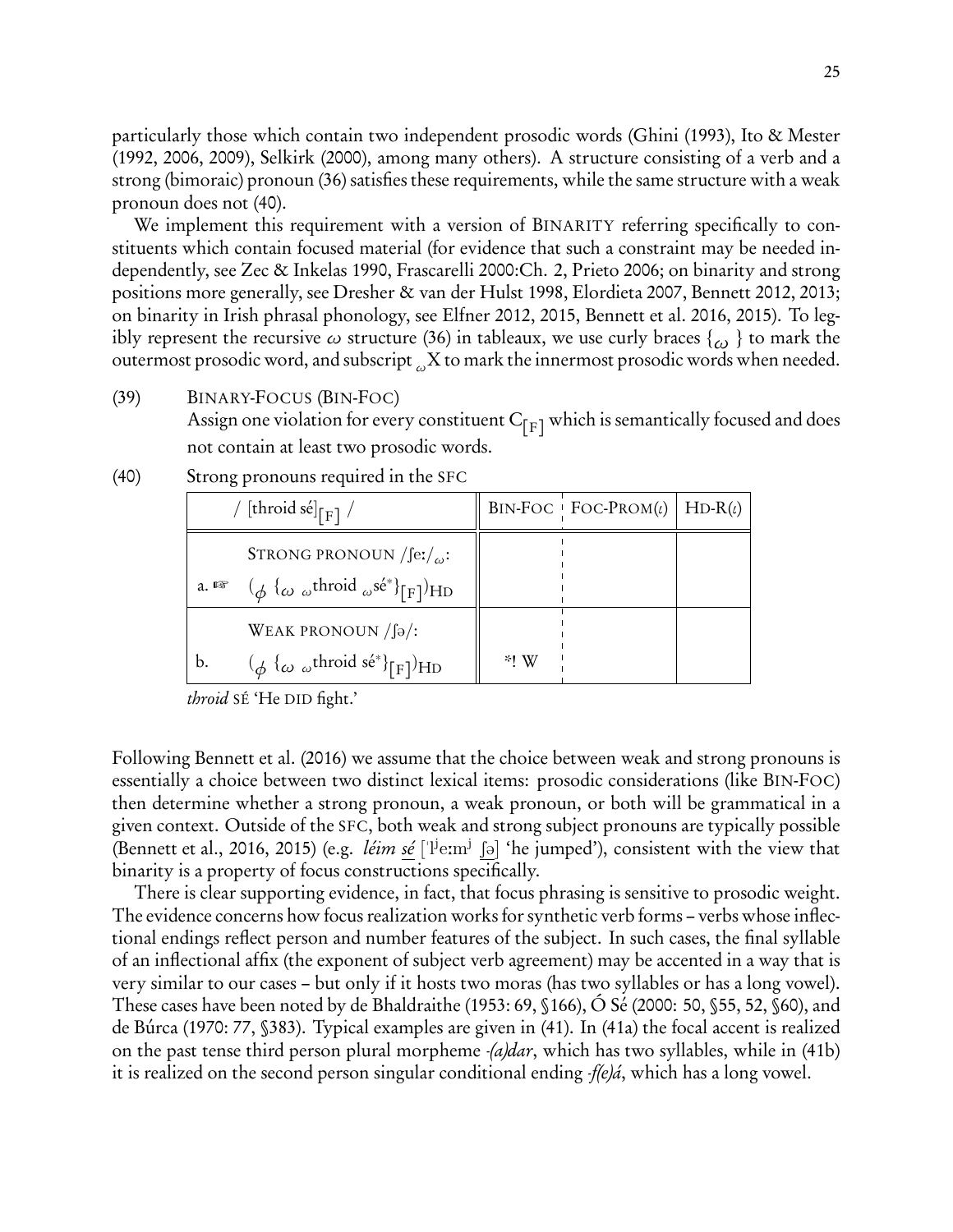particularly those which contain two independent prosodic words (Ghini (1993), Ito & Mester (1992, 2006, 2009), Selkirk (2000), among many others). A structure consisting of a verb and a strong (bimoraic) pronoun (36) satisfies these requirements, while the same structure with a weak pronoun does not (40).

We implement this requirement with a version of BINARITY referring specifically to constituents which contain focused material (for evidence that such a constraint may be needed independently, see Zec & Inkelas 1990, Frascarelli 2000:Ch. 2, Prieto 2006; on binarity and strong positions more generally, see Dresher & van der Hulst 1998, Elordieta 2007, Bennett 2012, 2013; on binarity in Irish phrasal phonology, see Elfner 2012, 2015, Bennett et al. 2016, 2015). To legibly represent the recursive $\omega$ structure (36) in tableaux, we use curly braces $\{_{\omega}\ \}$ to mark the outermost prosodic word, and subscript $_{\omega}$X to mark the innermost prosodic words when needed.

(39) BINARY-FOCUS (BIN-FOC)
Assign one violation for every constituent $C_{[F]}$ which is semantically focused and does not contain at least two prosodic words.

(40) Strong pronouns required in the SFC

| / [throid sé]$_{[F]}$ / | BIN-FOC | FOC-PROM($\iota$) | HD-R($\iota$) |
|---|---|---|---|
| STRONG PRONOUN /ʃeː/$_{\omega}$: a. ☞ $(_{\phi}\ \{_{\omega}\ _{\omega}$throid $_{\omega}$sé$^{*}\}_{[F]})_{HD}$ | | | |
| WEAK PRONOUN /ʃə/: b. $(_{\phi}\ \{_{\omega}\ _{\omega}$throid sé$^{*}\}_{[F]})_{HD}$ | *! W | | |

*throid* SÉ 'He DID fight.'

Following Bennett et al. (2016) we assume that the choice between weak and strong pronouns is essentially a choice between two distinct lexical items: prosodic considerations (like BIN-FOC) then determine whether a strong pronoun, a weak pronoun, or both will be grammatical in a given context. Outside of the SFC, both weak and strong subject pronouns are typically possible (Bennett et al., 2016, 2015) (e.g. *léim sé* [ˈlʲeːmʲ ʃə] 'he jumped'), consistent with the view that binarity is a property of focus constructions specifically.

There is clear supporting evidence, in fact, that focus phrasing is sensitive to prosodic weight. The evidence concerns how focus realization works for synthetic verb forms – verbs whose inflectional endings reflect person and number features of the subject. In such cases, the final syllable of an inflectional affix (the exponent of subject verb agreement) may be accented in a way that is very similar to our cases – but only if it hosts two moras (has two syllables or has a long vowel). These cases have been noted by de Bhaldraithe (1953: 69, §166), Ó Sé (2000: 50, §55, 52, §60), and de Búrca (1970: 77, §383). Typical examples are given in (41). In (41a) the focal accent is realized on the past tense third person plural morpheme *-(a)dar*, which has two syllables, while in (41b) it is realized on the second person singular conditional ending *-f(e)á*, which has a long vowel.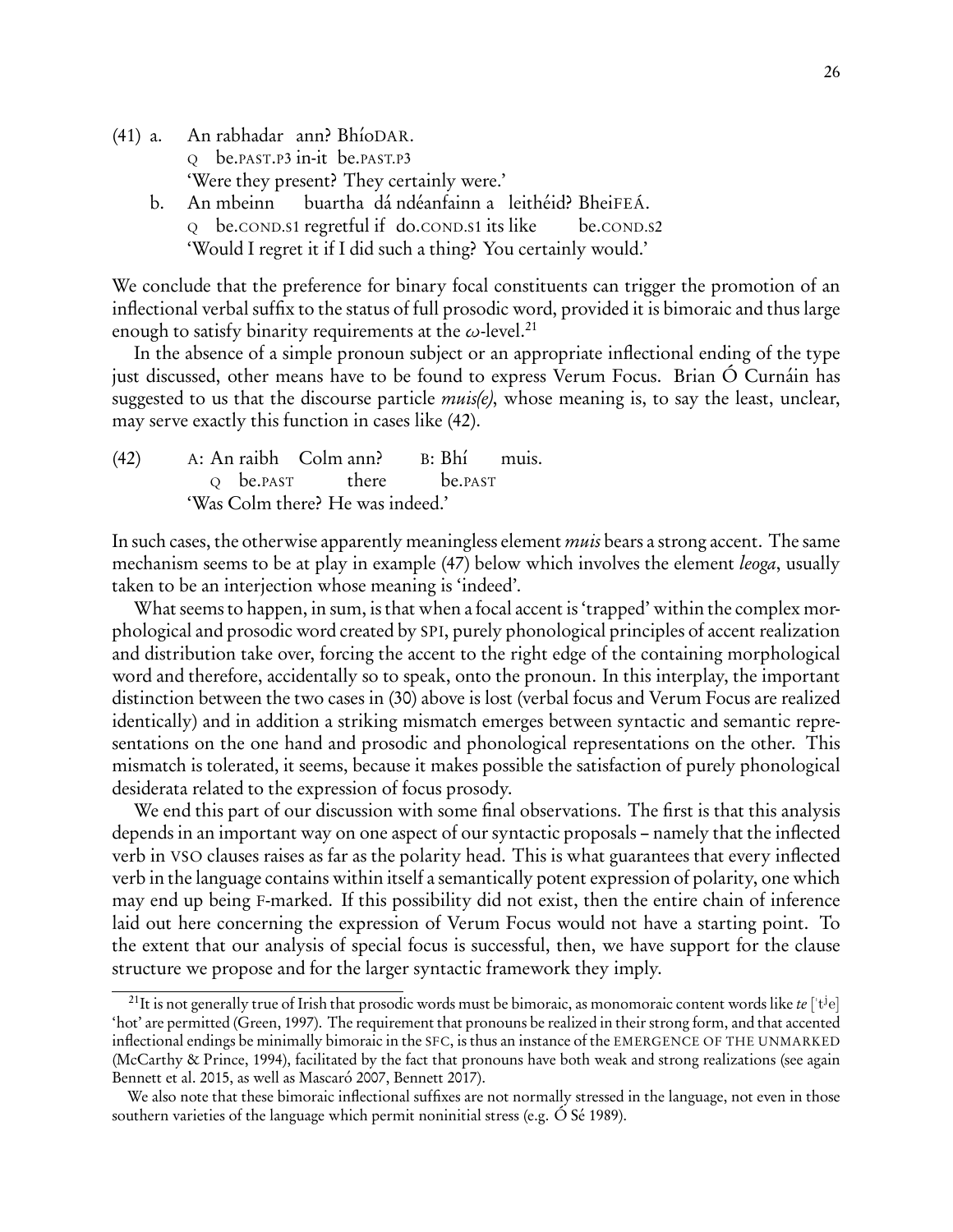(41) a. An rabhadar ann? BhíoDAR.
  Q be.PAST.P3 in-it be.PAST.P3
  'Were they present? They certainly were.'

  b. An mbeinn buartha dá ndéanfainn a leithéid? BheiFEÁ.
  Q be.COND.S1 regretful if do.COND.S1 its like be.COND.S2
  'Would I regret it if I did such a thing? You certainly would.'

We conclude that the preference for binary focal constituents can trigger the promotion of an inflectional verbal suffix to the status of full prosodic word, provided it is bimoraic and thus large enough to satisfy binarity requirements at the $\omega$-level.[21]

In the absence of a simple pronoun subject or an appropriate inflectional ending of the type just discussed, other means have to be found to express Verum Focus. Brian Ó Curnáin has suggested to us that the discourse particle *muis(e)*, whose meaning is, to say the least, unclear, may serve exactly this function in cases like (42).

(42) A: An raibh Colm ann? B: Bhí muis.
  Q be.PAST there be.PAST
  'Was Colm there? He was indeed.'

In such cases, the otherwise apparently meaningless element *muis* bears a strong accent. The same mechanism seems to be at play in example (47) below which involves the element *leoga*, usually taken to be an interjection whose meaning is 'indeed'.

What seems to happen, in sum, is that when a focal accent is 'trapped' within the complex morphological and prosodic word created by SPI, purely phonological principles of accent realization and distribution take over, forcing the accent to the right edge of the containing morphological word and therefore, accidentally so to speak, onto the pronoun. In this interplay, the important distinction between the two cases in (30) above is lost (verbal focus and Verum Focus are realized identically) and in addition a striking mismatch emerges between syntactic and semantic representations on the one hand and prosodic and phonological representations on the other. This mismatch is tolerated, it seems, because it makes possible the satisfaction of purely phonological desiderata related to the expression of focus prosody.

We end this part of our discussion with some final observations. The first is that this analysis depends in an important way on one aspect of our syntactic proposals – namely that the inflected verb in VSO clauses raises as far as the polarity head. This is what guarantees that every inflected verb in the language contains within itself a semantically potent expression of polarity, one which may end up being F-marked. If this possibility did not exist, then the entire chain of inference laid out here concerning the expression of Verum Focus would not have a starting point. To the extent that our analysis of special focus is successful, then, we have support for the clause structure we propose and for the larger syntactic framework they imply.

---

[21] It is not generally true of Irish that prosodic words must be bimoraic, as monomoraic content words like *te* [ˈtʲe] 'hot' are permitted (Green, 1997). The requirement that pronouns be realized in their strong form, and that accented inflectional endings be minimally bimoraic in the SFC, is thus an instance of the EMERGENCE OF THE UNMARKED (McCarthy & Prince, 1994), facilitated by the fact that pronouns have both weak and strong realizations (see again Bennett et al. 2015, as well as Mascaró 2007, Bennett 2017).

We also note that these bimoraic inflectional suffixes are not normally stressed in the language, not even in those southern varieties of the language which permit noninitial stress (e.g. Ó Sé 1989).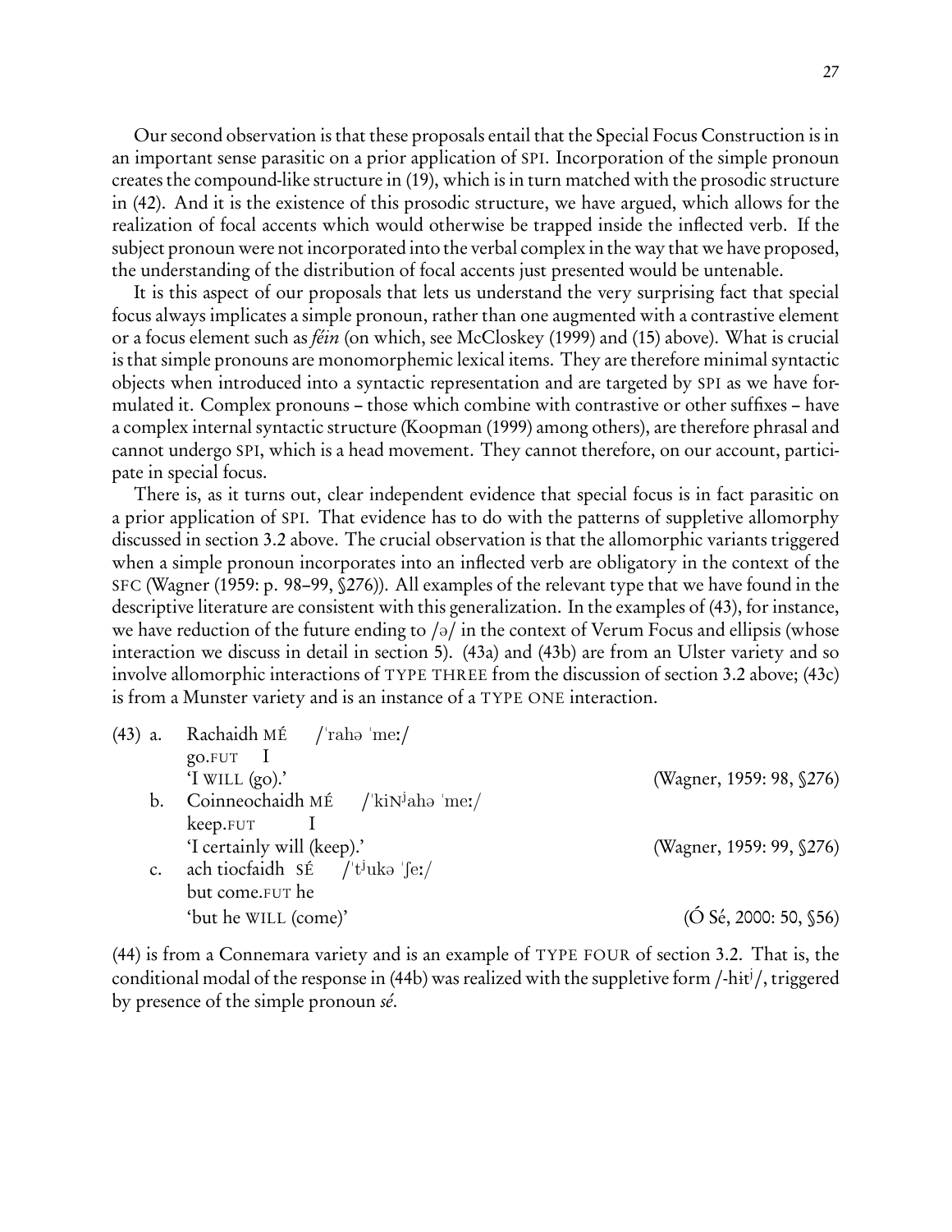Our second observation is that these proposals entail that the Special Focus Construction is in an important sense parasitic on a prior application of SPI. Incorporation of the simple pronoun creates the compound-like structure in (19), which is in turn matched with the prosodic structure in (42). And it is the existence of this prosodic structure, we have argued, which allows for the realization of focal accents which would otherwise be trapped inside the inflected verb. If the subject pronoun were not incorporated into the verbal complex in the way that we have proposed, the understanding of the distribution of focal accents just presented would be untenable.

It is this aspect of our proposals that lets us understand the very surprising fact that special focus always implicates a simple pronoun, rather than one augmented with a contrastive element or a focus element such as *féin* (on which, see McCloskey (1999) and (15) above). What is crucial is that simple pronouns are monomorphemic lexical items. They are therefore minimal syntactic objects when introduced into a syntactic representation and are targeted by SPI as we have formulated it. Complex pronouns – those which combine with contrastive or other suffixes – have a complex internal syntactic structure (Koopman (1999) among others), are therefore phrasal and cannot undergo SPI, which is a head movement. They cannot therefore, on our account, participate in special focus.

There is, as it turns out, clear independent evidence that special focus is in fact parasitic on a prior application of SPI. That evidence has to do with the patterns of suppletive allomorphy discussed in section 3.2 above. The crucial observation is that the allomorphic variants triggered when a simple pronoun incorporates into an inflected verb are obligatory in the context of the SFC (Wagner (1959: p. 98–99, §276)). All examples of the relevant type that we have found in the descriptive literature are consistent with this generalization. In the examples of (43), for instance, we have reduction of the future ending to /ə/ in the context of Verum Focus and ellipsis (whose interaction we discuss in detail in section 5). (43a) and (43b) are from an Ulster variety and so involve allomorphic interactions of TYPE THREE from the discussion of section 3.2 above; (43c) is from a Munster variety and is an instance of a TYPE ONE interaction.

(43) a. Rachaidh MÉ /ˈrahə ˈmeː/
go.FUT I
'I WILL (go).' (Wagner, 1959: 98, §276)

b. Coinneochaidh MÉ /ˈkiNʲahə ˈmeː/
keep.FUT I
'I certainly will (keep).' (Wagner, 1959: 99, §276)

c. ach tiocfaidh SÉ /ˈtʲukə ˈʃeː/
but come.FUT he
'but he WILL (come)' (Ó Sé, 2000: 50, §56)

(44) is from a Connemara variety and is an example of TYPE FOUR of section 3.2. That is, the conditional modal of the response in (44b) was realized with the suppletive form /-hɨtʲ/, triggered by presence of the simple pronoun *sé*.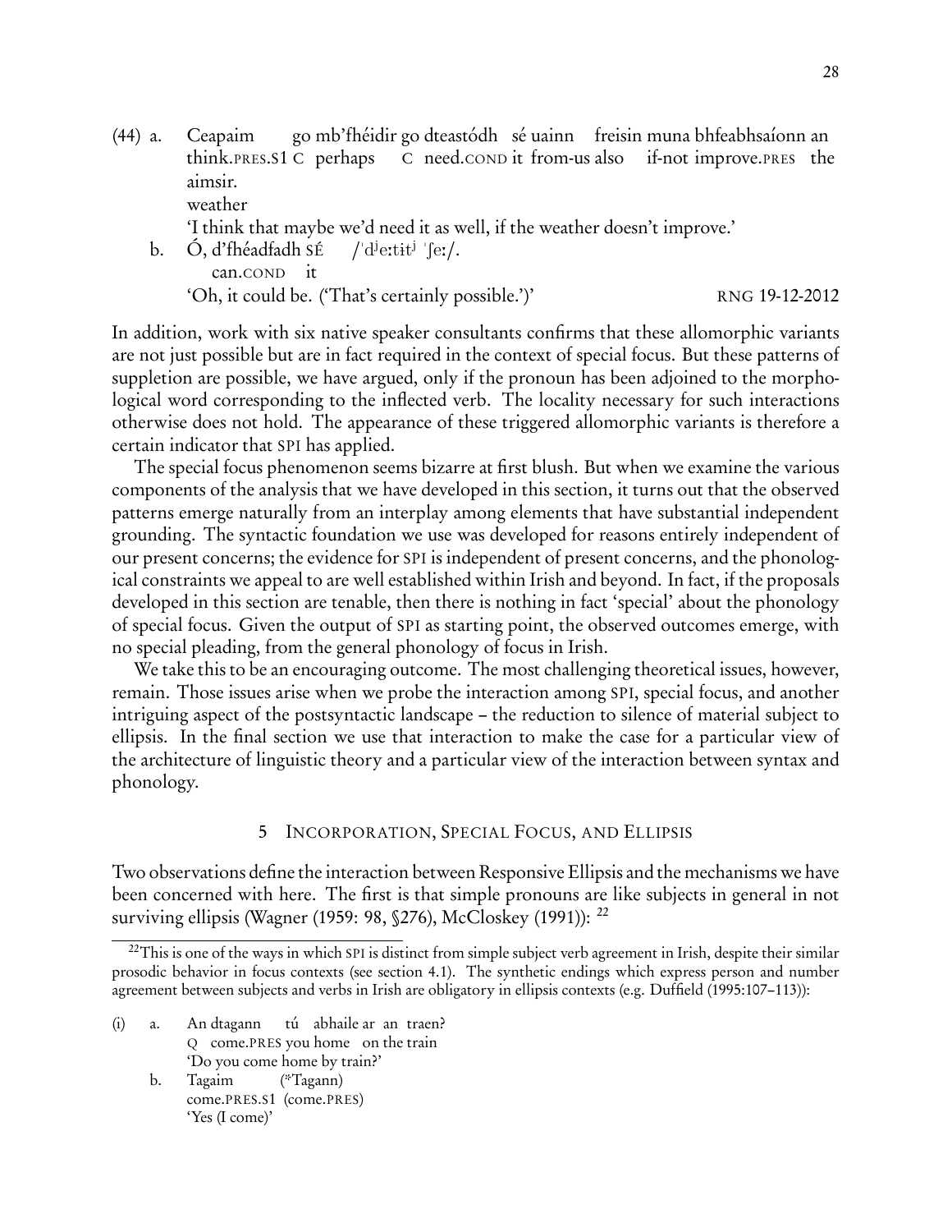(44) a. Ceapaim go mb'fhéidir go dteastódh sé uainn freisin muna bhfeabhsaíonn an
think.PRES.S1 C perhaps C need.COND it from-us also if-not improve.PRES the
aimsir.
weather
'I think that maybe we'd need it as well, if the weather doesn't improve.'

b. Ó, d'fhéadfadh SÉ /ˈdʲeːtɨtʲ ˈʃeː/.
can.COND it
'Oh, it could be. ('That's certainly possible.')' RNG 19-12-2012

In addition, work with six native speaker consultants confirms that these allomorphic variants are not just possible but are in fact required in the context of special focus. But these patterns of suppletion are possible, we have argued, only if the pronoun has been adjoined to the morphological word corresponding to the inflected verb. The locality necessary for such interactions otherwise does not hold. The appearance of these triggered allomorphic variants is therefore a certain indicator that SPI has applied.

The special focus phenomenon seems bizarre at first blush. But when we examine the various components of the analysis that we have developed in this section, it turns out that the observed patterns emerge naturally from an interplay among elements that have substantial independent grounding. The syntactic foundation we use was developed for reasons entirely independent of our present concerns; the evidence for SPI is independent of present concerns, and the phonological constraints we appeal to are well established within Irish and beyond. In fact, if the proposals developed in this section are tenable, then there is nothing in fact 'special' about the phonology of special focus. Given the output of SPI as starting point, the observed outcomes emerge, with no special pleading, from the general phonology of focus in Irish.

We take this to be an encouraging outcome. The most challenging theoretical issues, however, remain. Those issues arise when we probe the interaction among SPI, special focus, and another intriguing aspect of the postsyntactic landscape – the reduction to silence of material subject to ellipsis. In the final section we use that interaction to make the case for a particular view of the architecture of linguistic theory and a particular view of the interaction between syntax and phonology.

## 5 Incorporation, Special Focus, and Ellipsis

Two observations define the interaction between Responsive Ellipsis and the mechanisms we have been concerned with here. The first is that simple pronouns are like subjects in general in not surviving ellipsis (Wagner (1959: 98, §276), McCloskey (1991)): [22]

[22] This is one of the ways in which SPI is distinct from simple subject verb agreement in Irish, despite their similar prosodic behavior in focus contexts (see section 4.1). The synthetic endings which express person and number agreement between subjects and verbs in Irish are obligatory in ellipsis contexts (e.g. Duffield (1995:107–113)):

(i) a. An dtagann tú abhaile ar an traen?
Q come.PRES you home on the train
'Do you come home by train?'

b. Tagaim (*Tagann)
come.PRES.S1 (come.PRES)
'Yes (I come)'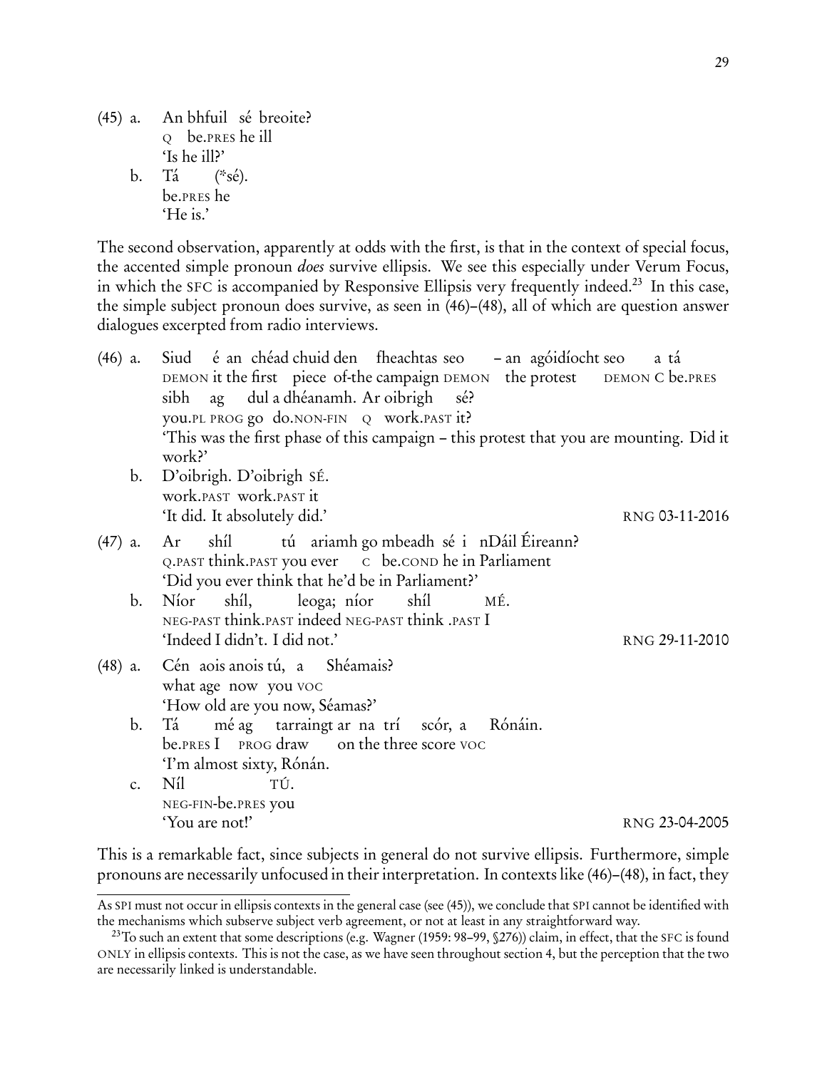(45) a. An bhfuil sé breoite?  
Q be.PRES he ill  
'Is he ill?'

b. Tá (*sé).  
be.PRES he  
'He is.'

The second observation, apparently at odds with the first, is that in the context of special focus, the accented simple pronoun *does* survive ellipsis. We see this especially under Verum Focus, in which the SFC is accompanied by Responsive Ellipsis very frequently indeed.[23] In this case, the simple subject pronoun does survive, as seen in (46)–(48), all of which are question answer dialogues excerpted from radio interviews.

(46) a. Siud é an chéad chuid den fheachtas seo – an agóidíocht seo a tá sibh ag dul a dhéanamh. Ar oibrigh sé?  
DEMON it the first piece of-the campaign DEMON the protest DEMON C be.PRES you.PL PROG go do.NON-FIN Q work.PAST it?  
'This was the first phase of this campaign – this protest that you are mounting. Did it work?'

b. D'oibrigh. D'oibrigh SÉ.  
work.PAST work.PAST it  
'It did. It absolutely did.' RNG 03-11-2016

(47) a. Ar shíl tú ariamh go mbeadh sé i nDáil Éireann?  
Q.PAST think.PAST you ever C be.COND he in Parliament  
'Did you ever think that he'd be in Parliament?'

b. Níor shíl, leoga; níor shíl MÉ.  
NEG-PAST think.PAST indeed NEG-PAST think .PAST I  
'Indeed I didn't. I did not.' RNG 29-11-2010

(48) a. Cén aois anois tú, a Shéamais?  
what age now you VOC  
'How old are you now, Séamas?'

b. Tá mé ag tarraingt ar na trí scór, a Rónáin.  
be.PRES I PROG draw on the three score VOC  
'I'm almost sixty, Rónán.

c. Níl TÚ.  
NEG-FIN-be.PRES you  
'You are not!' RNG 23-04-2005

This is a remarkable fact, since subjects in general do not survive ellipsis. Furthermore, simple pronouns are necessarily unfocused in their interpretation. In contexts like (46)–(48), in fact, they

---

As SPI must not occur in ellipsis contexts in the general case (see (45)), we conclude that SPI cannot be identified with the mechanisms which subserve subject verb agreement, or not at least in any straightforward way.

[23] To such an extent that some descriptions (e.g. Wagner (1959: 98–99, §276)) claim, in effect, that the SFC is found ONLY in ellipsis contexts. This is not the case, as we have seen throughout section 4, but the perception that the two are necessarily linked is understandable.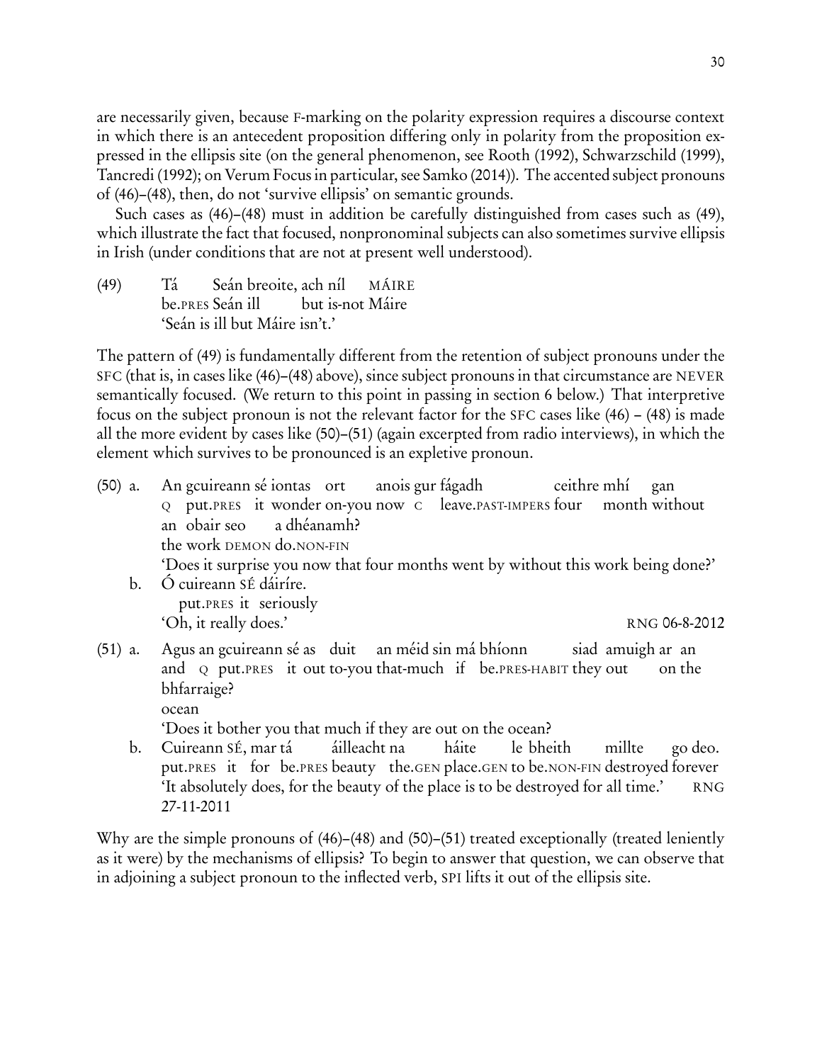are necessarily given, because F-marking on the polarity expression requires a discourse context in which there is an antecedent proposition differing only in polarity from the proposition expressed in the ellipsis site (on the general phenomenon, see Rooth (1992), Schwarzschild (1999), Tancredi (1992); on Verum Focus in particular, see Samko (2014)). The accented subject pronouns of (46)–(48), then, do not 'survive ellipsis' on semantic grounds.

Such cases as (46)–(48) must in addition be carefully distinguished from cases such as (49), which illustrate the fact that focused, nonpronominal subjects can also sometimes survive ellipsis in Irish (under conditions that are not at present well understood).

(49) Tá Seán breoite, ach níl MÁIRE
be.PRES Seán ill but is-not Máire
'Seán is ill but Máire isn't.'

The pattern of (49) is fundamentally different from the retention of subject pronouns under the SFC (that is, in cases like (46)–(48) above), since subject pronouns in that circumstance are NEVER semantically focused. (We return to this point in passing in section 6 below.) That interpretive focus on the subject pronoun is not the relevant factor for the SFC cases like (46) – (48) is made all the more evident by cases like (50)–(51) (again excerpted from radio interviews), in which the element which survives to be pronounced is an expletive pronoun.

(50) a. An gcuireann sé iontas ort anois gur fágadh ceithre mhí gan an obair seo a dhéanamh?
Q put.PRES it wonder on-you now C leave.PAST-IMPERS four month without the work DEMON do.NON-FIN
'Does it surprise you now that four months went by without this work being done?'

b. Ó cuireann SÉ dáiríre.
put.PRES it seriously
'Oh, it really does.' RNG 06-8-2012

(51) a. Agus an gcuireann sé as duit an méid sin má bhíonn siad amuigh ar an bhfarraige?
and Q put.PRES it out to-you that-much if be.PRES-HABIT they out on the ocean
'Does it bother you that much if they are out on the ocean?

b. Cuireann SÉ, mar tá áilleacht na háite le bheith millte go deo.
put.PRES it for be.PRES beauty the.GEN place.GEN to be.NON-FIN destroyed forever
'It absolutely does, for the beauty of the place is to be destroyed for all time.' RNG 27-11-2011

Why are the simple pronouns of (46)–(48) and (50)–(51) treated exceptionally (treated leniently as it were) by the mechanisms of ellipsis? To begin to answer that question, we can observe that in adjoining a subject pronoun to the inflected verb, SPI lifts it out of the ellipsis site.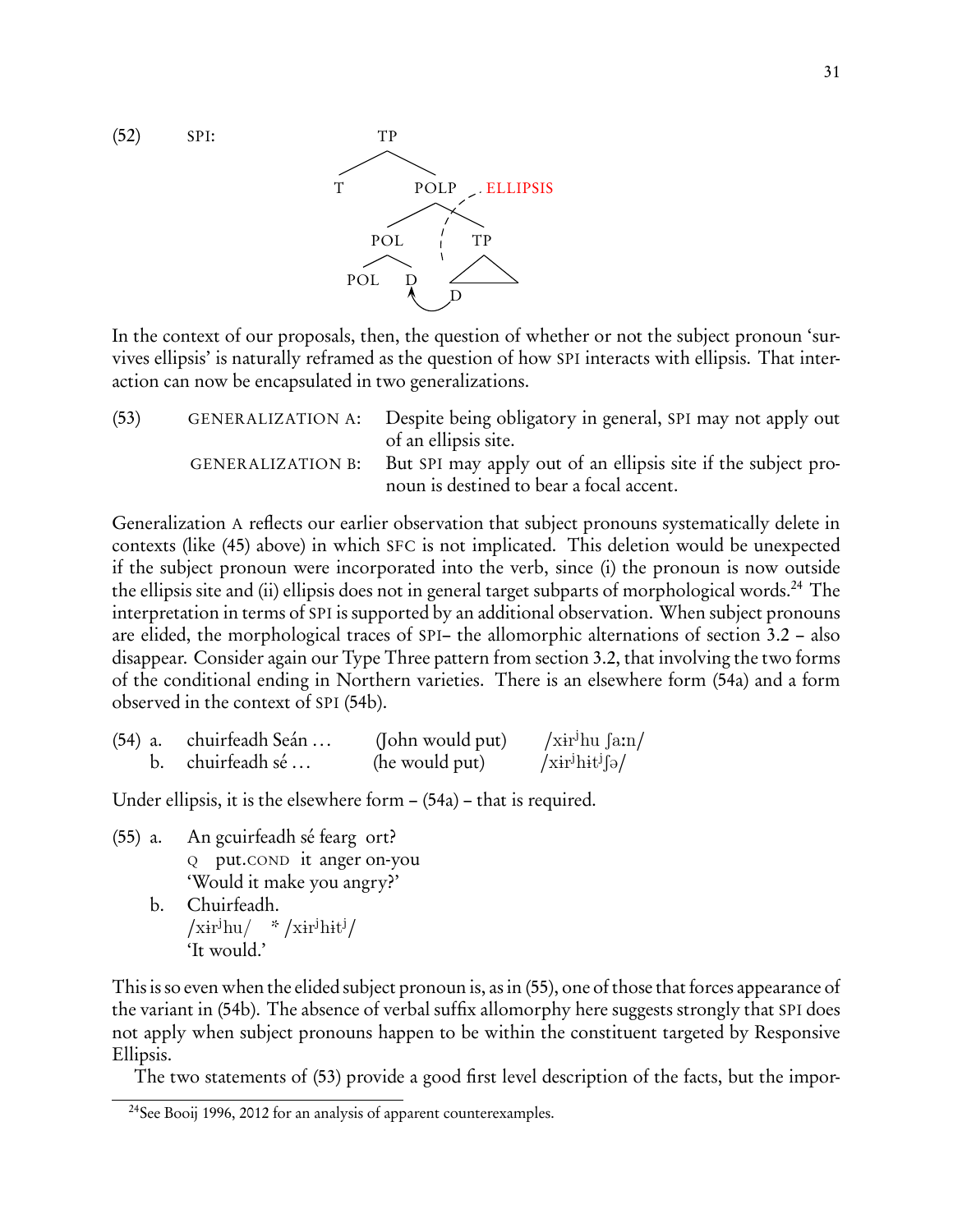(52) SPI:

```
              TP
           /      \
          T       POLP  ‐ ‐ ELLIPSIS
                /      \
             POL        TP
            /   \       /\
          POL    D     /  \
                 ↖___D
```

In the context of our proposals, then, the question of whether or not the subject pronoun 'survives ellipsis' is naturally reframed as the question of how SPI interacts with ellipsis. That interaction can now be encapsulated in two generalizations.

(53) GENERALIZATION A: Despite being obligatory in general, SPI may not apply out of an ellipsis site.

GENERALIZATION B: But SPI may apply out of an ellipsis site if the subject pronoun is destined to bear a focal accent.

Generalization A reflects our earlier observation that subject pronouns systematically delete in contexts (like (45) above) in which SFC is not implicated. This deletion would be unexpected if the subject pronoun were incorporated into the verb, since (i) the pronoun is now outside the ellipsis site and (ii) ellipsis does not in general target subparts of morphological words.[24] The interpretation in terms of SPI is supported by an additional observation. When subject pronouns are elided, the morphological traces of SPI– the allomorphic alternations of section 3.2 – also disappear. Consider again our Type Three pattern from section 3.2, that involving the two forms of the conditional ending in Northern varieties. There is an elsewhere form (54a) and a form observed in the context of SPI (54b).

(54) a. chuirfeadh Seán … (John would put) /xɨrʲhu ʃaːn/
b. chuirfeadh sé … (he would put) /xɨrʲhɨtʲʃə/

Under ellipsis, it is the elsewhere form – (54a) – that is required.

(55) a. An gcuirfeadh sé fearg ort?
Q put.COND it anger on-you
'Would it make you angry?'
b. Chuirfeadh.
/xɨrʲhu/ * /xɨrʲhɨtʲ/
'It would.'

This is so even when the elided subject pronoun is, as in (55), one of those that forces appearance of the variant in (54b). The absence of verbal suffix allomorphy here suggests strongly that SPI does not apply when subject pronouns happen to be within the constituent targeted by Responsive Ellipsis.

The two statements of (53) provide a good first level description of the facts, but the impor-

[24]See Booij 1996, 2012 for an analysis of apparent counterexamples.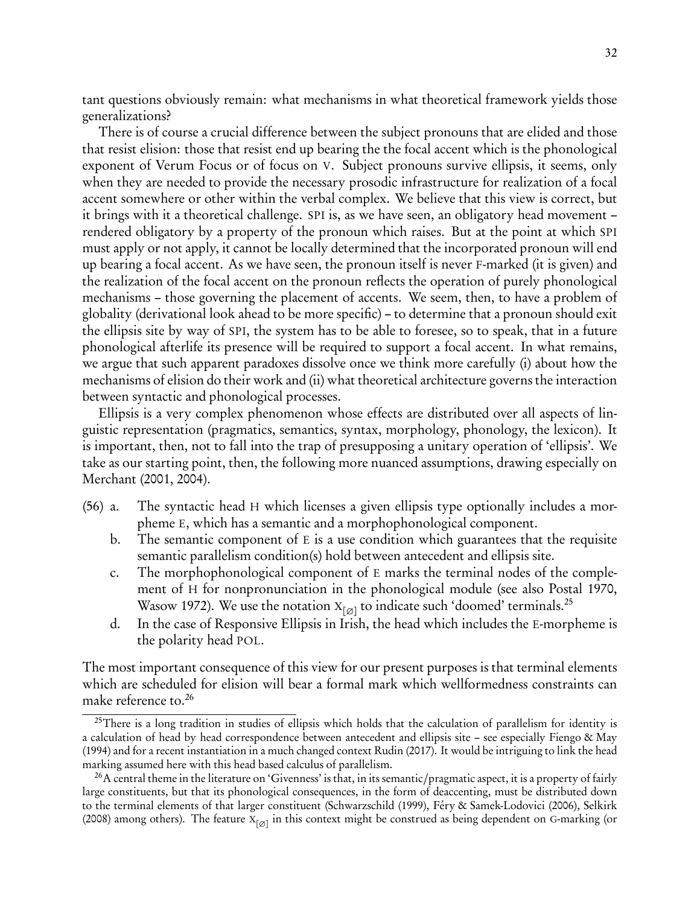tant questions obviously remain: what mechanisms in what theoretical framework yields those generalizations?

There is of course a crucial difference between the subject pronouns that are elided and those that resist elision: those that resist end up bearing the the focal accent which is the phonological exponent of Verum Focus or of focus on V. Subject pronouns survive ellipsis, it seems, only when they are needed to provide the necessary prosodic infrastructure for realization of a focal accent somewhere or other within the verbal complex. We believe that this view is correct, but it brings with it a theoretical challenge. SPI is, as we have seen, an obligatory head movement – rendered obligatory by a property of the pronoun which raises. But at the point at which SPI must apply or not apply, it cannot be locally determined that the incorporated pronoun will end up bearing a focal accent. As we have seen, the pronoun itself is never F-marked (it is given) and the realization of the focal accent on the pronoun reflects the operation of purely phonological mechanisms – those governing the placement of accents. We seem, then, to have a problem of globality (derivational look ahead to be more specific) – to determine that a pronoun should exit the ellipsis site by way of SPI, the system has to be able to foresee, so to speak, that in a future phonological afterlife its presence will be required to support a focal accent. In what remains, we argue that such apparent paradoxes dissolve once we think more carefully (i) about how the mechanisms of elision do their work and (ii) what theoretical architecture governs the interaction between syntactic and phonological processes.

Ellipsis is a very complex phenomenon whose effects are distributed over all aspects of linguistic representation (pragmatics, semantics, syntax, morphology, phonology, the lexicon). It is important, then, not to fall into the trap of presupposing a unitary operation of 'ellipsis'. We take as our starting point, then, the following more nuanced assumptions, drawing especially on Merchant (2001, 2004).

(56) a. The syntactic head H which licenses a given ellipsis type optionally includes a morpheme E, which has a semantic and a morphophonological component.

b. The semantic component of E is a use condition which guarantees that the requisite semantic parallelism condition(s) hold between antecedent and ellipsis site.

c. The morphophonological component of E marks the terminal nodes of the complement of H for nonpronunciation in the phonological module (see also Postal 1970, Wasow 1972). We use the notation $X_{[\varnothing]}$ to indicate such 'doomed' terminals.[25]

d. In the case of Responsive Ellipsis in Irish, the head which includes the E-morpheme is the polarity head POL.

The most important consequence of this view for our present purposes is that terminal elements which are scheduled for elision will bear a formal mark which wellformedness constraints can make reference to.[26]

[25] There is a long tradition in studies of ellipsis which holds that the calculation of parallelism for identity is a calculation of head by head correspondence between antecedent and ellipsis site – see especially Fiengo & May (1994) and for a recent instantiation in a much changed context Rudin (2017). It would be intriguing to link the head marking assumed here with this head based calculus of parallelism.

[26] A central theme in the literature on 'Givenness' is that, in its semantic/pragmatic aspect, it is a property of fairly large constituents, but that its phonological consequences, in the form of deaccenting, must be distributed down to the terminal elements of that larger constituent (Schwarzschild (1999), Féry & Samek-Lodovici (2006), Selkirk (2008) among others). The feature $X_{[\varnothing]}$ in this context might be construed as being dependent on G-marking (or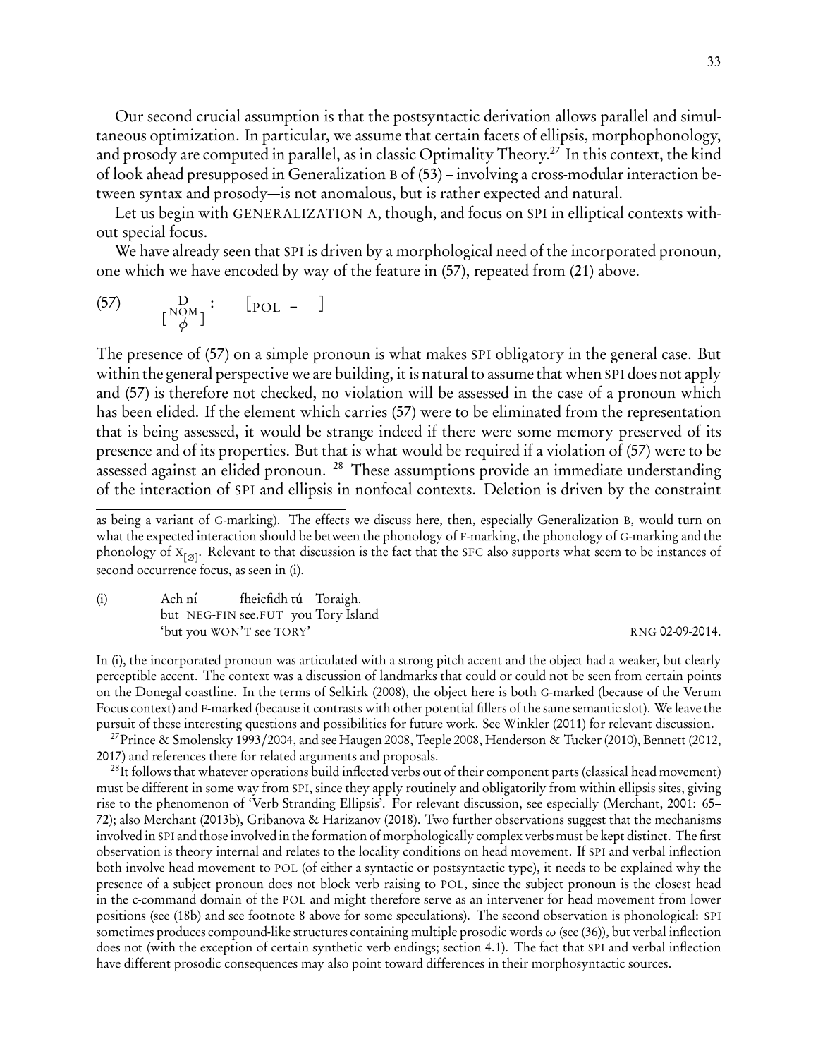Our second crucial assumption is that the postsyntactic derivation allows parallel and simultaneous optimization. In particular, we assume that certain facets of ellipsis, morphophonology, and prosody are computed in parallel, as in classic Optimality Theory.[27] In this context, the kind of look ahead presupposed in Generalization B of (53) – involving a cross-modular interaction between syntax and prosody—is not anomalous, but is rather expected and natural.

Let us begin with GENERALIZATION A, though, and focus on SPI in elliptical contexts without special focus.

We have already seen that SPI is driven by a morphological need of the incorporated pronoun, one which we have encoded by way of the feature in (57), repeated from (21) above.

(57) $\underset{\left[\begin{smallmatrix}\text{NOM}\\ \phi\end{smallmatrix}\right]}{\text{D}}$ : [POL – ]

The presence of (57) on a simple pronoun is what makes SPI obligatory in the general case. But within the general perspective we are building, it is natural to assume that when SPI does not apply and (57) is therefore not checked, no violation will be assessed in the case of a pronoun which has been elided. If the element which carries (57) were to be eliminated from the representation that is being assessed, it would be strange indeed if there were some memory preserved of its presence and of its properties. But that is what would be required if a violation of (57) were to be assessed against an elided pronoun. [28] These assumptions provide an immediate understanding of the interaction of SPI and ellipsis in nonfocal contexts. Deletion is driven by the constraint

---

as being a variant of G-marking). The effects we discuss here, then, especially Generalization B, would turn on what the expected interaction should be between the phonology of F-marking, the phonology of G-marking and the phonology of $X_{[\varnothing]}$. Relevant to that discussion is the fact that the SFC also supports what seem to be instances of second occurrence focus, as seen in (i).

(i) Ach ní fheicfidh tú Toraigh.
but NEG-FIN see.FUT you Tory Island
'but you WON'T see TORY' RNG 02-09-2014.

In (i), the incorporated pronoun was articulated with a strong pitch accent and the object had a weaker, but clearly perceptible accent. The context was a discussion of landmarks that could or could not be seen from certain points on the Donegal coastline. In the terms of Selkirk (2008), the object here is both G-marked (because of the Verum Focus context) and F-marked (because it contrasts with other potential fillers of the same semantic slot). We leave the pursuit of these interesting questions and possibilities for future work. See Winkler (2011) for relevant discussion.

[27] Prince & Smolensky 1993/2004, and see Haugen 2008, Teeple 2008, Henderson & Tucker (2010), Bennett (2012, 2017) and references there for related arguments and proposals.

[28] It follows that whatever operations build inflected verbs out of their component parts (classical head movement) must be different in some way from SPI, since they apply routinely and obligatorily from within ellipsis sites, giving rise to the phenomenon of 'Verb Stranding Ellipsis'. For relevant discussion, see especially (Merchant, 2001: 65–72); also Merchant (2013b), Gribanova & Harizanov (2018). Two further observations suggest that the mechanisms involved in SPI and those involved in the formation of morphologically complex verbs must be kept distinct. The first observation is theory internal and relates to the locality conditions on head movement. If SPI and verbal inflection both involve head movement to POL (of either a syntactic or postsyntactic type), it needs to be explained why the presence of a subject pronoun does not block verb raising to POL, since the subject pronoun is the closest head in the c-command domain of the POL and might therefore serve as an intervener for head movement from lower positions (see (18b) and see footnote 8 above for some speculations). The second observation is phonological: SPI sometimes produces compound-like structures containing multiple prosodic words $\omega$ (see (36)), but verbal inflection does not (with the exception of certain synthetic verb endings; section 4.1). The fact that SPI and verbal inflection have different prosodic consequences may also point toward differences in their morphosyntactic sources.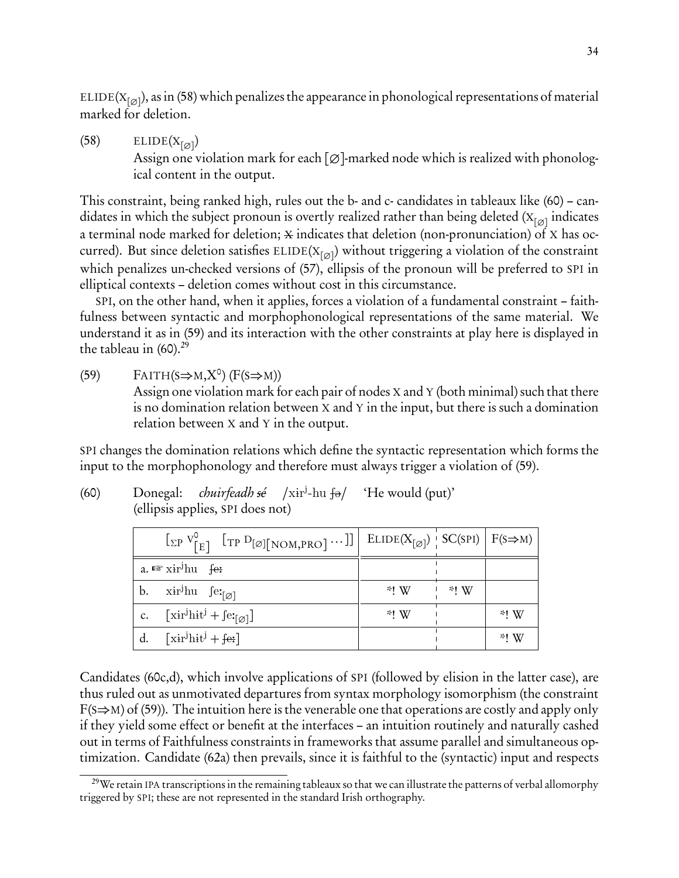ELIDE($X_{[\varnothing]}$), as in (58) which penalizes the appearance in phonological representations of material marked for deletion.

(58) ELIDE($X_{[\varnothing]}$)
Assign one violation mark for each [∅]-marked node which is realized with phonological content in the output.

This constraint, being ranked high, rules out the b- and c- candidates in tableaux like (60) – candidates in which the subject pronoun is overtly realized rather than being deleted ($X_{[\varnothing]}$ indicates a terminal node marked for deletion; ~~x~~ indicates that deletion (non-pronunciation) of X has occurred). But since deletion satisfies ELIDE($X_{[\varnothing]}$) without triggering a violation of the constraint which penalizes un-checked versions of (57), ellipsis of the pronoun will be preferred to SPI in elliptical contexts – deletion comes without cost in this circumstance.

SPI, on the other hand, when it applies, forces a violation of a fundamental constraint – faithfulness between syntactic and morphophonological representations of the same material. We understand it as in (59) and its interaction with the other constraints at play here is displayed in the tableau in (60).[29]

(59) FAITH(S⇒M,$X^0$) (F(S⇒M))
Assign one violation mark for each pair of nodes X and Y (both minimal) such that there is no domination relation between X and Y in the input, but there is such a domination relation between X and Y in the output.

SPI changes the domination relations which define the syntactic representation which forms the input to the morphophonology and therefore must always trigger a violation of (59).

(60) Donegal: *chuirfeadh ~~sé~~* /xirʲ-hu ~~ʃə~~/ 'He would (put)'
(ellipsis applies, SPI does not)

| $[_{\Sigma P}\ V^0_{[E]}\ \ [_{TP}\ D_{[\varnothing][NOM,PRO]} \cdots]]$ | ELIDE($X_{[\varnothing]}$) | SC(SPI) | F(S⇒M) |
|---|---|---|---|
| a. ☞ xirʲhu ~~ʃeː~~ | | | |
| b. xirʲhu $ʃeː_{[\varnothing]}$ | *! W | *! W | |
| c. [xirʲhitʲ + $ʃeː_{[\varnothing]}$] | *! W | | *! W |
| d. [xirʲhitʲ + ~~ʃeː~~] | | | *! W |

Candidates (60c,d), which involve applications of SPI (followed by elision in the latter case), are thus ruled out as unmotivated departures from syntax morphology isomorphism (the constraint F(S⇒M) of (59)). The intuition here is the venerable one that operations are costly and apply only if they yield some effect or benefit at the interfaces – an intuition routinely and naturally cashed out in terms of Faithfulness constraints in frameworks that assume parallel and simultaneous optimization. Candidate (62a) then prevails, since it is faithful to the (syntactic) input and respects

[29] We retain IPA transcriptions in the remaining tableaux so that we can illustrate the patterns of verbal allomorphy triggered by SPI; these are not represented in the standard Irish orthography.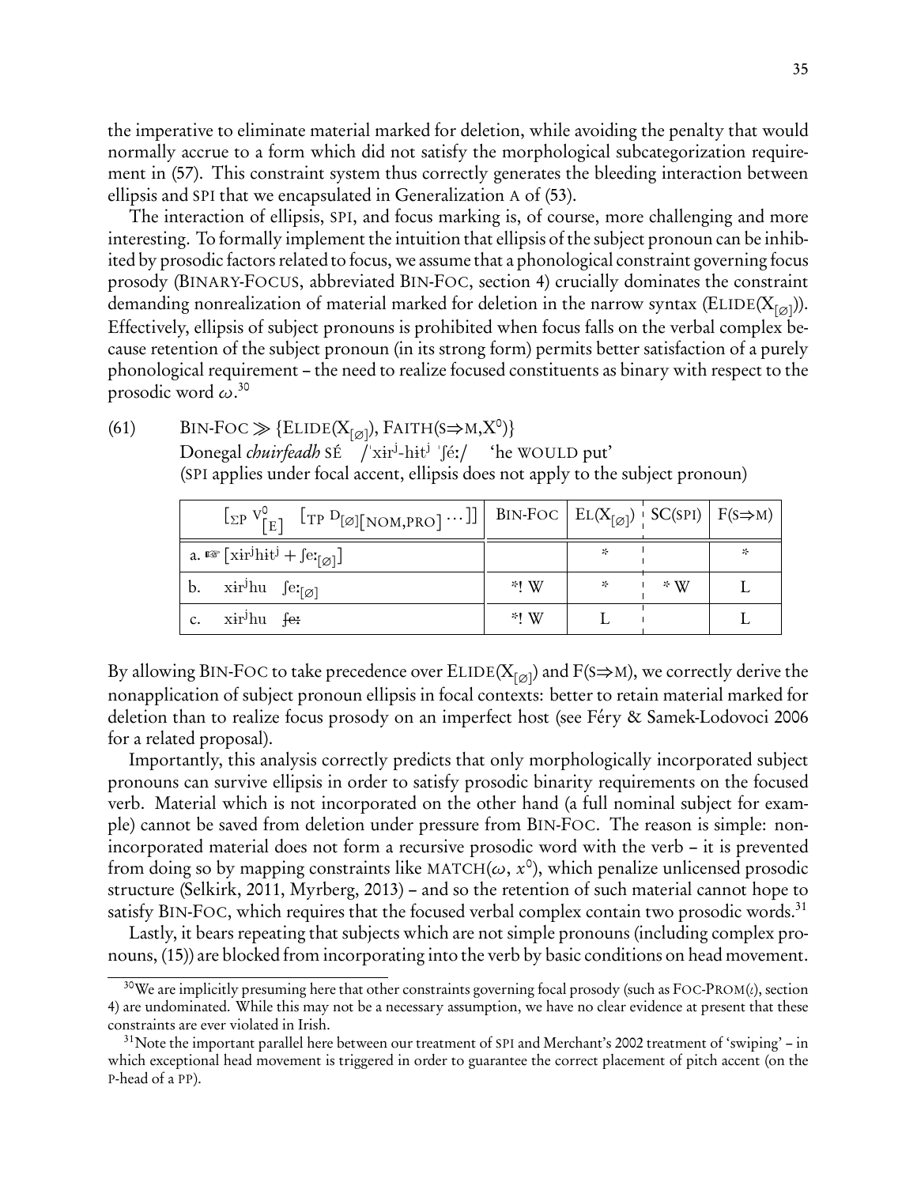the imperative to eliminate material marked for deletion, while avoiding the penalty that would normally accrue to a form which did not satisfy the morphological subcategorization requirement in (57). This constraint system thus correctly generates the bleeding interaction between ellipsis and SPI that we encapsulated in Generalization A of (53).

The interaction of ellipsis, SPI, and focus marking is, of course, more challenging and more interesting. To formally implement the intuition that ellipsis of the subject pronoun can be inhibited by prosodic factors related to focus, we assume that a phonological constraint governing focus prosody (BINARY-FOCUS, abbreviated BIN-FOC, section 4) crucially dominates the constraint demanding nonrealization of material marked for deletion in the narrow syntax (ELIDE($X_{[\varnothing]}$)). Effectively, ellipsis of subject pronouns is prohibited when focus falls on the verbal complex because retention of the subject pronoun (in its strong form) permits better satisfaction of a purely phonological requirement – the need to realize focused constituents as binary with respect to the prosodic word $\omega$.[30]

(61) BIN-FOC $\gg$ {ELIDE($X_{[\varnothing]}$), FAITH(S$\Rightarrow$M,$X^0$)}
Donegal *chuirfeadh* SÉ /ˈxɨrʲ-hɨtʲ ˈʃéː/ 'he WOULD put'
(SPI applies under focal accent, ellipsis does not apply to the subject pronoun)

| $[_{\Sigma P}\ V^0_{[E]}\ [_{TP}\ D_{[\varnothing][NOM,PRO]} \cdots]]$ | BIN-FOC | EL($X_{[\varnothing]}$) | SC(SPI) | F(S⇒M) |
|---|---|---|---|---|
| a. ☞ [xɨrʲhɨtʲ + ʃeː$_{[\varnothing]}$] | | * | | * |
| b. xɨrʲhu ʃeː$_{[\varnothing]}$ | *! W | * | * W | L |
| c. xɨrʲhu ~~ʃeː~~ | *! W | L | | L |

By allowing BIN-FOC to take precedence over ELIDE($X_{[\varnothing]}$) and F(S⇒M), we correctly derive the nonapplication of subject pronoun ellipsis in focal contexts: better to retain material marked for deletion than to realize focus prosody on an imperfect host (see Féry & Samek-Lodovoci 2006 for a related proposal).

Importantly, this analysis correctly predicts that only morphologically incorporated subject pronouns can survive ellipsis in order to satisfy prosodic binarity requirements on the focused verb. Material which is not incorporated on the other hand (a full nominal subject for example) cannot be saved from deletion under pressure from BIN-FOC. The reason is simple: nonincorporated material does not form a recursive prosodic word with the verb – it is prevented from doing so by mapping constraints like MATCH($\omega$, $x^0$), which penalize unlicensed prosodic structure (Selkirk, 2011, Myrberg, 2013) – and so the retention of such material cannot hope to satisfy BIN-FOC, which requires that the focused verbal complex contain two prosodic words.[31]

Lastly, it bears repeating that subjects which are not simple pronouns (including complex pronouns, (15)) are blocked from incorporating into the verb by basic conditions on head movement.

[30] We are implicitly presuming here that other constraints governing focal prosody (such as FOC-PROM($\iota$), section 4) are undominated. While this may not be a necessary assumption, we have no clear evidence at present that these constraints are ever violated in Irish.

[31] Note the important parallel here between our treatment of SPI and Merchant's 2002 treatment of 'swiping' – in which exceptional head movement is triggered in order to guarantee the correct placement of pitch accent (on the P-head of a PP).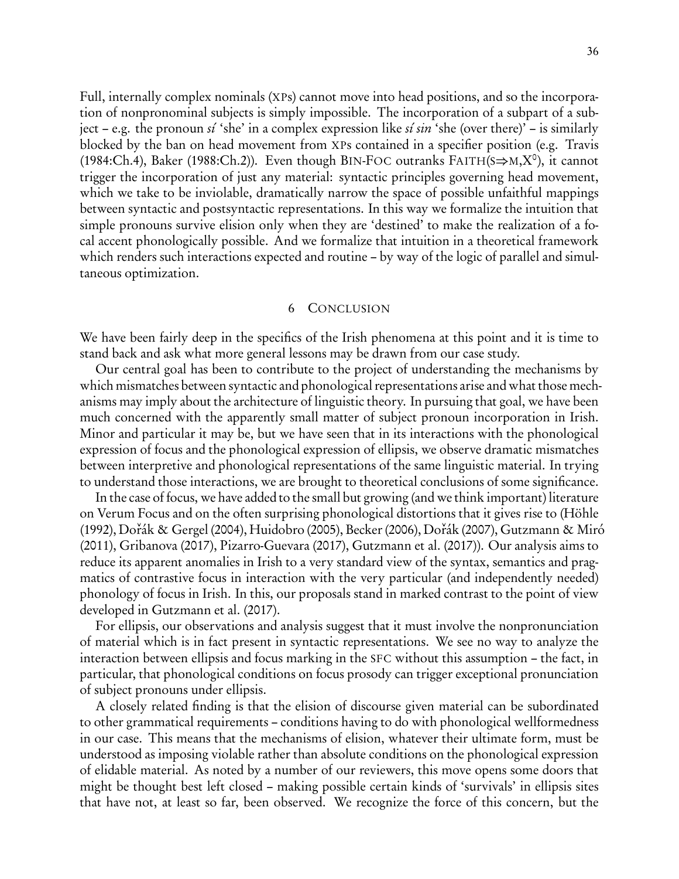Full, internally complex nominals (XPs) cannot move into head positions, and so the incorporation of nonpronominal subjects is simply impossible. The incorporation of a subpart of a subject – e.g. the pronoun *sí* 'she' in a complex expression like *sí sin* 'she (over there)' – is similarly blocked by the ban on head movement from XPs contained in a specifier position (e.g. Travis (1984:Ch.4), Baker (1988:Ch.2)). Even though BIN-FOC outranks FAITH(S⇒M,$X^0$), it cannot trigger the incorporation of just any material: syntactic principles governing head movement, which we take to be inviolable, dramatically narrow the space of possible unfaithful mappings between syntactic and postsyntactic representations. In this way we formalize the intuition that simple pronouns survive elision only when they are 'destined' to make the realization of a focal accent phonologically possible. And we formalize that intuition in a theoretical framework which renders such interactions expected and routine – by way of the logic of parallel and simultaneous optimization.

## 6 Conclusion

We have been fairly deep in the specifics of the Irish phenomena at this point and it is time to stand back and ask what more general lessons may be drawn from our case study.

Our central goal has been to contribute to the project of understanding the mechanisms by which mismatches between syntactic and phonological representations arise and what those mechanisms may imply about the architecture of linguistic theory. In pursuing that goal, we have been much concerned with the apparently small matter of subject pronoun incorporation in Irish. Minor and particular it may be, but we have seen that in its interactions with the phonological expression of focus and the phonological expression of ellipsis, we observe dramatic mismatches between interpretive and phonological representations of the same linguistic material. In trying to understand those interactions, we are brought to theoretical conclusions of some significance.

In the case of focus, we have added to the small but growing (and we think important) literature on Verum Focus and on the often surprising phonological distortions that it gives rise to (Höhle (1992), Dořák & Gergel (2004), Huidobro (2005), Becker (2006), Dořák (2007), Gutzmann & Miró (2011), Gribanova (2017), Pizarro-Guevara (2017), Gutzmann et al. (2017)). Our analysis aims to reduce its apparent anomalies in Irish to a very standard view of the syntax, semantics and pragmatics of contrastive focus in interaction with the very particular (and independently needed) phonology of focus in Irish. In this, our proposals stand in marked contrast to the point of view developed in Gutzmann et al. (2017).

For ellipsis, our observations and analysis suggest that it must involve the nonpronunciation of material which is in fact present in syntactic representations. We see no way to analyze the interaction between ellipsis and focus marking in the SFC without this assumption – the fact, in particular, that phonological conditions on focus prosody can trigger exceptional pronunciation of subject pronouns under ellipsis.

A closely related finding is that the elision of discourse given material can be subordinated to other grammatical requirements – conditions having to do with phonological wellformedness in our case. This means that the mechanisms of elision, whatever their ultimate form, must be understood as imposing violable rather than absolute conditions on the phonological expression of elidable material. As noted by a number of our reviewers, this move opens some doors that might be thought best left closed – making possible certain kinds of 'survivals' in ellipsis sites that have not, at least so far, been observed. We recognize the force of this concern, but the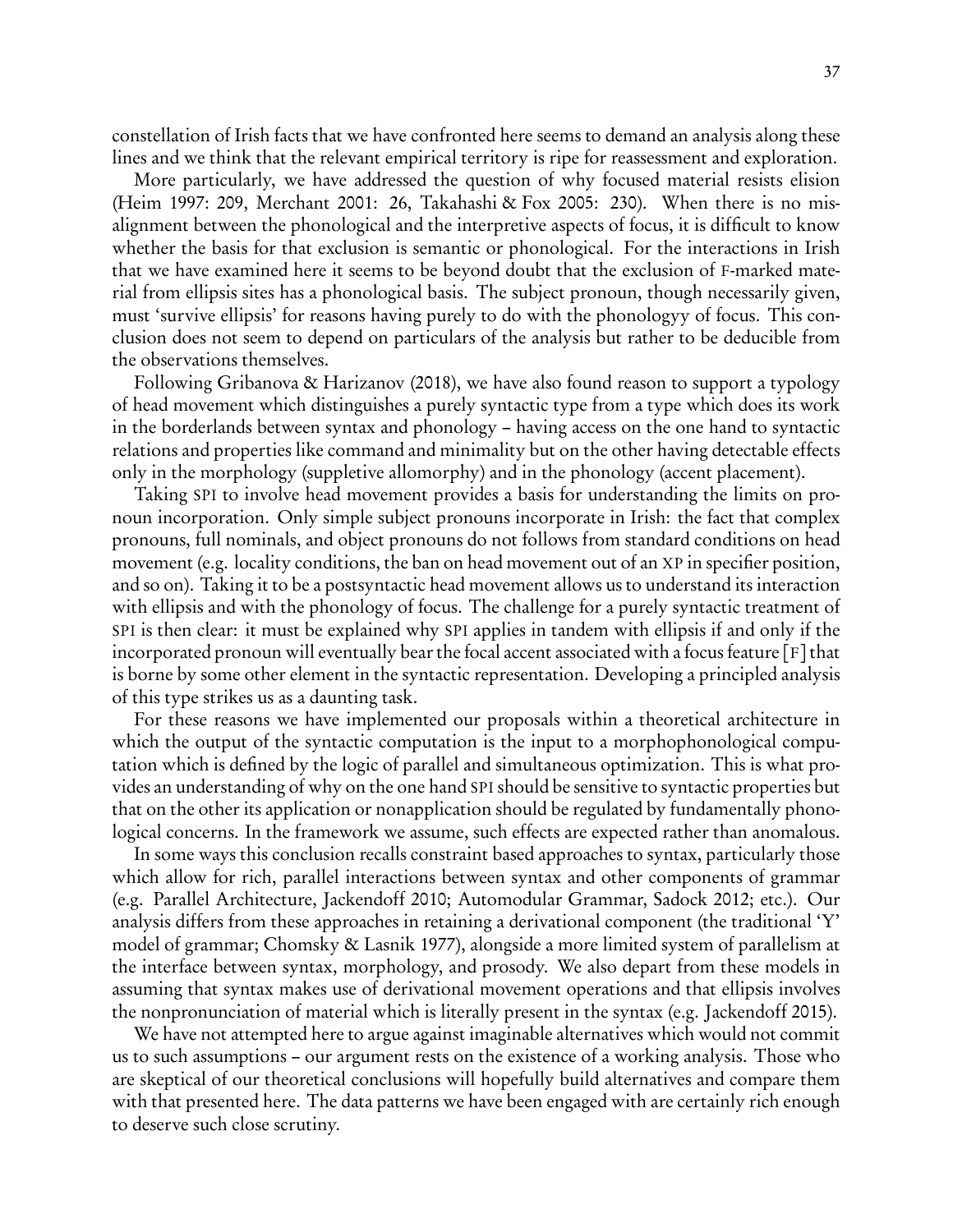constellation of Irish facts that we have confronted here seems to demand an analysis along these lines and we think that the relevant empirical territory is ripe for reassessment and exploration.

More particularly, we have addressed the question of why focused material resists elision (Heim 1997: 209, Merchant 2001: 26, Takahashi & Fox 2005: 230). When there is no misalignment between the phonological and the interpretive aspects of focus, it is difficult to know whether the basis for that exclusion is semantic or phonological. For the interactions in Irish that we have examined here it seems to be beyond doubt that the exclusion of F-marked material from ellipsis sites has a phonological basis. The subject pronoun, though necessarily given, must 'survive ellipsis' for reasons having purely to do with the phonologyy of focus. This conclusion does not seem to depend on particulars of the analysis but rather to be deducible from the observations themselves.

Following Gribanova & Harizanov (2018), we have also found reason to support a typology of head movement which distinguishes a purely syntactic type from a type which does its work in the borderlands between syntax and phonology – having access on the one hand to syntactic relations and properties like command and minimality but on the other having detectable effects only in the morphology (suppletive allomorphy) and in the phonology (accent placement).

Taking SPI to involve head movement provides a basis for understanding the limits on pronoun incorporation. Only simple subject pronouns incorporate in Irish: the fact that complex pronouns, full nominals, and object pronouns do not follows from standard conditions on head movement (e.g. locality conditions, the ban on head movement out of an XP in specifier position, and so on). Taking it to be a postsyntactic head movement allows us to understand its interaction with ellipsis and with the phonology of focus. The challenge for a purely syntactic treatment of SPI is then clear: it must be explained why SPI applies in tandem with ellipsis if and only if the incorporated pronoun will eventually bear the focal accent associated with a focus feature [F] that is borne by some other element in the syntactic representation. Developing a principled analysis of this type strikes us as a daunting task.

For these reasons we have implemented our proposals within a theoretical architecture in which the output of the syntactic computation is the input to a morphophonological computation which is defined by the logic of parallel and simultaneous optimization. This is what provides an understanding of why on the one hand SPI should be sensitive to syntactic properties but that on the other its application or nonapplication should be regulated by fundamentally phonological concerns. In the framework we assume, such effects are expected rather than anomalous.

In some ways this conclusion recalls constraint based approaches to syntax, particularly those which allow for rich, parallel interactions between syntax and other components of grammar (e.g. Parallel Architecture, Jackendoff 2010; Automodular Grammar, Sadock 2012; etc.). Our analysis differs from these approaches in retaining a derivational component (the traditional 'Y' model of grammar; Chomsky & Lasnik 1977), alongside a more limited system of parallelism at the interface between syntax, morphology, and prosody. We also depart from these models in assuming that syntax makes use of derivational movement operations and that ellipsis involves the nonpronunciation of material which is literally present in the syntax (e.g. Jackendoff 2015).

We have not attempted here to argue against imaginable alternatives which would not commit us to such assumptions – our argument rests on the existence of a working analysis. Those who are skeptical of our theoretical conclusions will hopefully build alternatives and compare them with that presented here. The data patterns we have been engaged with are certainly rich enough to deserve such close scrutiny.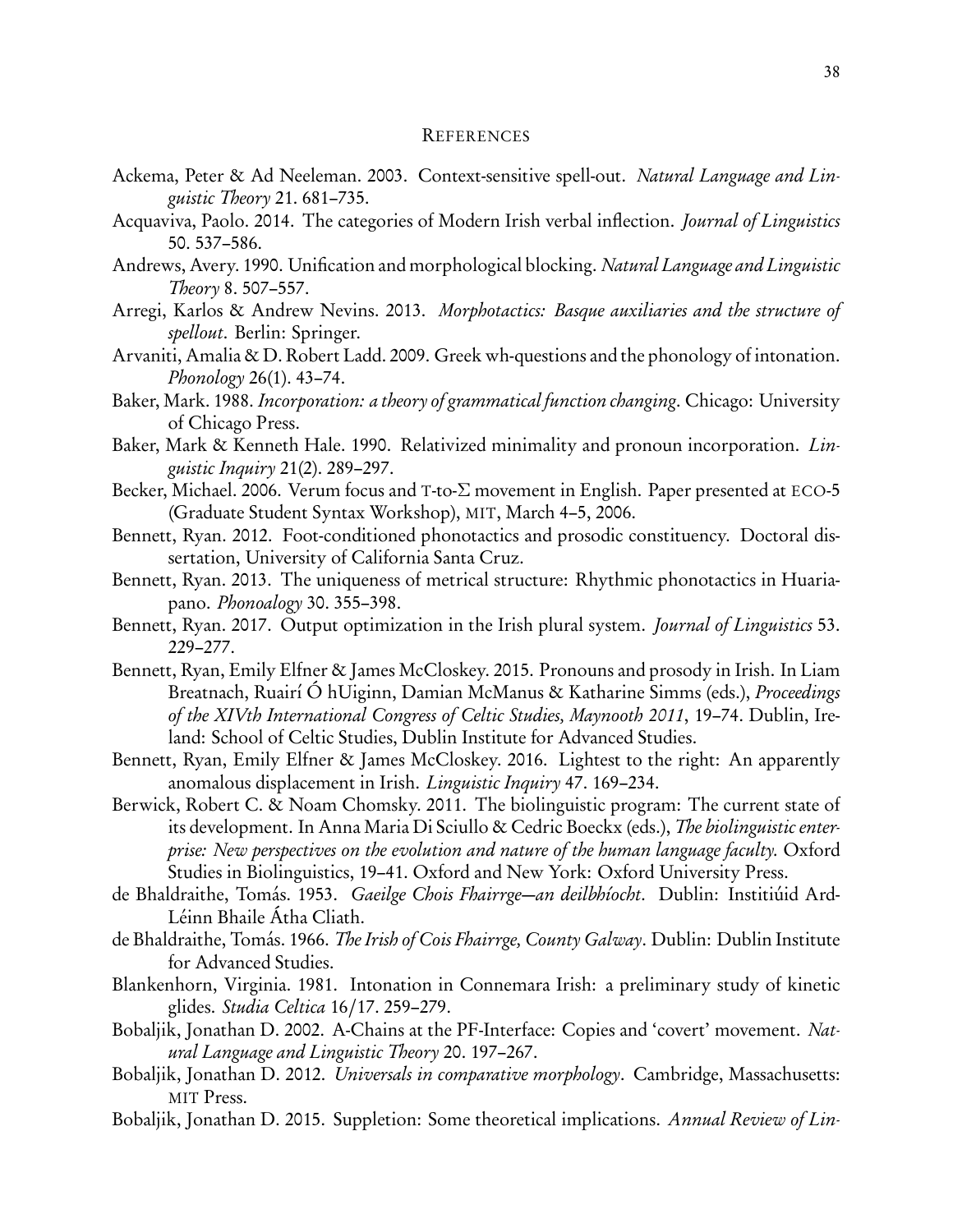## REFERENCES

Ackema, Peter & Ad Neeleman. 2003. Context-sensitive spell-out. *Natural Language and Linguistic Theory* 21. 681–735.

Acquaviva, Paolo. 2014. The categories of Modern Irish verbal inflection. *Journal of Linguistics* 50. 537–586.

Andrews, Avery. 1990. Unification and morphological blocking. *Natural Language and Linguistic Theory* 8. 507–557.

Arregi, Karlos & Andrew Nevins. 2013. *Morphotactics: Basque auxiliaries and the structure of spellout*. Berlin: Springer.

Arvaniti, Amalia & D. Robert Ladd. 2009. Greek wh-questions and the phonology of intonation. *Phonology* 26(1). 43–74.

Baker, Mark. 1988. *Incorporation: a theory of grammatical function changing*. Chicago: University of Chicago Press.

Baker, Mark & Kenneth Hale. 1990. Relativized minimality and pronoun incorporation. *Linguistic Inquiry* 21(2). 289–297.

Becker, Michael. 2006. Verum focus and T-to-$\Sigma$ movement in English. Paper presented at ECO-5 (Graduate Student Syntax Workshop), MIT, March 4–5, 2006.

Bennett, Ryan. 2012. Foot-conditioned phonotactics and prosodic constituency. Doctoral dissertation, University of California Santa Cruz.

Bennett, Ryan. 2013. The uniqueness of metrical structure: Rhythmic phonotactics in Huariapano. *Phonoalogy* 30. 355–398.

Bennett, Ryan. 2017. Output optimization in the Irish plural system. *Journal of Linguistics* 53. 229–277.

Bennett, Ryan, Emily Elfner & James McCloskey. 2015. Pronouns and prosody in Irish. In Liam Breatnach, Ruairí Ó hUiginn, Damian McManus & Katharine Simms (eds.), *Proceedings of the XIVth International Congress of Celtic Studies, Maynooth 2011*, 19–74. Dublin, Ireland: School of Celtic Studies, Dublin Institute for Advanced Studies.

Bennett, Ryan, Emily Elfner & James McCloskey. 2016. Lightest to the right: An apparently anomalous displacement in Irish. *Linguistic Inquiry* 47. 169–234.

Berwick, Robert C. & Noam Chomsky. 2011. The biolinguistic program: The current state of its development. In Anna Maria Di Sciullo & Cedric Boeckx (eds.), *The biolinguistic enterprise: New perspectives on the evolution and nature of the human language faculty.* Oxford Studies in Biolinguistics, 19–41. Oxford and New York: Oxford University Press.

de Bhaldraithe, Tomás. 1953. *Gaeilge Chois Fhairrge—an deilbhíocht*. Dublin: Institiúid Ard-Léinn Bhaile Átha Cliath.

de Bhaldraithe, Tomás. 1966. *The Irish of Cois Fhairrge, County Galway*. Dublin: Dublin Institute for Advanced Studies.

Blankenhorn, Virginia. 1981. Intonation in Connemara Irish: a preliminary study of kinetic glides. *Studia Celtica* 16/17. 259–279.

Bobaljik, Jonathan D. 2002. A-Chains at the PF-Interface: Copies and 'covert' movement. *Natural Language and Linguistic Theory* 20. 197–267.

Bobaljik, Jonathan D. 2012. *Universals in comparative morphology*. Cambridge, Massachusetts: MIT Press.

Bobaljik, Jonathan D. 2015. Suppletion: Some theoretical implications. *Annual Review of Lin-*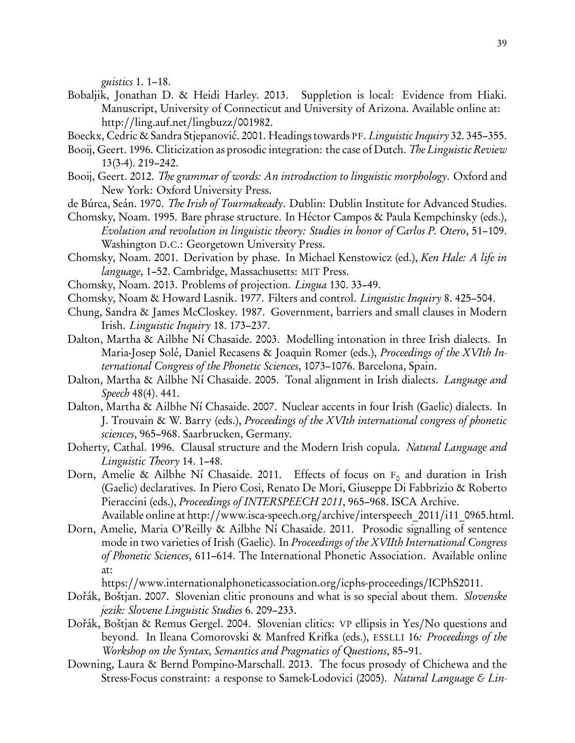*guistics* 1. 1–18.

Bobaljik, Jonathan D. & Heidi Harley. 2013. Suppletion is local: Evidence from Hiaki. Manuscript, University of Connecticut and University of Arizona. Available online at: http://ling.auf.net/lingbuzz/001982.

Boeckx, Cedric & Sandra Stjepanović. 2001. Headings towards PF. *Linguistic Inquiry* 32. 345–355.

Booij, Geert. 1996. Cliticization as prosodic integration: the case of Dutch. *The Linguistic Review* 13(3-4). 219–242.

Booij, Geert. 2012. *The grammar of words: An introduction to linguistic morphology*. Oxford and New York: Oxford University Press.

de Búrca, Seán. 1970. *The Irish of Tourmakeady*. Dublin: Dublin Institute for Advanced Studies.

Chomsky, Noam. 1995. Bare phrase structure. In Héctor Campos & Paula Kempchinsky (eds.), *Evolution and revolution in linguistic theory: Studies in honor of Carlos P. Otero*, 51–109. Washington D.C.: Georgetown University Press.

Chomsky, Noam. 2001. Derivation by phase. In Michael Kenstowicz (ed.), *Ken Hale: A life in language*, 1–52. Cambridge, Massachusetts: MIT Press.

Chomsky, Noam. 2013. Problems of projection. *Lingua* 130. 33–49.

Chomsky, Noam & Howard Lasnik. 1977. Filters and control. *Linguistic Inquiry* 8. 425–504.

Chung, Sandra & James McCloskey. 1987. Government, barriers and small clauses in Modern Irish. *Linguistic Inquiry* 18. 173–237.

Dalton, Martha & Ailbhe Ní Chasaide. 2003. Modelling intonation in three Irish dialects. In Maria-Josep Solé, Daniel Recasens & Joaquin Romer (eds.), *Proceedings of the XVIth International Congress of the Phonetic Sciences*, 1073–1076. Barcelona, Spain.

Dalton, Martha & Ailbhe Ní Chasaide. 2005. Tonal alignment in Irish dialects. *Language and Speech* 48(4). 441.

Dalton, Martha & Ailbhe Ní Chasaide. 2007. Nuclear accents in four Irish (Gaelic) dialects. In J. Trouvain & W. Barry (eds.), *Proceedings of the XVIth international congress of phonetic sciences*, 965–968. Saarbrucken, Germany.

Doherty, Cathal. 1996. Clausal structure and the Modern Irish copula. *Natural Language and Linguistic Theory* 14. 1–48.

Dorn, Amelie & Ailbhe Ní Chasaide. 2011. Effects of focus on $F_0$ and duration in Irish (Gaelic) declaratives. In Piero Cosi, Renato De Mori, Giuseppe Di Fabbrizio & Roberto Pieraccini (eds.), *Proceedings of INTERSPEECH 2011*, 965–968. ISCA Archive. Available online at http://www.isca-speech.org/archive/interspeech_2011/i11_0965.html.

Dorn, Amelie, Maria O'Reilly & Ailbhe Ní Chasaide. 2011. Prosodic signalling of sentence mode in two varieties of Irish (Gaelic). In *Proceedings of the XVIIth International Congress of Phonetic Sciences*, 611–614. The International Phonetic Association. Available online at:
https://www.internationalphoneticassociation.org/icphs-proceedings/ICPhS2011.

Dořák, Boštjan. 2007. Slovenian clitic pronouns and what is so special about them. *Slovenske jezik: Slovene Linguistic Studies* 6. 209–233.

Dořák, Boštjan & Remus Gergel. 2004. Slovenian clitics: VP ellipsis in Yes/No questions and beyond. In Ileana Comorovski & Manfred Krifka (eds.), ESSLLI 16*: Proceedings of the Workshop on the Syntax, Semantics and Pragmatics of Questions*, 85–91.

Downing, Laura & Bernd Pompino-Marschall. 2013. The focus prosody of Chichewa and the Stress-Focus constraint: a response to Samek-Lodovici (2005). *Natural Language & Lin-*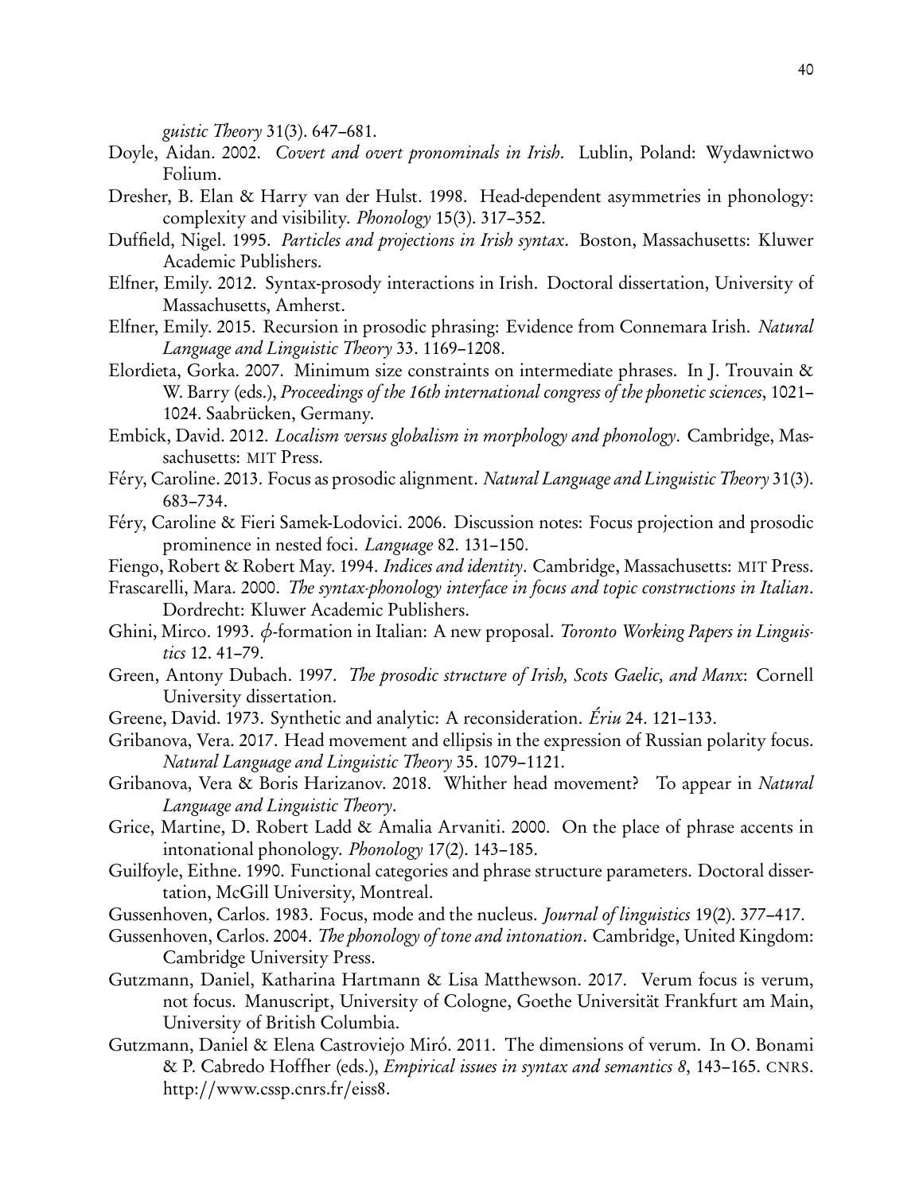*guistic Theory* 31(3). 647–681.

Doyle, Aidan. 2002. *Covert and overt pronominals in Irish*. Lublin, Poland: Wydawnictwo Folium.

Dresher, B. Elan & Harry van der Hulst. 1998. Head-dependent asymmetries in phonology: complexity and visibility. *Phonology* 15(3). 317–352.

Duffield, Nigel. 1995. *Particles and projections in Irish syntax*. Boston, Massachusetts: Kluwer Academic Publishers.

Elfner, Emily. 2012. Syntax-prosody interactions in Irish. Doctoral dissertation, University of Massachusetts, Amherst.

Elfner, Emily. 2015. Recursion in prosodic phrasing: Evidence from Connemara Irish. *Natural Language and Linguistic Theory* 33. 1169–1208.

Elordieta, Gorka. 2007. Minimum size constraints on intermediate phrases. In J. Trouvain & W. Barry (eds.), *Proceedings of the 16th international congress of the phonetic sciences*, 1021–1024. Saabrücken, Germany.

Embick, David. 2012. *Localism versus globalism in morphology and phonology*. Cambridge, Massachusetts: MIT Press.

Féry, Caroline. 2013. Focus as prosodic alignment. *Natural Language and Linguistic Theory* 31(3). 683–734.

Féry, Caroline & Fieri Samek-Lodovici. 2006. Discussion notes: Focus projection and prosodic prominence in nested foci. *Language* 82. 131–150.

Fiengo, Robert & Robert May. 1994. *Indices and identity*. Cambridge, Massachusetts: MIT Press.

Frascarelli, Mara. 2000. *The syntax-phonology interface in focus and topic constructions in Italian*. Dordrecht: Kluwer Academic Publishers.

Ghini, Mirco. 1993. $\phi$-formation in Italian: A new proposal. *Toronto Working Papers in Linguistics* 12. 41–79.

Green, Antony Dubach. 1997. *The prosodic structure of Irish, Scots Gaelic, and Manx*: Cornell University dissertation.

Greene, David. 1973. Synthetic and analytic: A reconsideration. *Ériu* 24. 121–133.

Gribanova, Vera. 2017. Head movement and ellipsis in the expression of Russian polarity focus. *Natural Language and Linguistic Theory* 35. 1079–1121.

Gribanova, Vera & Boris Harizanov. 2018. Whither head movement? To appear in *Natural Language and Linguistic Theory*.

Grice, Martine, D. Robert Ladd & Amalia Arvaniti. 2000. On the place of phrase accents in intonational phonology. *Phonology* 17(2). 143–185.

Guilfoyle, Eithne. 1990. Functional categories and phrase structure parameters. Doctoral dissertation, McGill University, Montreal.

Gussenhoven, Carlos. 1983. Focus, mode and the nucleus. *Journal of linguistics* 19(2). 377–417.

Gussenhoven, Carlos. 2004. *The phonology of tone and intonation*. Cambridge, United Kingdom: Cambridge University Press.

Gutzmann, Daniel, Katharina Hartmann & Lisa Matthewson. 2017. Verum focus is verum, not focus. Manuscript, University of Cologne, Goethe Universität Frankfurt am Main, University of British Columbia.

Gutzmann, Daniel & Elena Castroviejo Miró. 2011. The dimensions of verum. In O. Bonami & P. Cabredo Hoffher (eds.), *Empirical issues in syntax and semantics 8*, 143–165. CNRS. http://www.cssp.cnrs.fr/eiss8.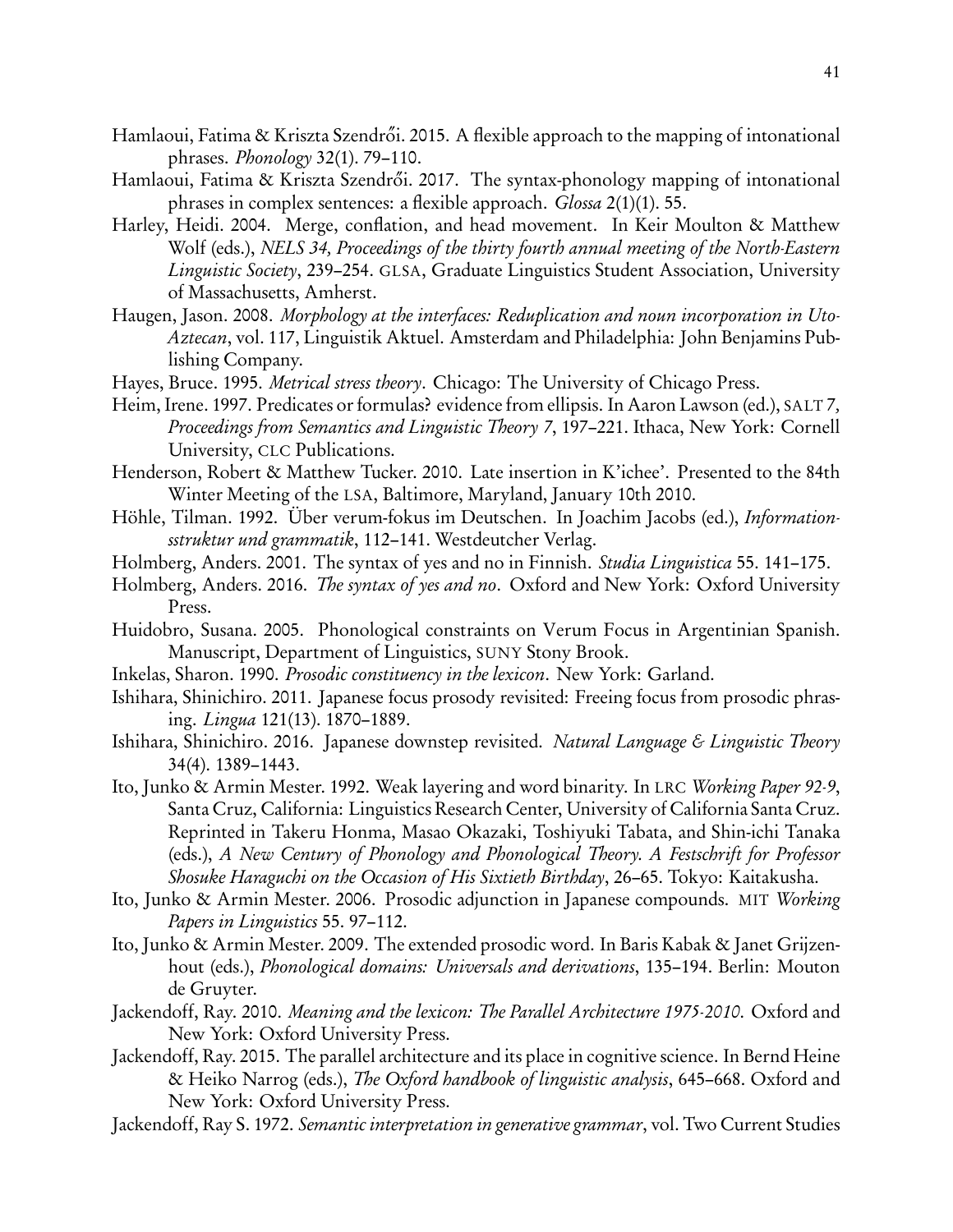Hamlaoui, Fatima & Kriszta Szendrői. 2015. A flexible approach to the mapping of intonational phrases. *Phonology* 32(1). 79–110.

Hamlaoui, Fatima & Kriszta Szendrői. 2017. The syntax-phonology mapping of intonational phrases in complex sentences: a flexible approach. *Glossa* 2(1)(1). 55.

Harley, Heidi. 2004. Merge, conflation, and head movement. In Keir Moulton & Matthew Wolf (eds.), *NELS 34, Proceedings of the thirty fourth annual meeting of the North-Eastern Linguistic Society*, 239–254. GLSA, Graduate Linguistics Student Association, University of Massachusetts, Amherst.

Haugen, Jason. 2008. *Morphology at the interfaces: Reduplication and noun incorporation in Uto-Aztecan*, vol. 117, Linguistik Aktuel. Amsterdam and Philadelphia: John Benjamins Publishing Company.

Hayes, Bruce. 1995. *Metrical stress theory*. Chicago: The University of Chicago Press.

Heim, Irene. 1997. Predicates or formulas? evidence from ellipsis. In Aaron Lawson (ed.), SALT 7*, Proceedings from Semantics and Linguistic Theory 7*, 197–221. Ithaca, New York: Cornell University, CLC Publications.

Henderson, Robert & Matthew Tucker. 2010. Late insertion in K'ichee'. Presented to the 84th Winter Meeting of the LSA, Baltimore, Maryland, January 10th 2010.

Höhle, Tilman. 1992. Über verum-fokus im Deutschen. In Joachim Jacobs (ed.), *Informationsstruktur und grammatik*, 112–141. Westdeutcher Verlag.

Holmberg, Anders. 2001. The syntax of yes and no in Finnish. *Studia Linguistica* 55. 141–175.

Holmberg, Anders. 2016. *The syntax of yes and no*. Oxford and New York: Oxford University Press.

Huidobro, Susana. 2005. Phonological constraints on Verum Focus in Argentinian Spanish. Manuscript, Department of Linguistics, SUNY Stony Brook.

Inkelas, Sharon. 1990. *Prosodic constituency in the lexicon*. New York: Garland.

Ishihara, Shinichiro. 2011. Japanese focus prosody revisited: Freeing focus from prosodic phrasing. *Lingua* 121(13). 1870–1889.

Ishihara, Shinichiro. 2016. Japanese downstep revisited. *Natural Language & Linguistic Theory* 34(4). 1389–1443.

Ito, Junko & Armin Mester. 1992. Weak layering and word binarity. In LRC *Working Paper 92-9*, Santa Cruz, California: Linguistics Research Center, University of California Santa Cruz. Reprinted in Takeru Honma, Masao Okazaki, Toshiyuki Tabata, and Shin-ichi Tanaka (eds.), *A New Century of Phonology and Phonological Theory. A Festschrift for Professor Shosuke Haraguchi on the Occasion of His Sixtieth Birthday*, 26–65. Tokyo: Kaitakusha.

Ito, Junko & Armin Mester. 2006. Prosodic adjunction in Japanese compounds. MIT *Working Papers in Linguistics* 55. 97–112.

Ito, Junko & Armin Mester. 2009. The extended prosodic word. In Baris Kabak & Janet Grijzenhout (eds.), *Phonological domains: Universals and derivations*, 135–194. Berlin: Mouton de Gruyter.

Jackendoff, Ray. 2010. *Meaning and the lexicon: The Parallel Architecture 1975-2010*. Oxford and New York: Oxford University Press.

Jackendoff, Ray. 2015. The parallel architecture and its place in cognitive science. In Bernd Heine & Heiko Narrog (eds.), *The Oxford handbook of linguistic analysis*, 645–668. Oxford and New York: Oxford University Press.

Jackendoff, Ray S. 1972. *Semantic interpretation in generative grammar*, vol. Two Current Studies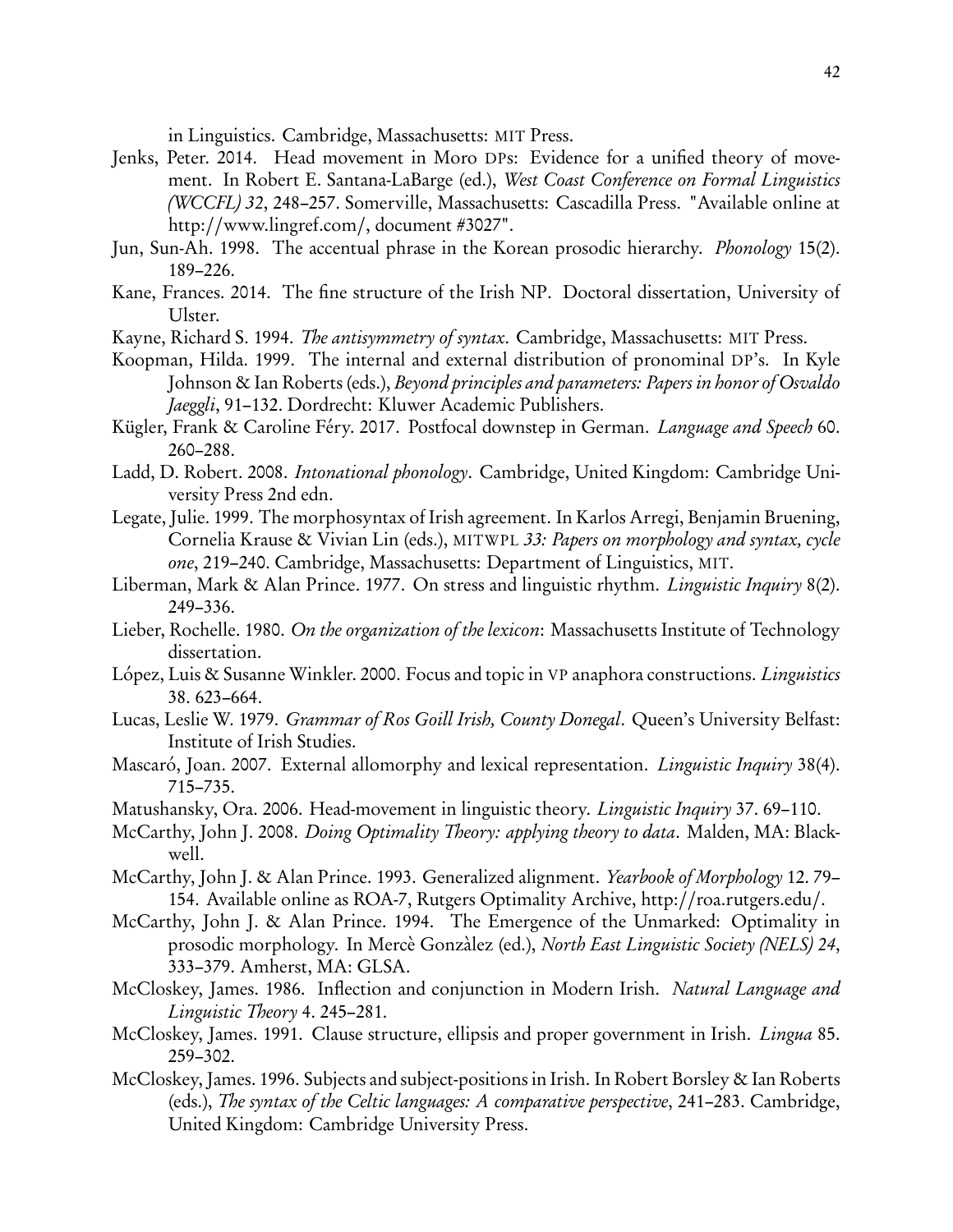in Linguistics. Cambridge, Massachusetts: MIT Press.

Jenks, Peter. 2014. Head movement in Moro DPs: Evidence for a unified theory of movement. In Robert E. Santana-LaBarge (ed.), *West Coast Conference on Formal Linguistics (WCCFL) 32*, 248–257. Somerville, Massachusetts: Cascadilla Press. "Available online at http://www.lingref.com/, document #3027".

Jun, Sun-Ah. 1998. The accentual phrase in the Korean prosodic hierarchy. *Phonology* 15(2). 189–226.

Kane, Frances. 2014. The fine structure of the Irish NP. Doctoral dissertation, University of Ulster.

Kayne, Richard S. 1994. *The antisymmetry of syntax*. Cambridge, Massachusetts: MIT Press.

Koopman, Hilda. 1999. The internal and external distribution of pronominal DP's. In Kyle Johnson & Ian Roberts (eds.), *Beyond principles and parameters: Papers in honor of Osvaldo Jaeggli*, 91–132. Dordrecht: Kluwer Academic Publishers.

Kügler, Frank & Caroline Féry. 2017. Postfocal downstep in German. *Language and Speech* 60. 260–288.

Ladd, D. Robert. 2008. *Intonational phonology*. Cambridge, United Kingdom: Cambridge University Press 2nd edn.

Legate, Julie. 1999. The morphosyntax of Irish agreement. In Karlos Arregi, Benjamin Bruening, Cornelia Krause & Vivian Lin (eds.), MITWPL *33: Papers on morphology and syntax, cycle one*, 219–240. Cambridge, Massachusetts: Department of Linguistics, MIT.

Liberman, Mark & Alan Prince. 1977. On stress and linguistic rhythm. *Linguistic Inquiry* 8(2). 249–336.

Lieber, Rochelle. 1980. *On the organization of the lexicon*: Massachusetts Institute of Technology dissertation.

López, Luis & Susanne Winkler. 2000. Focus and topic in VP anaphora constructions. *Linguistics* 38. 623–664.

Lucas, Leslie W. 1979. *Grammar of Ros Goill Irish, County Donegal*. Queen's University Belfast: Institute of Irish Studies.

Mascaró, Joan. 2007. External allomorphy and lexical representation. *Linguistic Inquiry* 38(4). 715–735.

Matushansky, Ora. 2006. Head-movement in linguistic theory. *Linguistic Inquiry* 37. 69–110.

McCarthy, John J. 2008. *Doing Optimality Theory: applying theory to data*. Malden, MA: Blackwell.

McCarthy, John J. & Alan Prince. 1993. Generalized alignment. *Yearbook of Morphology* 12. 79–154. Available online as ROA-7, Rutgers Optimality Archive, http://roa.rutgers.edu/.

McCarthy, John J. & Alan Prince. 1994. The Emergence of the Unmarked: Optimality in prosodic morphology. In Mercè Gonzàlez (ed.), *North East Linguistic Society (NELS) 24*, 333–379. Amherst, MA: GLSA.

McCloskey, James. 1986. Inflection and conjunction in Modern Irish. *Natural Language and Linguistic Theory* 4. 245–281.

McCloskey, James. 1991. Clause structure, ellipsis and proper government in Irish. *Lingua* 85. 259–302.

McCloskey, James. 1996. Subjects and subject-positions in Irish. In Robert Borsley & Ian Roberts (eds.), *The syntax of the Celtic languages: A comparative perspective*, 241–283. Cambridge, United Kingdom: Cambridge University Press.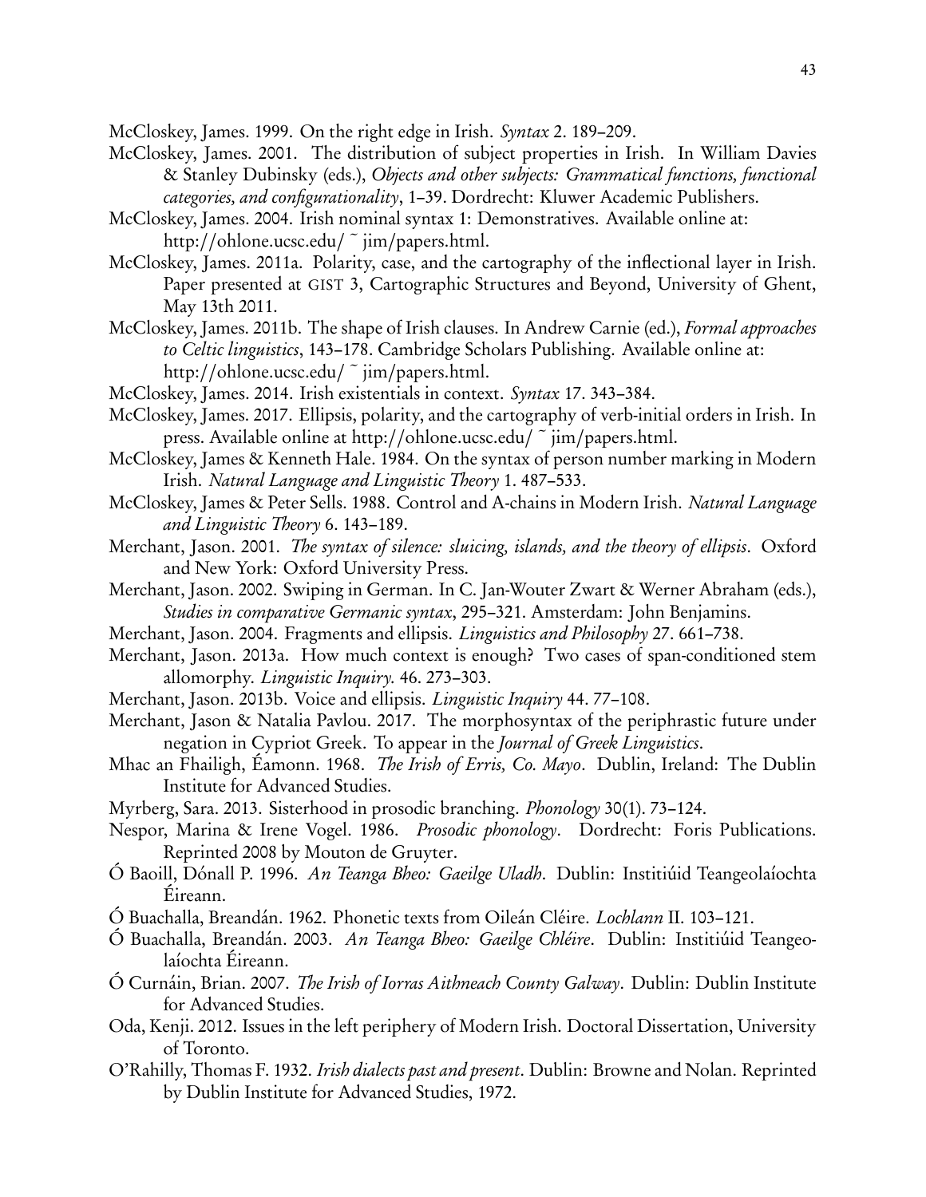McCloskey, James. 1999. On the right edge in Irish. *Syntax* 2. 189–209.

McCloskey, James. 2001. The distribution of subject properties in Irish. In William Davies & Stanley Dubinsky (eds.), *Objects and other subjects: Grammatical functions, functional categories, and configurationality*, 1–39. Dordrecht: Kluwer Academic Publishers.

McCloskey, James. 2004. Irish nominal syntax 1: Demonstratives. Available online at: http://ohlone.ucsc.edu/ ˜ jim/papers.html.

McCloskey, James. 2011a. Polarity, case, and the cartography of the inflectional layer in Irish. Paper presented at GIST 3, Cartographic Structures and Beyond, University of Ghent, May 13th 2011.

McCloskey, James. 2011b. The shape of Irish clauses. In Andrew Carnie (ed.), *Formal approaches to Celtic linguistics*, 143–178. Cambridge Scholars Publishing. Available online at: http://ohlone.ucsc.edu/ ˜ jim/papers.html.

McCloskey, James. 2014. Irish existentials in context. *Syntax* 17. 343–384.

McCloskey, James. 2017. Ellipsis, polarity, and the cartography of verb-initial orders in Irish. In press. Available online at http://ohlone.ucsc.edu/ ˜ jim/papers.html.

McCloskey, James & Kenneth Hale. 1984. On the syntax of person number marking in Modern Irish. *Natural Language and Linguistic Theory* 1. 487–533.

McCloskey, James & Peter Sells. 1988. Control and A-chains in Modern Irish. *Natural Language and Linguistic Theory* 6. 143–189.

Merchant, Jason. 2001. *The syntax of silence: sluicing, islands, and the theory of ellipsis*. Oxford and New York: Oxford University Press.

Merchant, Jason. 2002. Swiping in German. In C. Jan-Wouter Zwart & Werner Abraham (eds.), *Studies in comparative Germanic syntax*, 295–321. Amsterdam: John Benjamins.

Merchant, Jason. 2004. Fragments and ellipsis. *Linguistics and Philosophy* 27. 661–738.

Merchant, Jason. 2013a. How much context is enough? Two cases of span-conditioned stem allomorphy. *Linguistic Inquiry*. 46. 273–303.

Merchant, Jason. 2013b. Voice and ellipsis. *Linguistic Inquiry* 44. 77–108.

Merchant, Jason & Natalia Pavlou. 2017. The morphosyntax of the periphrastic future under negation in Cypriot Greek. To appear in the *Journal of Greek Linguistics*.

Mhac an Fhailigh, Éamonn. 1968. *The Irish of Erris, Co. Mayo*. Dublin, Ireland: The Dublin Institute for Advanced Studies.

Myrberg, Sara. 2013. Sisterhood in prosodic branching. *Phonology* 30(1). 73–124.

Nespor, Marina & Irene Vogel. 1986. *Prosodic phonology*. Dordrecht: Foris Publications. Reprinted 2008 by Mouton de Gruyter.

Ó Baoill, Dónall P. 1996. *An Teanga Bheo: Gaeilge Uladh*. Dublin: Institiúid Teangeolaíochta Éireann.

Ó Buachalla, Breandán. 1962. Phonetic texts from Oileán Cléire. *Lochlann* II. 103–121.

Ó Buachalla, Breandán. 2003. *An Teanga Bheo: Gaeilge Chléire*. Dublin: Institiúid Teangeolaíochta Éireann.

Ó Curnáin, Brian. 2007. *The Irish of Iorras Aithneach County Galway*. Dublin: Dublin Institute for Advanced Studies.

Oda, Kenji. 2012. Issues in the left periphery of Modern Irish. Doctoral Dissertation, University of Toronto.

O'Rahilly, Thomas F. 1932. *Irish dialects past and present*. Dublin: Browne and Nolan. Reprinted by Dublin Institute for Advanced Studies, 1972.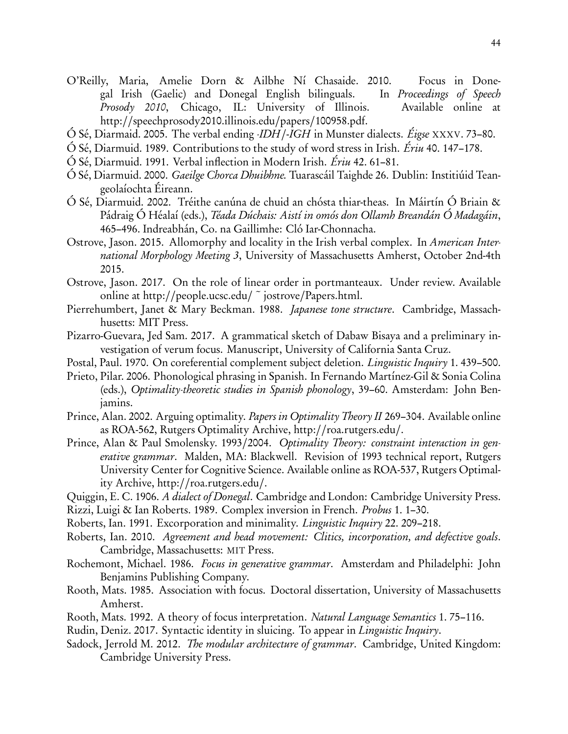O'Reilly, Maria, Amelie Dorn & Ailbhe Ní Chasaide. 2010. Focus in Donegal Irish (Gaelic) and Donegal English bilinguals. In *Proceedings of Speech Prosody 2010*, Chicago, IL: University of Illinois. Available online at http://speechprosody2010.illinois.edu/papers/100958.pdf.

Ó Sé, Diarmaid. 2005. The verbal ending *-IDH/-IGH* in Munster dialects. *Éigse* XXXV. 73–80.

Ó Sé, Diarmuid. 1989. Contributions to the study of word stress in Irish. *Ériu* 40. 147–178.

Ó Sé, Diarmuid. 1991. Verbal inflection in Modern Irish. *Ériu* 42. 61–81.

Ó Sé, Diarmuid. 2000. *Gaeilge Chorca Dhuibhne*. Tuarascáil Taighde 26. Dublin: Institiúid Teangeolaíochta Éireann.

Ó Sé, Diarmuid. 2002. Tréithe canúna de chuid an chósta thiar-theas. In Máirtín Ó Briain & Pádraig Ó Héalaí (eds.), *Téada Dúchais: Aistí in omós don Ollamh Breandán Ó Madagáin*, 465–496. Indreabhán, Co. na Gaillimhe: Cló Iar-Chonnacha.

Ostrove, Jason. 2015. Allomorphy and locality in the Irish verbal complex. In *American International Morphology Meeting 3*, University of Massachusetts Amherst, October 2nd-4th 2015.

Ostrove, Jason. 2017. On the role of linear order in portmanteaux. Under review. Available online at http://people.ucsc.edu/ ~ jostrove/Papers.html.

Pierrehumbert, Janet & Mary Beckman. 1988. *Japanese tone structure*. Cambridge, Massachusetts: MIT Press.

Pizarro-Guevara, Jed Sam. 2017. A grammatical sketch of Dabaw Bisaya and a preliminary investigation of verum focus. Manuscript, University of California Santa Cruz.

Postal, Paul. 1970. On coreferential complement subject deletion. *Linguistic Inquiry* 1. 439–500.

Prieto, Pilar. 2006. Phonological phrasing in Spanish. In Fernando Martínez-Gil & Sonia Colina (eds.), *Optimality-theoretic studies in Spanish phonology*, 39–60. Amsterdam: John Benjamins.

Prince, Alan. 2002. Arguing optimality. *Papers in Optimality Theory II* 269–304. Available online as ROA-562, Rutgers Optimality Archive, http://roa.rutgers.edu/.

Prince, Alan & Paul Smolensky. 1993/2004. *Optimality Theory: constraint interaction in generative grammar*. Malden, MA: Blackwell. Revision of 1993 technical report, Rutgers University Center for Cognitive Science. Available online as ROA-537, Rutgers Optimality Archive, http://roa.rutgers.edu/.

Quiggin, E. C. 1906. *A dialect of Donegal*. Cambridge and London: Cambridge University Press.

Rizzi, Luigi & Ian Roberts. 1989. Complex inversion in French. *Probus* 1. 1–30.

Roberts, Ian. 1991. Excorporation and minimality. *Linguistic Inquiry* 22. 209–218.

Roberts, Ian. 2010. *Agreement and head movement: Clitics, incorporation, and defective goals*. Cambridge, Massachusetts: MIT Press.

Rochemont, Michael. 1986. *Focus in generative grammar*. Amsterdam and Philadelphi: John Benjamins Publishing Company.

Rooth, Mats. 1985. Association with focus. Doctoral dissertation, University of Massachusetts Amherst.

Rooth, Mats. 1992. A theory of focus interpretation. *Natural Language Semantics* 1. 75–116.

Rudin, Deniz. 2017. Syntactic identity in sluicing. To appear in *Linguistic Inquiry*.

Sadock, Jerrold M. 2012. *The modular architecture of grammar*. Cambridge, United Kingdom: Cambridge University Press.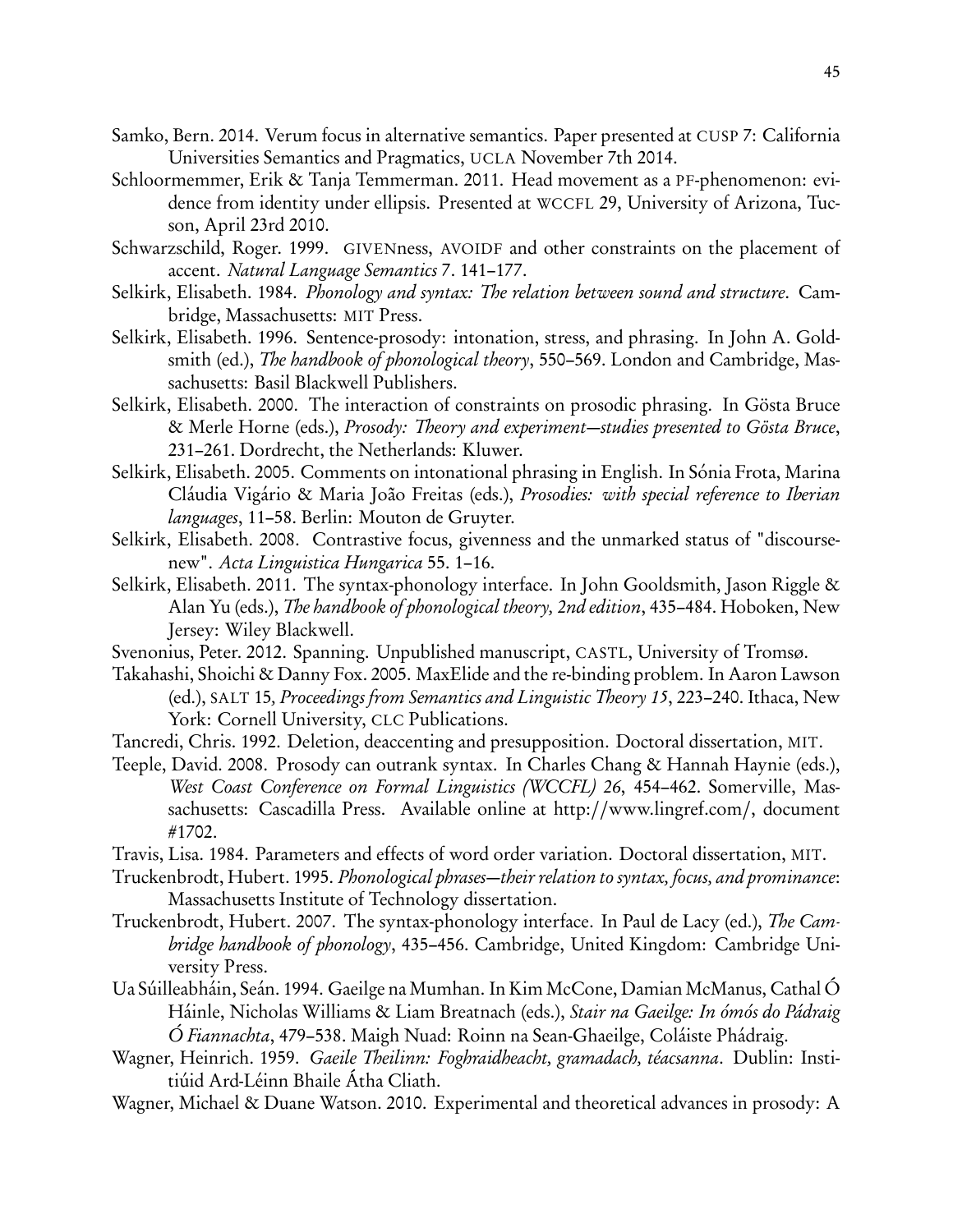Samko, Bern. 2014. Verum focus in alternative semantics. Paper presented at CUSP 7: California Universities Semantics and Pragmatics, UCLA November 7th 2014.

Schloormemmer, Erik & Tanja Temmerman. 2011. Head movement as a PF-phenomenon: evidence from identity under ellipsis. Presented at WCCFL 29, University of Arizona, Tucson, April 23rd 2010.

Schwarzschild, Roger. 1999. GIVENness, AVOIDF and other constraints on the placement of accent. *Natural Language Semantics* 7. 141–177.

Selkirk, Elisabeth. 1984. *Phonology and syntax: The relation between sound and structure*. Cambridge, Massachusetts: MIT Press.

Selkirk, Elisabeth. 1996. Sentence-prosody: intonation, stress, and phrasing. In John A. Goldsmith (ed.), *The handbook of phonological theory*, 550–569. London and Cambridge, Massachusetts: Basil Blackwell Publishers.

Selkirk, Elisabeth. 2000. The interaction of constraints on prosodic phrasing. In Gösta Bruce & Merle Horne (eds.), *Prosody: Theory and experiment—studies presented to Gösta Bruce*, 231–261. Dordrecht, the Netherlands: Kluwer.

Selkirk, Elisabeth. 2005. Comments on intonational phrasing in English. In Sónia Frota, Marina Cláudia Vigário & Maria João Freitas (eds.), *Prosodies: with special reference to Iberian languages*, 11–58. Berlin: Mouton de Gruyter.

Selkirk, Elisabeth. 2008. Contrastive focus, givenness and the unmarked status of "discourse-new". *Acta Linguistica Hungarica* 55. 1–16.

Selkirk, Elisabeth. 2011. The syntax-phonology interface. In John Gooldsmith, Jason Riggle & Alan Yu (eds.), *The handbook of phonological theory, 2nd edition*, 435–484. Hoboken, New Jersey: Wiley Blackwell.

Svenonius, Peter. 2012. Spanning. Unpublished manuscript, CASTL, University of Tromsø.

Takahashi, Shoichi & Danny Fox. 2005. MaxElide and the re-binding problem. In Aaron Lawson (ed.), SALT 15*, Proceedings from Semantics and Linguistic Theory 15*, 223–240. Ithaca, New York: Cornell University, CLC Publications.

Tancredi, Chris. 1992. Deletion, deaccenting and presupposition. Doctoral dissertation, MIT.

Teeple, David. 2008. Prosody can outrank syntax. In Charles Chang & Hannah Haynie (eds.), *West Coast Conference on Formal Linguistics (WCCFL) 26*, 454–462. Somerville, Massachusetts: Cascadilla Press. Available online at http://www.lingref.com/, document #1702.

Travis, Lisa. 1984. Parameters and effects of word order variation. Doctoral dissertation, MIT.

Truckenbrodt, Hubert. 1995. *Phonological phrases—their relation to syntax, focus, and prominance*: Massachusetts Institute of Technology dissertation.

Truckenbrodt, Hubert. 2007. The syntax-phonology interface. In Paul de Lacy (ed.), *The Cambridge handbook of phonology*, 435–456. Cambridge, United Kingdom: Cambridge University Press.

Ua Súilleabháin, Seán. 1994. Gaeilge na Mumhan. In Kim McCone, Damian McManus, Cathal Ó Háinle, Nicholas Williams & Liam Breatnach (eds.), *Stair na Gaeilge: In ómós do Pádraig Ó Fiannachta*, 479–538. Maigh Nuad: Roinn na Sean-Ghaeilge, Coláiste Phádraig.

Wagner, Heinrich. 1959. *Gaeile Theilinn: Foghraidheacht, gramadach, téacsanna*. Dublin: Institiúid Ard-Léinn Bhaile Átha Cliath.

Wagner, Michael & Duane Watson. 2010. Experimental and theoretical advances in prosody: A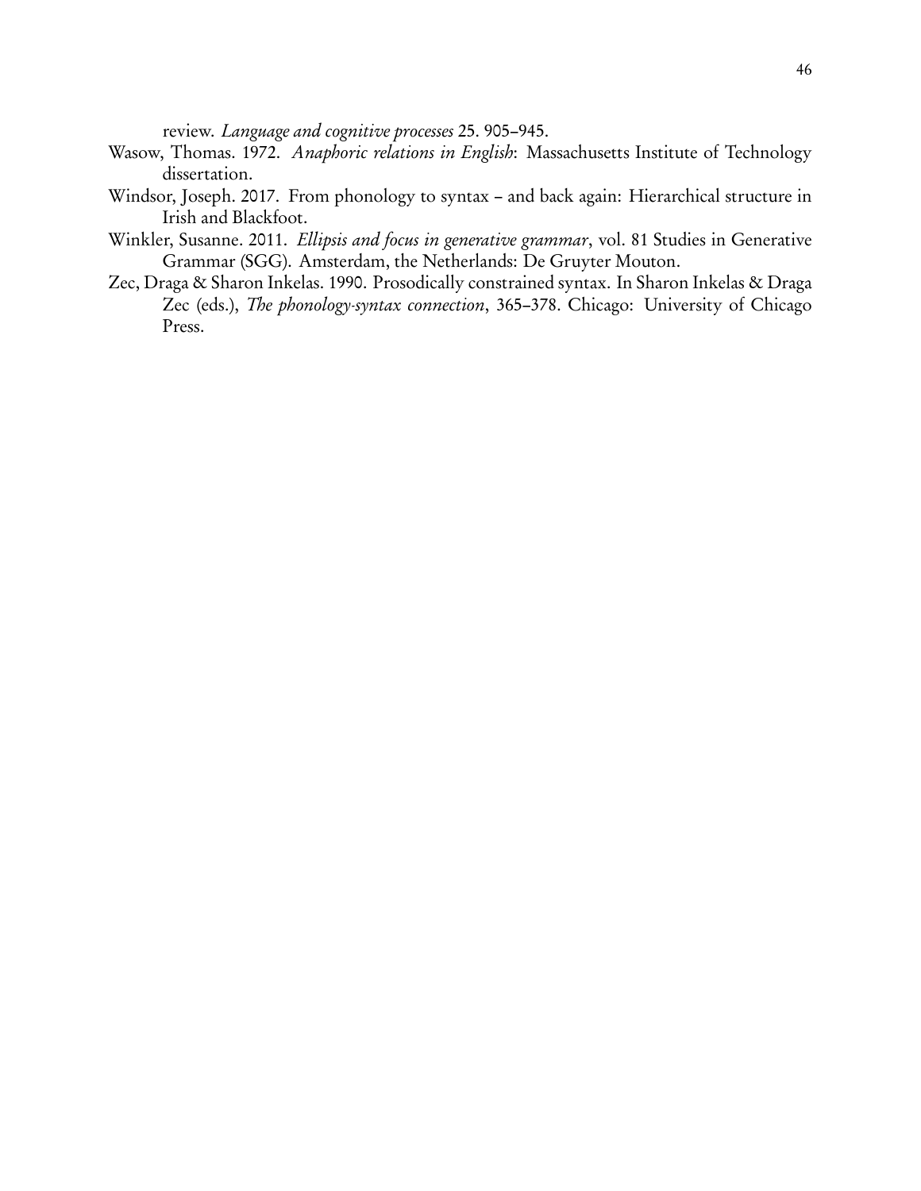review. *Language and cognitive processes* 25. 905–945.

Wasow, Thomas. 1972. *Anaphoric relations in English*: Massachusetts Institute of Technology dissertation.

Windsor, Joseph. 2017. From phonology to syntax – and back again: Hierarchical structure in Irish and Blackfoot.

Winkler, Susanne. 2011. *Ellipsis and focus in generative grammar*, vol. 81 Studies in Generative Grammar (SGG). Amsterdam, the Netherlands: De Gruyter Mouton.

Zec, Draga & Sharon Inkelas. 1990. Prosodically constrained syntax. In Sharon Inkelas & Draga Zec (eds.), *The phonology-syntax connection*, 365–378. Chicago: University of Chicago Press.